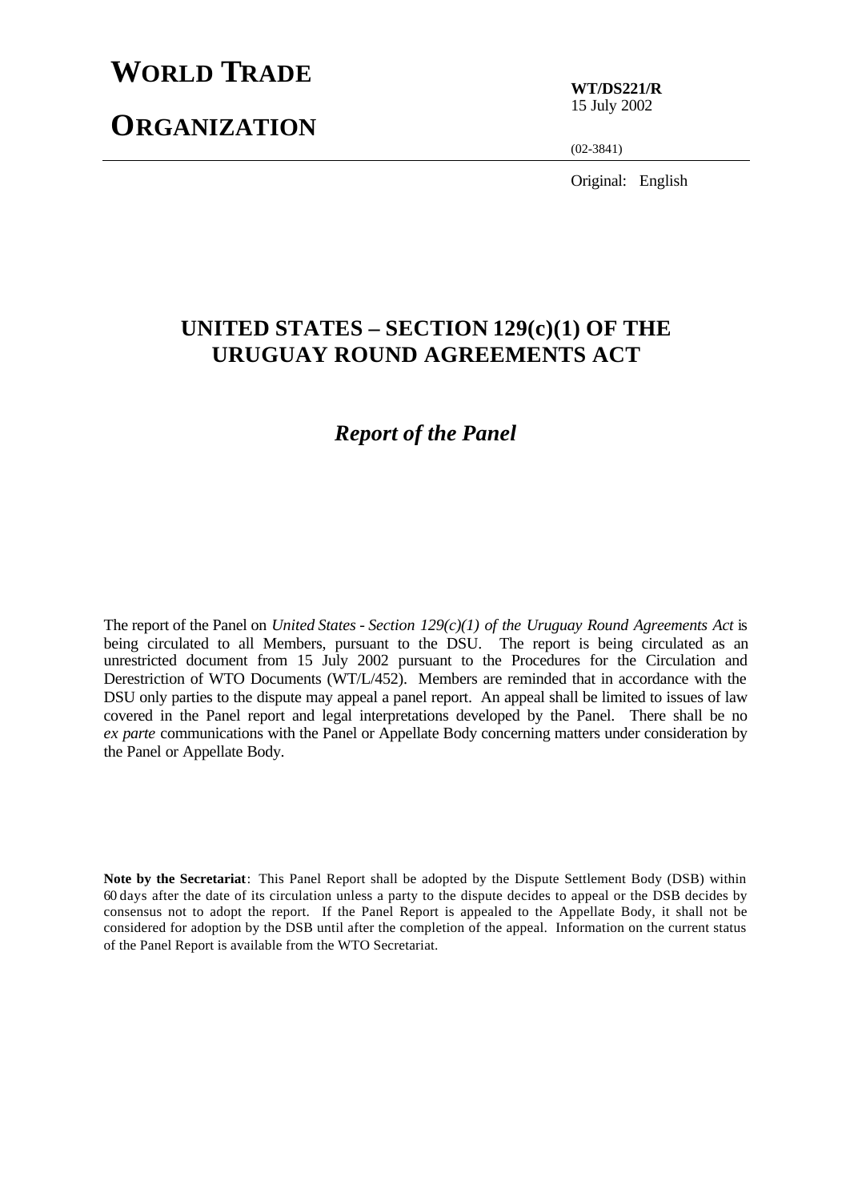# WORLD TRADE ORGANIZATION

**WT/DS221/R**
15 July 2002

(02-3841)

Original: English

## UNITED STATES – SECTION 129(c)(1) OF THE URUGUAY ROUND AGREEMENTS ACT

### *Report of the Panel*

The report of the Panel on *United States - Section 129(c)(1) of the Uruguay Round Agreements Act* is being circulated to all Members, pursuant to the DSU. The report is being circulated as an unrestricted document from 15 July 2002 pursuant to the Procedures for the Circulation and Derestriction of WTO Documents (WT/L/452). Members are reminded that in accordance with the DSU only parties to the dispute may appeal a panel report. An appeal shall be limited to issues of law covered in the Panel report and legal interpretations developed by the Panel. There shall be no *ex parte* communications with the Panel or Appellate Body concerning matters under consideration by the Panel or Appellate Body.

**Note by the Secretariat**: This Panel Report shall be adopted by the Dispute Settlement Body (DSB) within 60 days after the date of its circulation unless a party to the dispute decides to appeal or the DSB decides by consensus not to adopt the report. If the Panel Report is appealed to the Appellate Body, it shall not be considered for adoption by the DSB until after the completion of the appeal. Information on the current status of the Panel Report is available from the WTO Secretariat.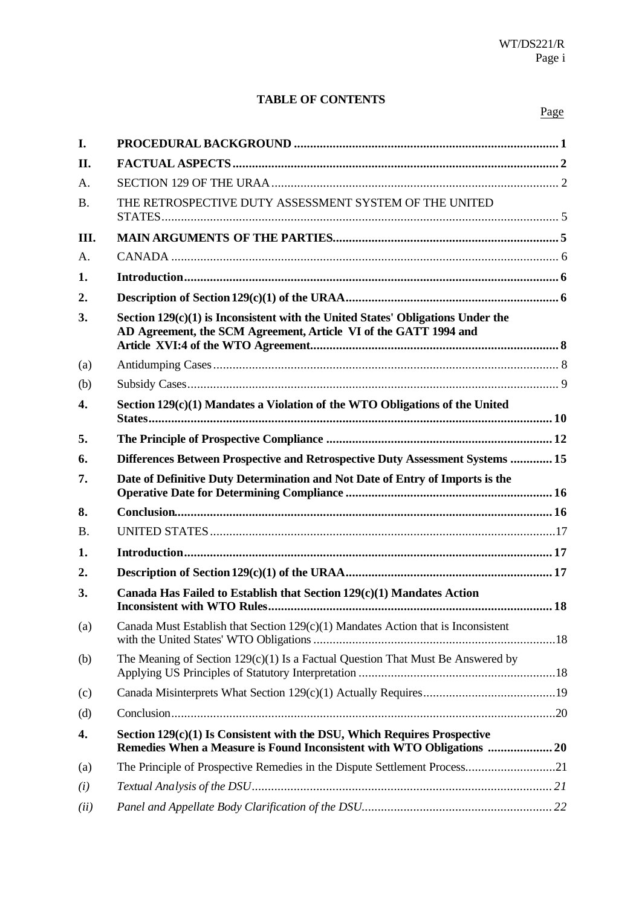**TABLE OF CONTENTS**

Page

| | | |
|---|---|---|
| **I.** | **PROCEDURAL BACKGROUND** | **1** |
| **II.** | **FACTUAL ASPECTS** | **2** |
| A. | SECTION 129 OF THE URAA | 2 |
| B. | THE RETROSPECTIVE DUTY ASSESSMENT SYSTEM OF THE UNITED STATES | 5 |
| **III.** | **MAIN ARGUMENTS OF THE PARTIES** | **5** |
| A. | CANADA | 6 |
| **1.** | **Introduction** | **6** |
| **2.** | **Description of Section 129(c)(1) of the URAA** | **6** |
| **3.** | **Section 129(c)(1) is Inconsistent with the United States' Obligations Under the AD Agreement, the SCM Agreement, Article VI of the GATT 1994 and Article XVI:4 of the WTO Agreement** | **8** |
| (a) | Antidumping Cases | 8 |
| (b) | Subsidy Cases | 9 |
| **4.** | **Section 129(c)(1) Mandates a Violation of the WTO Obligations of the United States** | **10** |
| **5.** | **The Principle of Prospective Compliance** | **12** |
| **6.** | **Differences Between Prospective and Retrospective Duty Assessment Systems** | **15** |
| **7.** | **Date of Definitive Duty Determination and Not Date of Entry of Imports is the Operative Date for Determining Compliance** | **16** |
| **8.** | **Conclusion** | **16** |
| B. | UNITED STATES | 17 |
| **1.** | **Introduction** | **17** |
| **2.** | **Description of Section 129(c)(1) of the URAA** | **17** |
| **3.** | **Canada Has Failed to Establish that Section 129(c)(1) Mandates Action Inconsistent with WTO Rules** | **18** |
| (a) | Canada Must Establish that Section 129(c)(1) Mandates Action that is Inconsistent with the United States' WTO Obligations | 18 |
| (b) | The Meaning of Section 129(c)(1) Is a Factual Question That Must Be Answered by Applying US Principles of Statutory Interpretation | 18 |
| (c) | Canada Misinterprets What Section 129(c)(1) Actually Requires | 19 |
| (d) | Conclusion | 20 |
| **4.** | **Section 129(c)(1) Is Consistent with the DSU, Which Requires Prospective Remedies When a Measure is Found Inconsistent with WTO Obligations** | **20** |
| (a) | The Principle of Prospective Remedies in the Dispute Settlement Process | 21 |
| *(i)* | *Textual Analysis of the DSU* | *21* |
| *(ii)* | *Panel and Appellate Body Clarification of the DSU* | *22* |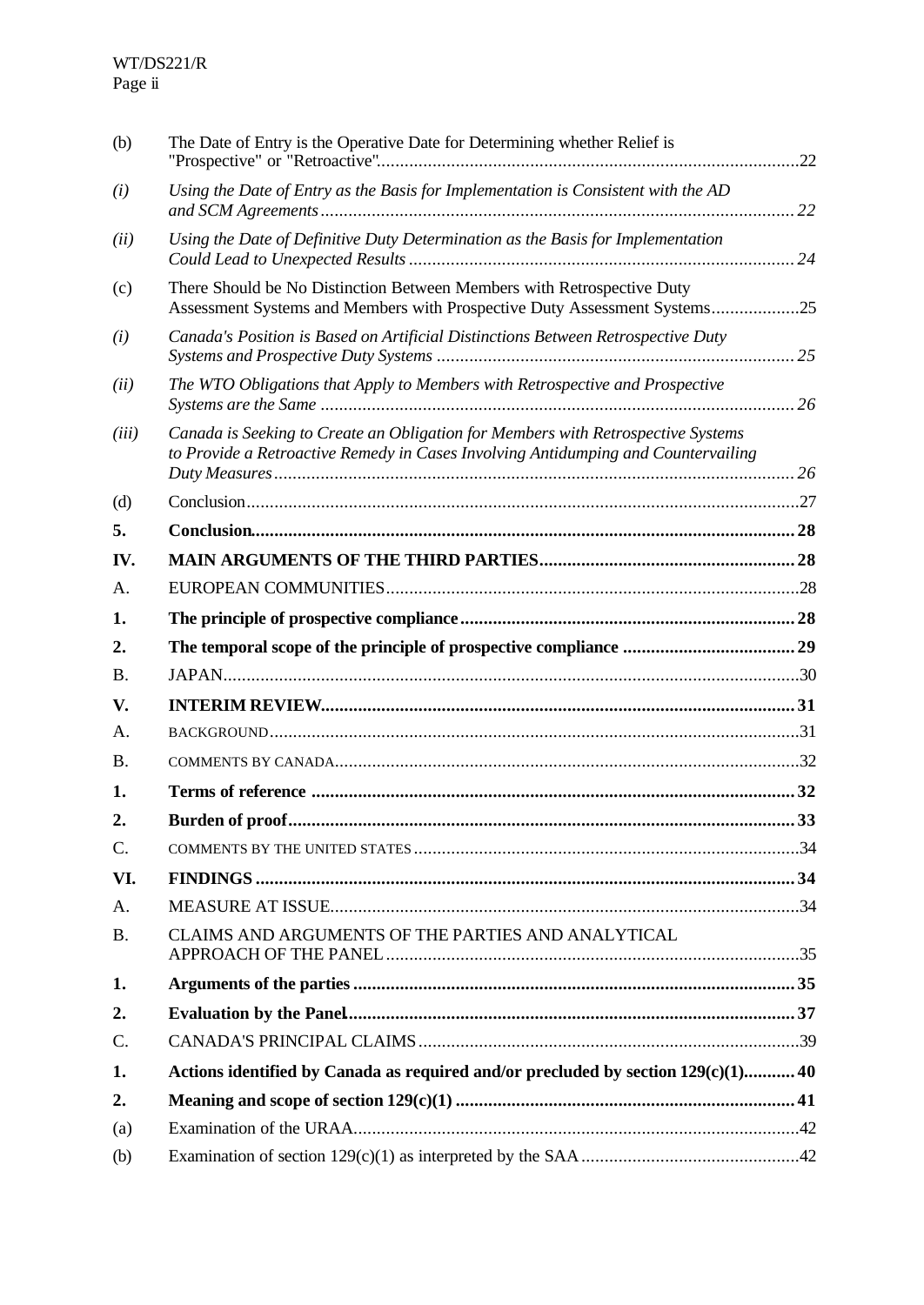| | | |
|---|---|---|
| (b) | The Date of Entry is the Operative Date for Determining whether Relief is "Prospective" or "Retroactive" | 22 |
| *(i)* | *Using the Date of Entry as the Basis for Implementation is Consistent with the AD and SCM Agreements* | *22* |
| *(ii)* | *Using the Date of Definitive Duty Determination as the Basis for Implementation Could Lead to Unexpected Results* | *24* |
| (c) | There Should be No Distinction Between Members with Retrospective Duty Assessment Systems and Members with Prospective Duty Assessment Systems | 25 |
| *(i)* | *Canada's Position is Based on Artificial Distinctions Between Retrospective Duty Systems and Prospective Duty Systems* | *25* |
| *(ii)* | *The WTO Obligations that Apply to Members with Retrospective and Prospective Systems are the Same* | *26* |
| *(iii)* | *Canada is Seeking to Create an Obligation for Members with Retrospective Systems to Provide a Retroactive Remedy in Cases Involving Antidumping and Countervailing Duty Measures* | *26* |
| (d) | Conclusion | 27 |
| **5.** | **Conclusion** | **28** |
| **IV.** | **MAIN ARGUMENTS OF THE THIRD PARTIES** | **28** |
| A. | EUROPEAN COMMUNITIES | 28 |
| **1.** | **The principle of prospective compliance** | **28** |
| **2.** | **The temporal scope of the principle of prospective compliance** | **29** |
| B. | JAPAN | 30 |
| **V.** | **INTERIM REVIEW** | **31** |
| A. | BACKGROUND | 31 |
| B. | COMMENTS BY CANADA | 32 |
| **1.** | **Terms of reference** | **32** |
| **2.** | **Burden of proof** | **33** |
| C. | COMMENTS BY THE UNITED STATES | 34 |
| **VI.** | **FINDINGS** | **34** |
| A. | MEASURE AT ISSUE | 34 |
| B. | CLAIMS AND ARGUMENTS OF THE PARTIES AND ANALYTICAL APPROACH OF THE PANEL | 35 |
| **1.** | **Arguments of the parties** | **35** |
| **2.** | **Evaluation by the Panel** | **37** |
| C. | CANADA'S PRINCIPAL CLAIMS | 39 |
| **1.** | **Actions identified by Canada as required and/or precluded by section 129(c)(1)** | **40** |
| **2.** | **Meaning and scope of section 129(c)(1)** | **41** |
| (a) | Examination of the URAA | 42 |
| (b) | Examination of section 129(c)(1) as interpreted by the SAA | 42 |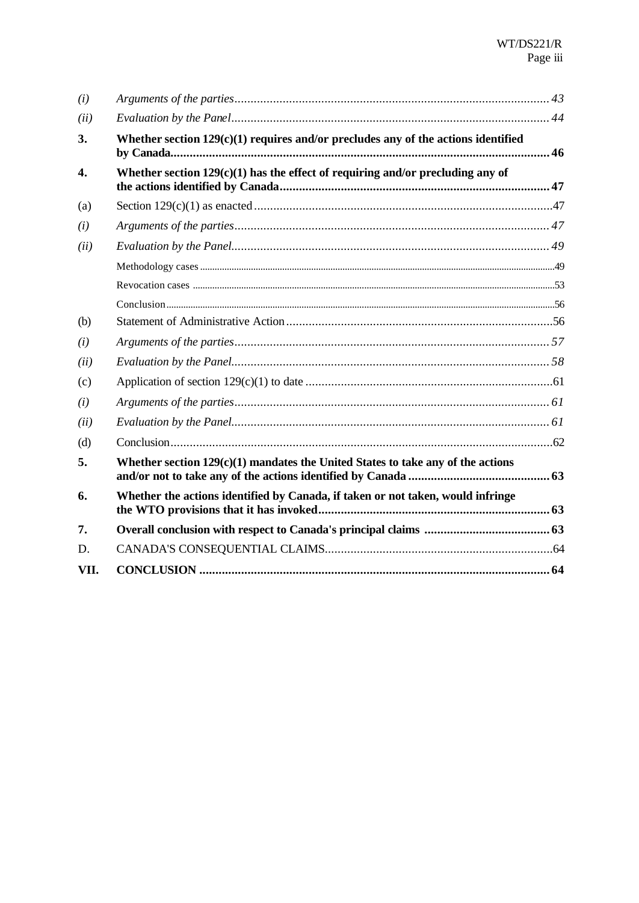| | | |
|---|---|---|
| *(i)* | *Arguments of the parties* | *43* |
| *(ii)* | *Evaluation by the Panel* | *44* |
| **3.** | **Whether section 129(c)(1) requires and/or precludes any of the actions identified by Canada** | **46** |
| **4.** | **Whether section 129(c)(1) has the effect of requiring and/or precluding any of the actions identified by Canada** | **47** |
| (a) | Section 129(c)(1) as enacted | 47 |
| *(i)* | *Arguments of the parties* | *47* |
| *(ii)* | *Evaluation by the Panel* | *49* |
| | Methodology cases | 49 |
| | Revocation cases | 53 |
| | Conclusion | 56 |
| (b) | Statement of Administrative Action | 56 |
| *(i)* | *Arguments of the parties* | *57* |
| *(ii)* | *Evaluation by the Panel* | *58* |
| (c) | Application of section 129(c)(1) to date | 61 |
| *(i)* | *Arguments of the parties* | *61* |
| *(ii)* | *Evaluation by the Panel* | *61* |
| (d) | Conclusion | 62 |
| **5.** | **Whether section 129(c)(1) mandates the United States to take any of the actions and/or not to take any of the actions identified by Canada** | **63** |
| **6.** | **Whether the actions identified by Canada, if taken or not taken, would infringe the WTO provisions that it has invoked** | **63** |
| **7.** | **Overall conclusion with respect to Canada's principal claims** | **63** |
| D. | CANADA'S CONSEQUENTIAL CLAIMS | 64 |
| **VII.** | **CONCLUSION** | **64** |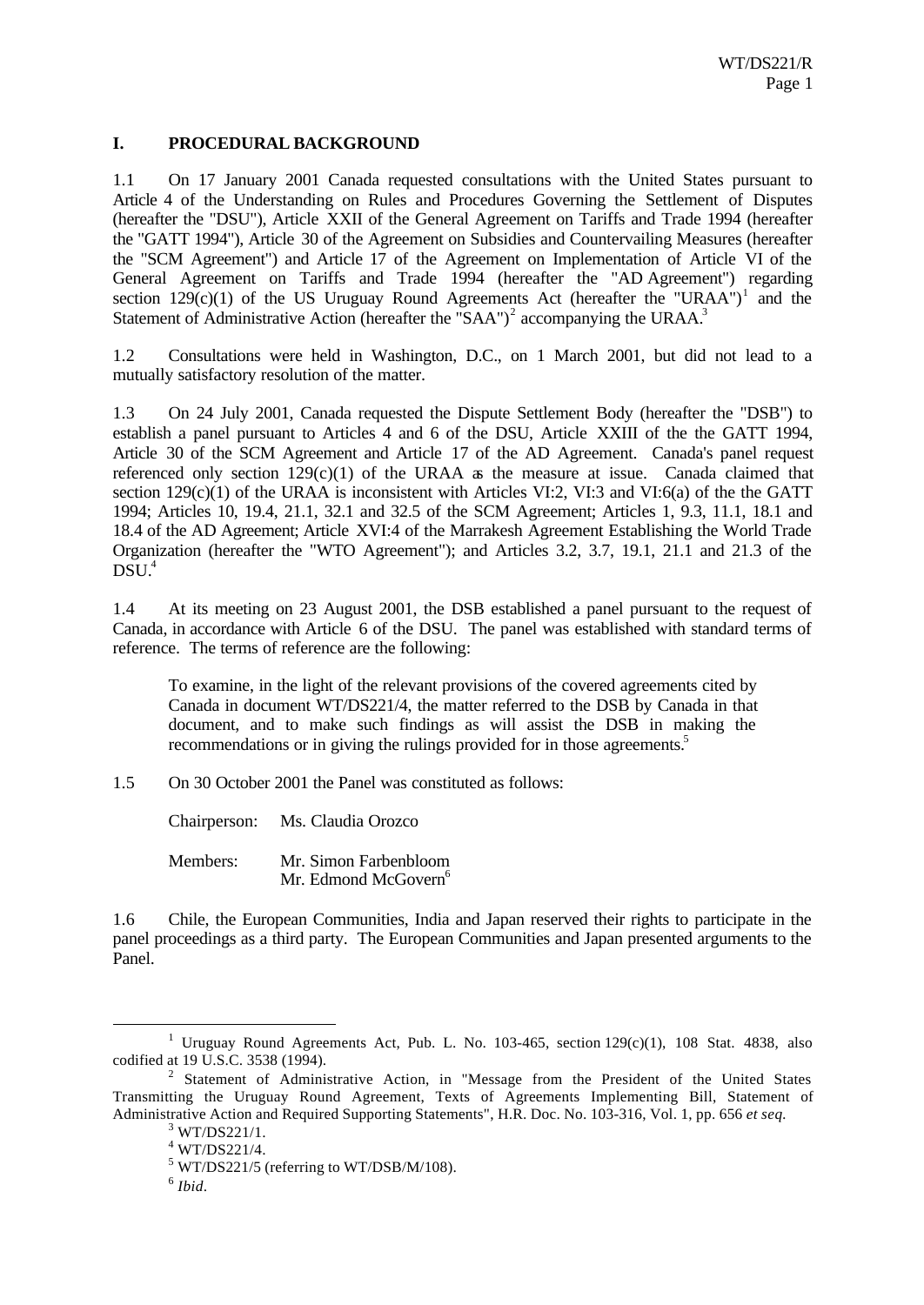## I. PROCEDURAL BACKGROUND

1.1 On 17 January 2001 Canada requested consultations with the United States pursuant to Article 4 of the Understanding on Rules and Procedures Governing the Settlement of Disputes (hereafter the "DSU"), Article XXII of the General Agreement on Tariffs and Trade 1994 (hereafter the "GATT 1994"), Article 30 of the Agreement on Subsidies and Countervailing Measures (hereafter the "SCM Agreement") and Article 17 of the Agreement on Implementation of Article VI of the General Agreement on Tariffs and Trade 1994 (hereafter the "AD Agreement") regarding section 129(c)(1) of the US Uruguay Round Agreements Act (hereafter the "URAA")[1] and the Statement of Administrative Action (hereafter the "SAA")[2] accompanying the URAA.[3]

1.2 Consultations were held in Washington, D.C., on 1 March 2001, but did not lead to a mutually satisfactory resolution of the matter.

1.3 On 24 July 2001, Canada requested the Dispute Settlement Body (hereafter the "DSB") to establish a panel pursuant to Articles 4 and 6 of the DSU, Article XXIII of the the GATT 1994, Article 30 of the SCM Agreement and Article 17 of the AD Agreement. Canada's panel request referenced only section 129(c)(1) of the URAA as the measure at issue. Canada claimed that section 129(c)(1) of the URAA is inconsistent with Articles VI:2, VI:3 and VI:6(a) of the the GATT 1994; Articles 10, 19.4, 21.1, 32.1 and 32.5 of the SCM Agreement; Articles 1, 9.3, 11.1, 18.1 and 18.4 of the AD Agreement; Article XVI:4 of the Marrakesh Agreement Establishing the World Trade Organization (hereafter the "WTO Agreement"); and Articles 3.2, 3.7, 19.1, 21.1 and 21.3 of the DSU.[4]

1.4 At its meeting on 23 August 2001, the DSB established a panel pursuant to the request of Canada, in accordance with Article 6 of the DSU. The panel was established with standard terms of reference. The terms of reference are the following:

> To examine, in the light of the relevant provisions of the covered agreements cited by Canada in document WT/DS221/4, the matter referred to the DSB by Canada in that document, and to make such findings as will assist the DSB in making the recommendations or in giving the rulings provided for in those agreements.[5]

1.5 On 30 October 2001 the Panel was constituted as follows:

Chairperson: Ms. Claudia Orozco

Members: Mr. Simon Farbenbloom
Mr. Edmond McGovern[6]

1.6 Chile, the European Communities, India and Japan reserved their rights to participate in the panel proceedings as a third party. The European Communities and Japan presented arguments to the Panel.

---

[1] Uruguay Round Agreements Act, Pub. L. No. 103-465, section 129(c)(1), 108 Stat. 4838, also codified at 19 U.S.C. 3538 (1994).

[2] Statement of Administrative Action, in "Message from the President of the United States Transmitting the Uruguay Round Agreement, Texts of Agreements Implementing Bill, Statement of Administrative Action and Required Supporting Statements", H.R. Doc. No. 103-316, Vol. 1, pp. 656 *et seq.*

[3] WT/DS221/1.

[4] WT/DS221/4.

[5] WT/DS221/5 (referring to WT/DSB/M/108).

[6] *Ibid.*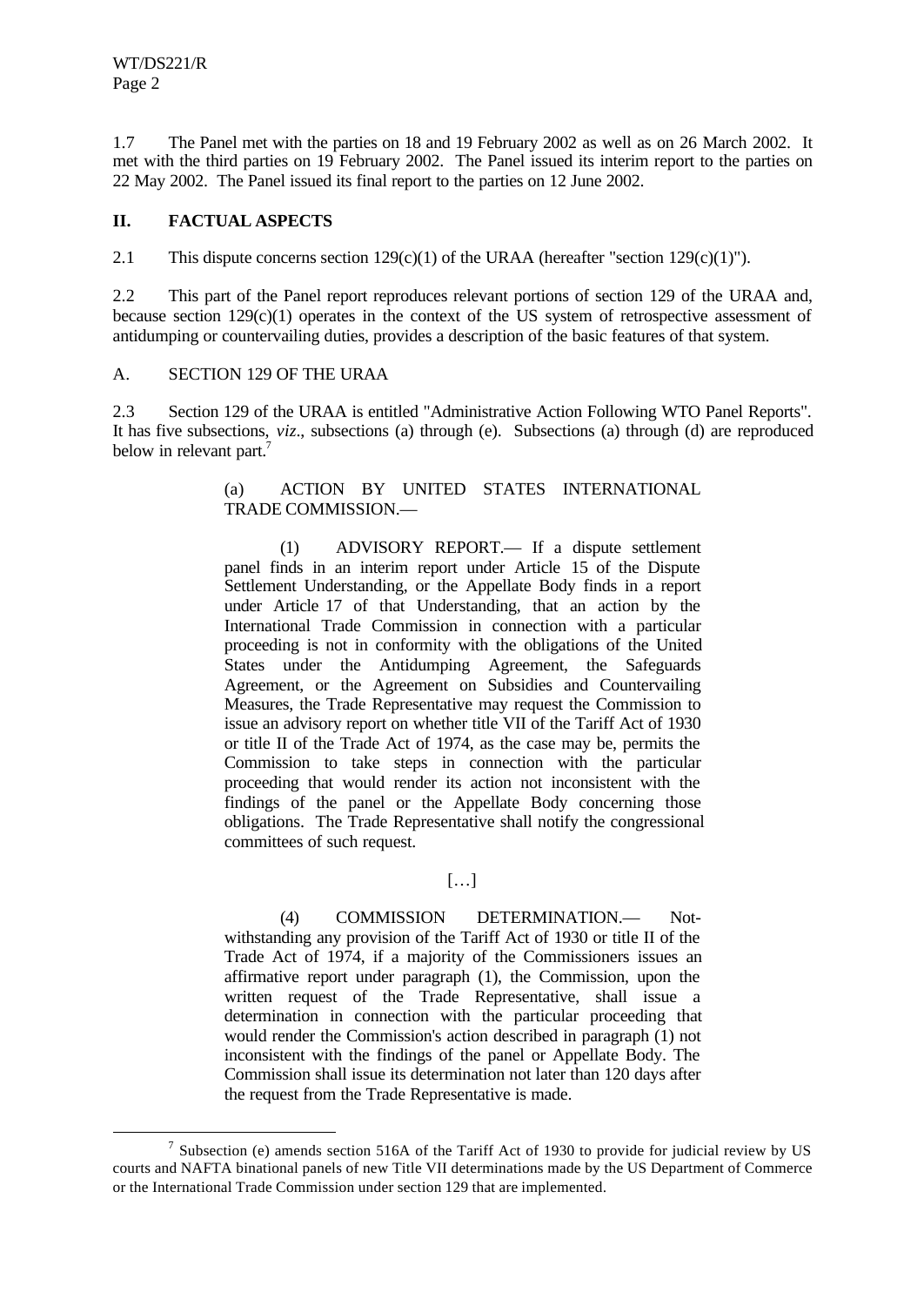1.7 The Panel met with the parties on 18 and 19 February 2002 as well as on 26 March 2002. It met with the third parties on 19 February 2002. The Panel issued its interim report to the parties on 22 May 2002. The Panel issued its final report to the parties on 12 June 2002.

## II. FACTUAL ASPECTS

2.1 This dispute concerns section 129(c)(1) of the URAA (hereafter "section 129(c)(1)").

2.2 This part of the Panel report reproduces relevant portions of section 129 of the URAA and, because section 129(c)(1) operates in the context of the US system of retrospective assessment of antidumping or countervailing duties, provides a description of the basic features of that system.

### A. SECTION 129 OF THE URAA

2.3 Section 129 of the URAA is entitled "Administrative Action Following WTO Panel Reports". It has five subsections, *viz*., subsections (a) through (e). Subsections (a) through (d) are reproduced below in relevant part.[7]

> (a) ACTION BY UNITED STATES INTERNATIONAL TRADE COMMISSION.—
>
> (1) ADVISORY REPORT.— If a dispute settlement panel finds in an interim report under Article 15 of the Dispute Settlement Understanding, or the Appellate Body finds in a report under Article 17 of that Understanding, that an action by the International Trade Commission in connection with a particular proceeding is not in conformity with the obligations of the United States under the Antidumping Agreement, the Safeguards Agreement, or the Agreement on Subsidies and Countervailing Measures, the Trade Representative may request the Commission to issue an advisory report on whether title VII of the Tariff Act of 1930 or title II of the Trade Act of 1974, as the case may be, permits the Commission to take steps in connection with the particular proceeding that would render its action not inconsistent with the findings of the panel or the Appellate Body concerning those obligations. The Trade Representative shall notify the congressional committees of such request.
>
> […]
>
> (4) COMMISSION DETERMINATION.— Notwithstanding any provision of the Tariff Act of 1930 or title II of the Trade Act of 1974, if a majority of the Commissioners issues an affirmative report under paragraph (1), the Commission, upon the written request of the Trade Representative, shall issue a determination in connection with the particular proceeding that would render the Commission's action described in paragraph (1) not inconsistent with the findings of the panel or Appellate Body. The Commission shall issue its determination not later than 120 days after the request from the Trade Representative is made.

[7] Subsection (e) amends section 516A of the Tariff Act of 1930 to provide for judicial review by US courts and NAFTA binational panels of new Title VII determinations made by the US Department of Commerce or the International Trade Commission under section 129 that are implemented.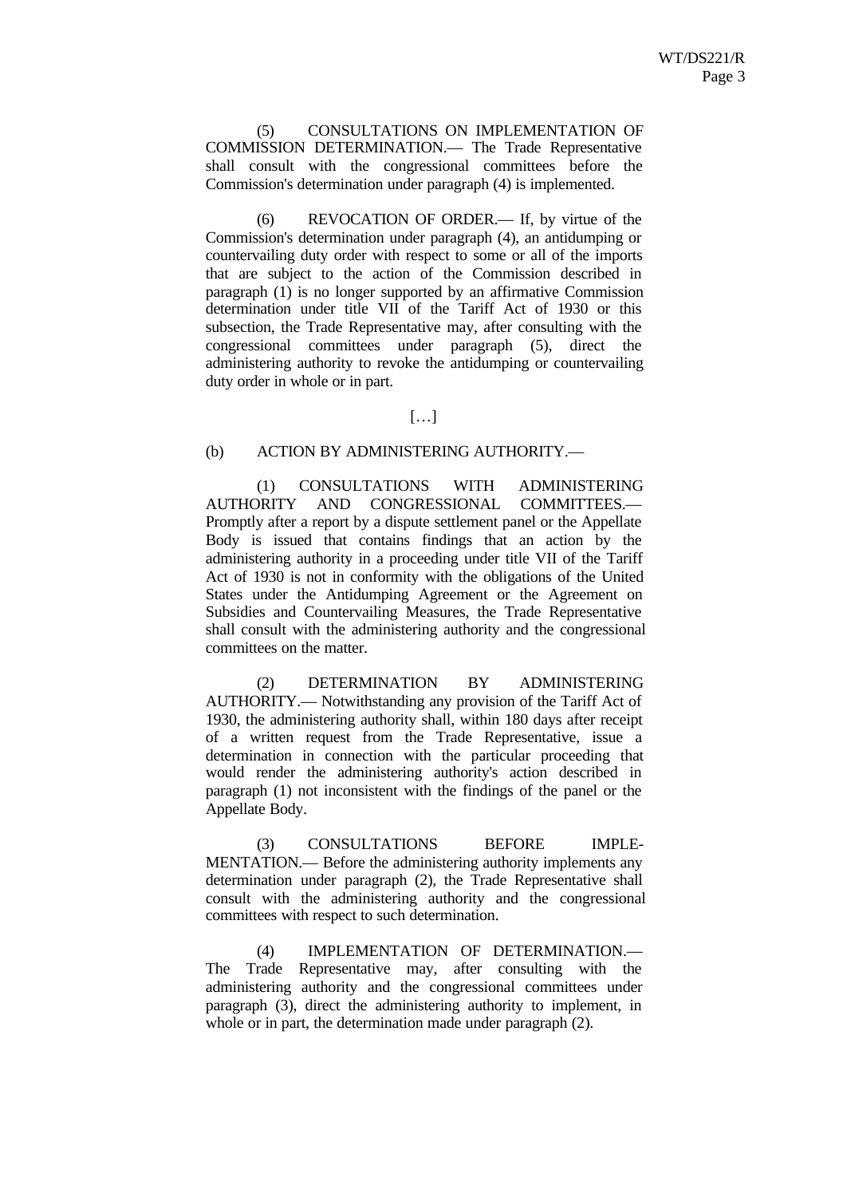(5) CONSULTATIONS ON IMPLEMENTATION OF COMMISSION DETERMINATION.— The Trade Representative shall consult with the congressional committees before the Commission's determination under paragraph (4) is implemented.

(6) REVOCATION OF ORDER.— If, by virtue of the Commission's determination under paragraph (4), an antidumping or countervailing duty order with respect to some or all of the imports that are subject to the action of the Commission described in paragraph (1) is no longer supported by an affirmative Commission determination under title VII of the Tariff Act of 1930 or this subsection, the Trade Representative may, after consulting with the congressional committees under paragraph (5), direct the administering authority to revoke the antidumping or countervailing duty order in whole or in part.

[…]

(b) ACTION BY ADMINISTERING AUTHORITY.—

(1) CONSULTATIONS WITH ADMINISTERING AUTHORITY AND CONGRESSIONAL COMMITTEES.— Promptly after a report by a dispute settlement panel or the Appellate Body is issued that contains findings that an action by the administering authority in a proceeding under title VII of the Tariff Act of 1930 is not in conformity with the obligations of the United States under the Antidumping Agreement or the Agreement on Subsidies and Countervailing Measures, the Trade Representative shall consult with the administering authority and the congressional committees on the matter.

(2) DETERMINATION BY ADMINISTERING AUTHORITY.— Notwithstanding any provision of the Tariff Act of 1930, the administering authority shall, within 180 days after receipt of a written request from the Trade Representative, issue a determination in connection with the particular proceeding that would render the administering authority's action described in paragraph (1) not inconsistent with the findings of the panel or the Appellate Body.

(3) CONSULTATIONS BEFORE IMPLEMENTATION.— Before the administering authority implements any determination under paragraph (2), the Trade Representative shall consult with the administering authority and the congressional committees with respect to such determination.

(4) IMPLEMENTATION OF DETERMINATION.— The Trade Representative may, after consulting with the administering authority and the congressional committees under paragraph (3), direct the administering authority to implement, in whole or in part, the determination made under paragraph (2).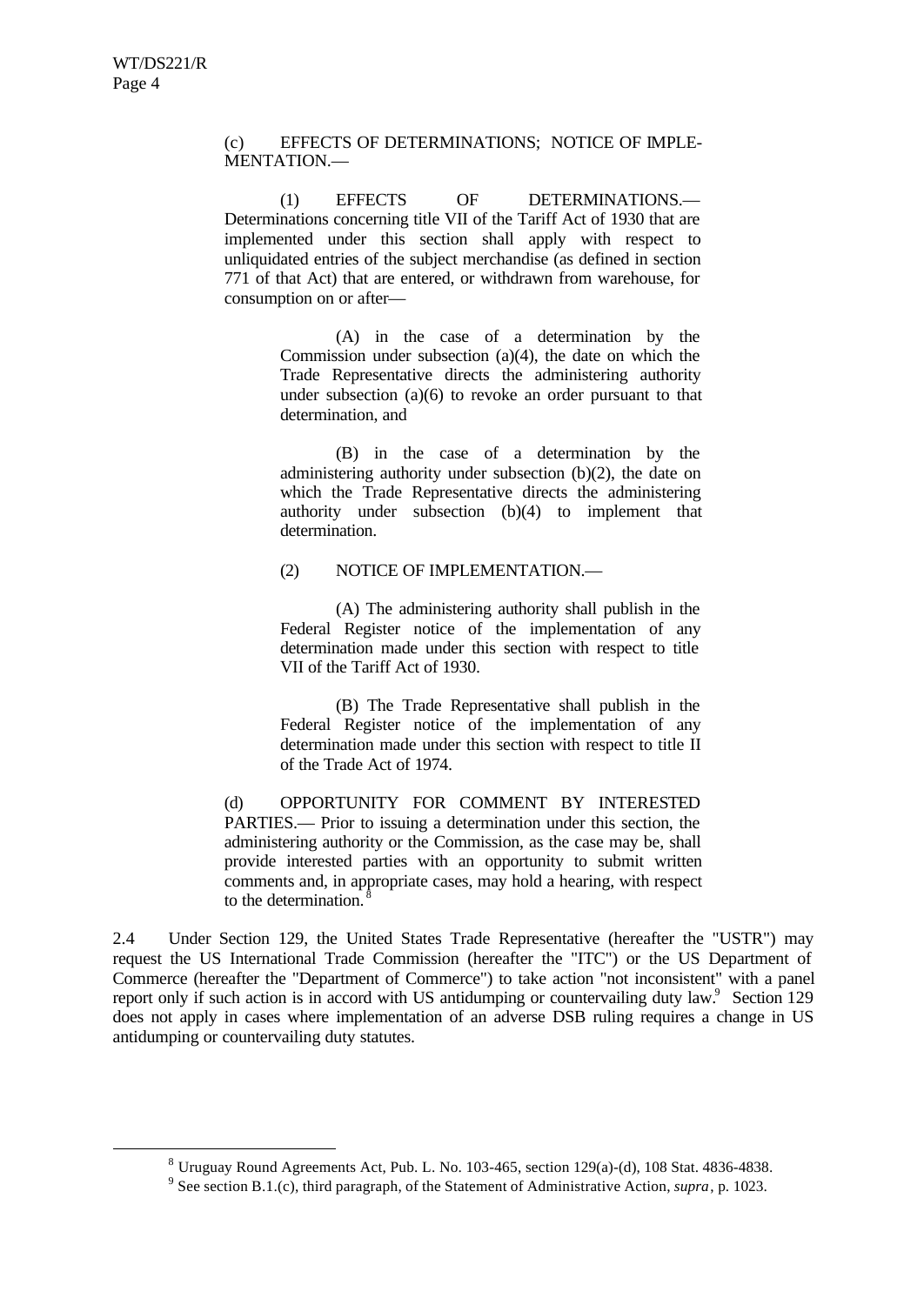(c) EFFECTS OF DETERMINATIONS; NOTICE OF IMPLEMENTATION.—

(1) EFFECTS OF DETERMINATIONS.— Determinations concerning title VII of the Tariff Act of 1930 that are implemented under this section shall apply with respect to unliquidated entries of the subject merchandise (as defined in section 771 of that Act) that are entered, or withdrawn from warehouse, for consumption on or after—

(A) in the case of a determination by the Commission under subsection (a)(4), the date on which the Trade Representative directs the administering authority under subsection (a)(6) to revoke an order pursuant to that determination, and

(B) in the case of a determination by the administering authority under subsection (b)(2), the date on which the Trade Representative directs the administering authority under subsection (b)(4) to implement that determination.

(2) NOTICE OF IMPLEMENTATION.—

(A) The administering authority shall publish in the Federal Register notice of the implementation of any determination made under this section with respect to title VII of the Tariff Act of 1930.

(B) The Trade Representative shall publish in the Federal Register notice of the implementation of any determination made under this section with respect to title II of the Trade Act of 1974.

(d) OPPORTUNITY FOR COMMENT BY INTERESTED PARTIES.— Prior to issuing a determination under this section, the administering authority or the Commission, as the case may be, shall provide interested parties with an opportunity to submit written comments and, in appropriate cases, may hold a hearing, with respect to the determination.[8]

2.4 Under Section 129, the United States Trade Representative (hereafter the "USTR") may request the US International Trade Commission (hereafter the "ITC") or the US Department of Commerce (hereafter the "Department of Commerce") to take action "not inconsistent" with a panel report only if such action is in accord with US antidumping or countervailing duty law.[9] Section 129 does not apply in cases where implementation of an adverse DSB ruling requires a change in US antidumping or countervailing duty statutes.

---

[8] Uruguay Round Agreements Act, Pub. L. No. 103-465, section 129(a)-(d), 108 Stat. 4836-4838.

[9] See section B.1.(c), third paragraph, of the Statement of Administrative Action, *supra*, p. 1023.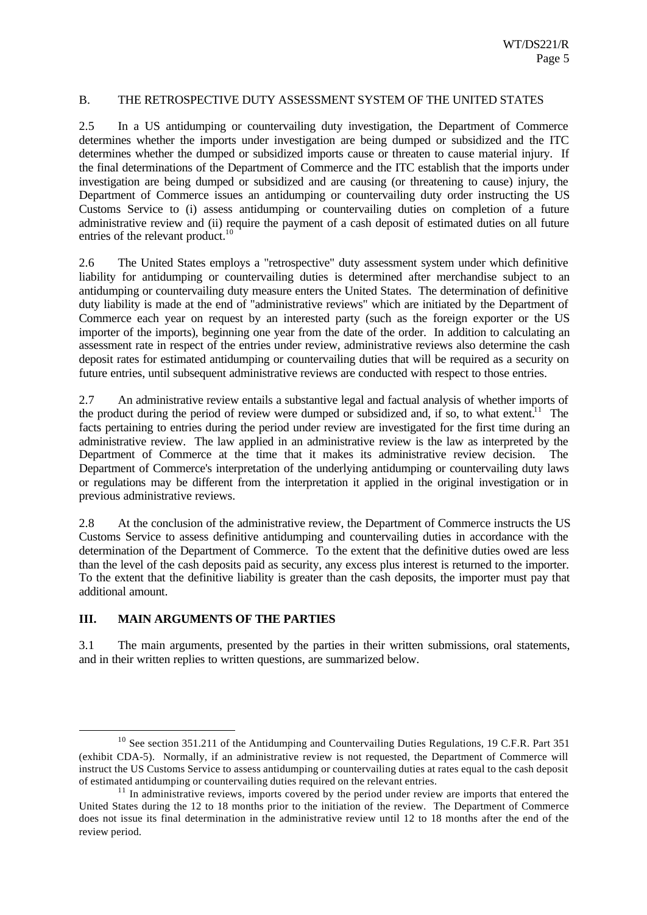## B. THE RETROSPECTIVE DUTY ASSESSMENT SYSTEM OF THE UNITED STATES

2.5 In a US antidumping or countervailing duty investigation, the Department of Commerce determines whether the imports under investigation are being dumped or subsidized and the ITC determines whether the dumped or subsidized imports cause or threaten to cause material injury. If the final determinations of the Department of Commerce and the ITC establish that the imports under investigation are being dumped or subsidized and are causing (or threatening to cause) injury, the Department of Commerce issues an antidumping or countervailing duty order instructing the US Customs Service to (i) assess antidumping or countervailing duties on completion of a future administrative review and (ii) require the payment of a cash deposit of estimated duties on all future entries of the relevant product.[10]

2.6 The United States employs a "retrospective" duty assessment system under which definitive liability for antidumping or countervailing duties is determined after merchandise subject to an antidumping or countervailing duty measure enters the United States. The determination of definitive duty liability is made at the end of "administrative reviews" which are initiated by the Department of Commerce each year on request by an interested party (such as the foreign exporter or the US importer of the imports), beginning one year from the date of the order. In addition to calculating an assessment rate in respect of the entries under review, administrative reviews also determine the cash deposit rates for estimated antidumping or countervailing duties that will be required as a security on future entries, until subsequent administrative reviews are conducted with respect to those entries.

2.7 An administrative review entails a substantive legal and factual analysis of whether imports of the product during the period of review were dumped or subsidized and, if so, to what extent.[11] The facts pertaining to entries during the period under review are investigated for the first time during an administrative review. The law applied in an administrative review is the law as interpreted by the Department of Commerce at the time that it makes its administrative review decision. The Department of Commerce's interpretation of the underlying antidumping or countervailing duty laws or regulations may be different from the interpretation it applied in the original investigation or in previous administrative reviews.

2.8 At the conclusion of the administrative review, the Department of Commerce instructs the US Customs Service to assess definitive antidumping and countervailing duties in accordance with the determination of the Department of Commerce. To the extent that the definitive duties owed are less than the level of the cash deposits paid as security, any excess plus interest is returned to the importer. To the extent that the definitive liability is greater than the cash deposits, the importer must pay that additional amount.

# III. MAIN ARGUMENTS OF THE PARTIES

3.1 The main arguments, presented by the parties in their written submissions, oral statements, and in their written replies to written questions, are summarized below.

---

[10] See section 351.211 of the Antidumping and Countervailing Duties Regulations, 19 C.F.R. Part 351 (exhibit CDA-5). Normally, if an administrative review is not requested, the Department of Commerce will instruct the US Customs Service to assess antidumping or countervailing duties at rates equal to the cash deposit of estimated antidumping or countervailing duties required on the relevant entries.

[11] In administrative reviews, imports covered by the period under review are imports that entered the United States during the 12 to 18 months prior to the initiation of the review. The Department of Commerce does not issue its final determination in the administrative review until 12 to 18 months after the end of the review period.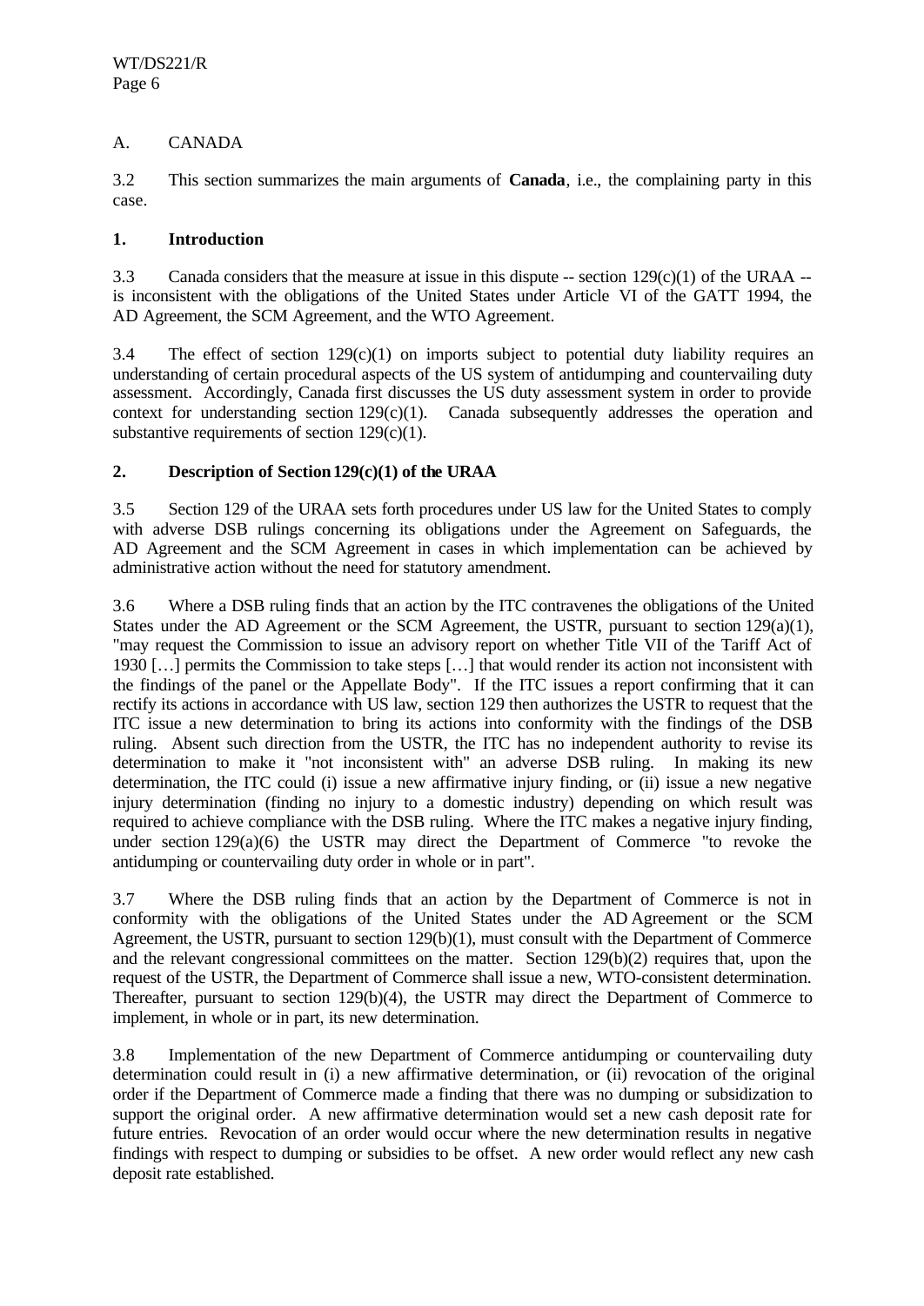## A. CANADA

3.2 This section summarizes the main arguments of **Canada**, i.e., the complaining party in this case.

### 1. Introduction

3.3 Canada considers that the measure at issue in this dispute -- section 129(c)(1) of the URAA -- is inconsistent with the obligations of the United States under Article VI of the GATT 1994, the AD Agreement, the SCM Agreement, and the WTO Agreement.

3.4 The effect of section 129(c)(1) on imports subject to potential duty liability requires an understanding of certain procedural aspects of the US system of antidumping and countervailing duty assessment. Accordingly, Canada first discusses the US duty assessment system in order to provide context for understanding section 129(c)(1). Canada subsequently addresses the operation and substantive requirements of section 129(c)(1).

### 2. Description of Section 129(c)(1) of the URAA

3.5 Section 129 of the URAA sets forth procedures under US law for the United States to comply with adverse DSB rulings concerning its obligations under the Agreement on Safeguards, the AD Agreement and the SCM Agreement in cases in which implementation can be achieved by administrative action without the need for statutory amendment.

3.6 Where a DSB ruling finds that an action by the ITC contravenes the obligations of the United States under the AD Agreement or the SCM Agreement, the USTR, pursuant to section 129(a)(1), "may request the Commission to issue an advisory report on whether Title VII of the Tariff Act of 1930 […] permits the Commission to take steps […] that would render its action not inconsistent with the findings of the panel or the Appellate Body". If the ITC issues a report confirming that it can rectify its actions in accordance with US law, section 129 then authorizes the USTR to request that the ITC issue a new determination to bring its actions into conformity with the findings of the DSB ruling. Absent such direction from the USTR, the ITC has no independent authority to revise its determination to make it "not inconsistent with" an adverse DSB ruling. In making its new determination, the ITC could (i) issue a new affirmative injury finding, or (ii) issue a new negative injury determination (finding no injury to a domestic industry) depending on which result was required to achieve compliance with the DSB ruling. Where the ITC makes a negative injury finding, under section 129(a)(6) the USTR may direct the Department of Commerce "to revoke the antidumping or countervailing duty order in whole or in part".

3.7 Where the DSB ruling finds that an action by the Department of Commerce is not in conformity with the obligations of the United States under the AD Agreement or the SCM Agreement, the USTR, pursuant to section 129(b)(1), must consult with the Department of Commerce and the relevant congressional committees on the matter. Section 129(b)(2) requires that, upon the request of the USTR, the Department of Commerce shall issue a new, WTO-consistent determination. Thereafter, pursuant to section 129(b)(4), the USTR may direct the Department of Commerce to implement, in whole or in part, its new determination.

3.8 Implementation of the new Department of Commerce antidumping or countervailing duty determination could result in (i) a new affirmative determination, or (ii) revocation of the original order if the Department of Commerce made a finding that there was no dumping or subsidization to support the original order. A new affirmative determination would set a new cash deposit rate for future entries. Revocation of an order would occur where the new determination results in negative findings with respect to dumping or subsidies to be offset. A new order would reflect any new cash deposit rate established.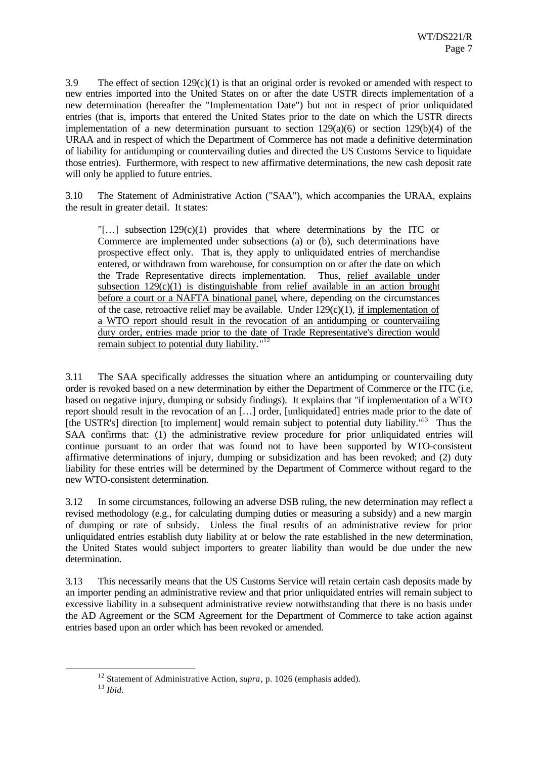3.9 The effect of section 129(c)(1) is that an original order is revoked or amended with respect to new entries imported into the United States on or after the date USTR directs implementation of a new determination (hereafter the "Implementation Date") but not in respect of prior unliquidated entries (that is, imports that entered the United States prior to the date on which the USTR directs implementation of a new determination pursuant to section 129(a)(6) or section 129(b)(4) of the URAA and in respect of which the Department of Commerce has not made a definitive determination of liability for antidumping or countervailing duties and directed the US Customs Service to liquidate those entries). Furthermore, with respect to new affirmative determinations, the new cash deposit rate will only be applied to future entries.

3.10 The Statement of Administrative Action ("SAA"), which accompanies the URAA, explains the result in greater detail. It states:

> "[…] subsection 129(c)(1) provides that where determinations by the ITC or Commerce are implemented under subsections (a) or (b), such determinations have prospective effect only. That is, they apply to unliquidated entries of merchandise entered, or withdrawn from warehouse, for consumption on or after the date on which the Trade Representative directs implementation. Thus, <u>relief available under subsection 129(c)(1) is distinguishable from relief available in an action brought before a court or a NAFTA binational panel</u>, where, depending on the circumstances of the case, retroactive relief may be available. Under 129(c)(1), <u>if implementation of a WTO report should result in the revocation of an antidumping or countervailing duty order, entries made prior to the date of Trade Representative's direction would remain subject to potential duty liability</u>."[12]

3.11 The SAA specifically addresses the situation where an antidumping or countervailing duty order is revoked based on a new determination by either the Department of Commerce or the ITC (i.e, based on negative injury, dumping or subsidy findings). It explains that "if implementation of a WTO report should result in the revocation of an […] order, [unliquidated] entries made prior to the date of [the USTR's] direction [to implement] would remain subject to potential duty liability."[13] Thus the SAA confirms that: (1) the administrative review procedure for prior unliquidated entries will continue pursuant to an order that was found not to have been supported by WTO-consistent affirmative determinations of injury, dumping or subsidization and has been revoked; and (2) duty liability for these entries will be determined by the Department of Commerce without regard to the new WTO-consistent determination.

3.12 In some circumstances, following an adverse DSB ruling, the new determination may reflect a revised methodology (e.g., for calculating dumping duties or measuring a subsidy) and a new margin of dumping or rate of subsidy. Unless the final results of an administrative review for prior unliquidated entries establish duty liability at or below the rate established in the new determination, the United States would subject importers to greater liability than would be due under the new determination.

3.13 This necessarily means that the US Customs Service will retain certain cash deposits made by an importer pending an administrative review and that prior unliquidated entries will remain subject to excessive liability in a subsequent administrative review notwithstanding that there is no basis under the AD Agreement or the SCM Agreement for the Department of Commerce to take action against entries based upon an order which has been revoked or amended.

---

[12] Statement of Administrative Action, *supra*, p. 1026 (emphasis added).

[13] *Ibid*.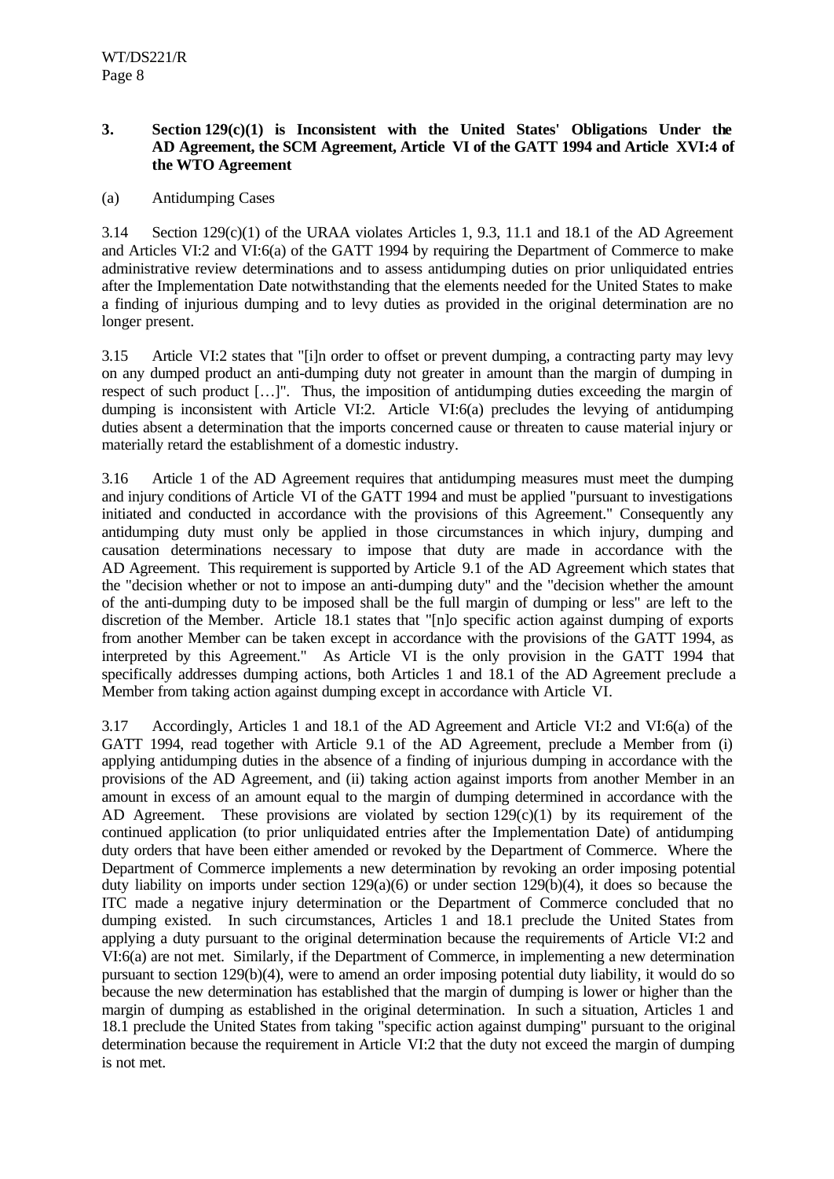### 3. Section 129(c)(1) is Inconsistent with the United States' Obligations Under the AD Agreement, the SCM Agreement, Article VI of the GATT 1994 and Article XVI:4 of the WTO Agreement

(a) Antidumping Cases

3.14 Section 129(c)(1) of the URAA violates Articles 1, 9.3, 11.1 and 18.1 of the AD Agreement and Articles VI:2 and VI:6(a) of the GATT 1994 by requiring the Department of Commerce to make administrative review determinations and to assess antidumping duties on prior unliquidated entries after the Implementation Date notwithstanding that the elements needed for the United States to make a finding of injurious dumping and to levy duties as provided in the original determination are no longer present.

3.15 Article VI:2 states that "[i]n order to offset or prevent dumping, a contracting party may levy on any dumped product an anti-dumping duty not greater in amount than the margin of dumping in respect of such product […]". Thus, the imposition of antidumping duties exceeding the margin of dumping is inconsistent with Article VI:2. Article VI:6(a) precludes the levying of antidumping duties absent a determination that the imports concerned cause or threaten to cause material injury or materially retard the establishment of a domestic industry.

3.16 Article 1 of the AD Agreement requires that antidumping measures must meet the dumping and injury conditions of Article VI of the GATT 1994 and must be applied "pursuant to investigations initiated and conducted in accordance with the provisions of this Agreement." Consequently any antidumping duty must only be applied in those circumstances in which injury, dumping and causation determinations necessary to impose that duty are made in accordance with the AD Agreement. This requirement is supported by Article 9.1 of the AD Agreement which states that the "decision whether or not to impose an anti-dumping duty" and the "decision whether the amount of the anti-dumping duty to be imposed shall be the full margin of dumping or less" are left to the discretion of the Member. Article 18.1 states that "[n]o specific action against dumping of exports from another Member can be taken except in accordance with the provisions of the GATT 1994, as interpreted by this Agreement." As Article VI is the only provision in the GATT 1994 that specifically addresses dumping actions, both Articles 1 and 18.1 of the AD Agreement preclude a Member from taking action against dumping except in accordance with Article VI.

3.17 Accordingly, Articles 1 and 18.1 of the AD Agreement and Article VI:2 and VI:6(a) of the GATT 1994, read together with Article 9.1 of the AD Agreement, preclude a Member from (i) applying antidumping duties in the absence of a finding of injurious dumping in accordance with the provisions of the AD Agreement, and (ii) taking action against imports from another Member in an amount in excess of an amount equal to the margin of dumping determined in accordance with the AD Agreement. These provisions are violated by section 129(c)(1) by its requirement of the continued application (to prior unliquidated entries after the Implementation Date) of antidumping duty orders that have been either amended or revoked by the Department of Commerce. Where the Department of Commerce implements a new determination by revoking an order imposing potential duty liability on imports under section 129(a)(6) or under section 129(b)(4), it does so because the ITC made a negative injury determination or the Department of Commerce concluded that no dumping existed. In such circumstances, Articles 1 and 18.1 preclude the United States from applying a duty pursuant to the original determination because the requirements of Article VI:2 and VI:6(a) are not met. Similarly, if the Department of Commerce, in implementing a new determination pursuant to section 129(b)(4), were to amend an order imposing potential duty liability, it would do so because the new determination has established that the margin of dumping is lower or higher than the margin of dumping as established in the original determination. In such a situation, Articles 1 and 18.1 preclude the United States from taking "specific action against dumping" pursuant to the original determination because the requirement in Article VI:2 that the duty not exceed the margin of dumping is not met.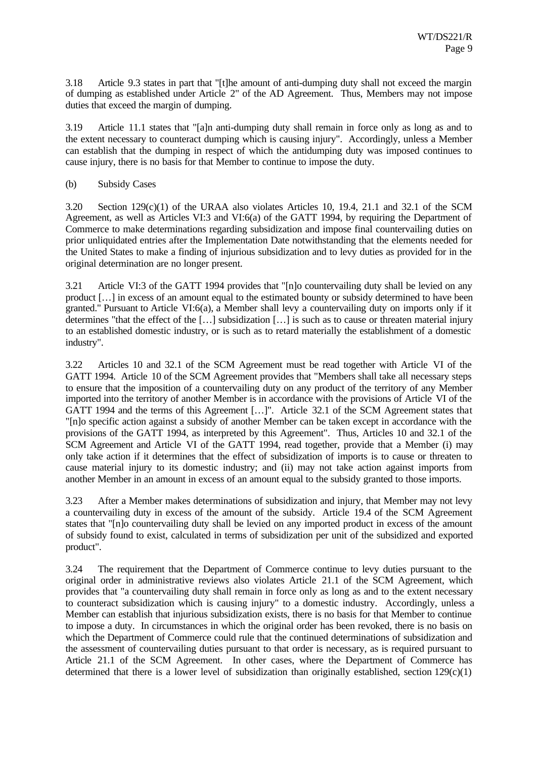3.18 Article 9.3 states in part that "[t]he amount of anti-dumping duty shall not exceed the margin of dumping as established under Article 2" of the AD Agreement. Thus, Members may not impose duties that exceed the margin of dumping.

3.19 Article 11.1 states that "[a]n anti-dumping duty shall remain in force only as long as and to the extent necessary to counteract dumping which is causing injury". Accordingly, unless a Member can establish that the dumping in respect of which the antidumping duty was imposed continues to cause injury, there is no basis for that Member to continue to impose the duty.

(b) Subsidy Cases

3.20 Section 129(c)(1) of the URAA also violates Articles 10, 19.4, 21.1 and 32.1 of the SCM Agreement, as well as Articles VI:3 and VI:6(a) of the GATT 1994, by requiring the Department of Commerce to make determinations regarding subsidization and impose final countervailing duties on prior unliquidated entries after the Implementation Date notwithstanding that the elements needed for the United States to make a finding of injurious subsidization and to levy duties as provided for in the original determination are no longer present.

3.21 Article VI:3 of the GATT 1994 provides that "[n]o countervailing duty shall be levied on any product […] in excess of an amount equal to the estimated bounty or subsidy determined to have been granted." Pursuant to Article VI:6(a), a Member shall levy a countervailing duty on imports only if it determines "that the effect of the […] subsidization […] is such as to cause or threaten material injury to an established domestic industry, or is such as to retard materially the establishment of a domestic industry".

3.22 Articles 10 and 32.1 of the SCM Agreement must be read together with Article VI of the GATT 1994. Article 10 of the SCM Agreement provides that "Members shall take all necessary steps to ensure that the imposition of a countervailing duty on any product of the territory of any Member imported into the territory of another Member is in accordance with the provisions of Article VI of the GATT 1994 and the terms of this Agreement […]". Article 32.1 of the SCM Agreement states that "[n]o specific action against a subsidy of another Member can be taken except in accordance with the provisions of the GATT 1994, as interpreted by this Agreement". Thus, Articles 10 and 32.1 of the SCM Agreement and Article VI of the GATT 1994, read together, provide that a Member (i) may only take action if it determines that the effect of subsidization of imports is to cause or threaten to cause material injury to its domestic industry; and (ii) may not take action against imports from another Member in an amount in excess of an amount equal to the subsidy granted to those imports.

3.23 After a Member makes determinations of subsidization and injury, that Member may not levy a countervailing duty in excess of the amount of the subsidy. Article 19.4 of the SCM Agreement states that "[n]o countervailing duty shall be levied on any imported product in excess of the amount of subsidy found to exist, calculated in terms of subsidization per unit of the subsidized and exported product".

3.24 The requirement that the Department of Commerce continue to levy duties pursuant to the original order in administrative reviews also violates Article 21.1 of the SCM Agreement, which provides that "a countervailing duty shall remain in force only as long as and to the extent necessary to counteract subsidization which is causing injury" to a domestic industry. Accordingly, unless a Member can establish that injurious subsidization exists, there is no basis for that Member to continue to impose a duty. In circumstances in which the original order has been revoked, there is no basis on which the Department of Commerce could rule that the continued determinations of subsidization and the assessment of countervailing duties pursuant to that order is necessary, as is required pursuant to Article 21.1 of the SCM Agreement. In other cases, where the Department of Commerce has determined that there is a lower level of subsidization than originally established, section 129(c)(1)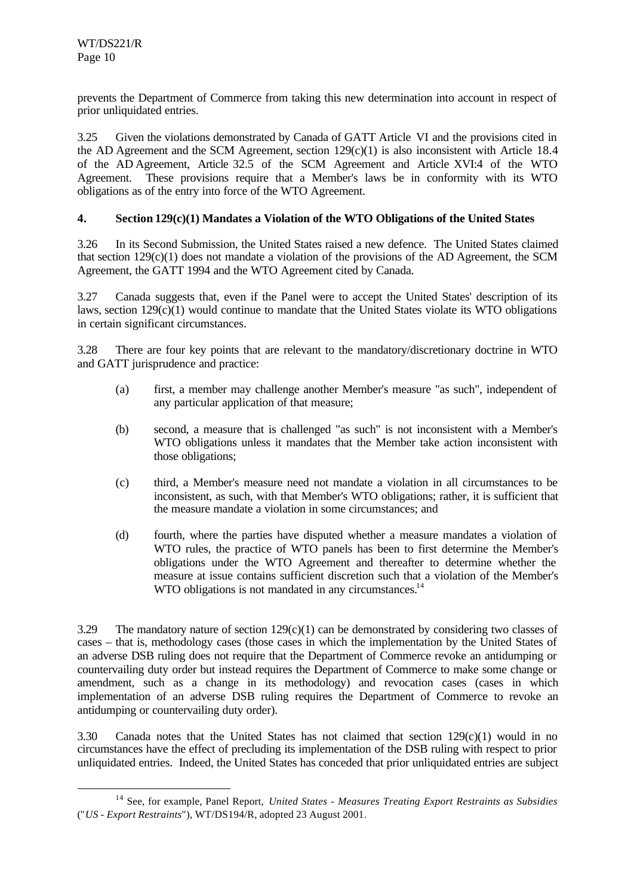prevents the Department of Commerce from taking this new determination into account in respect of prior unliquidated entries.

3.25 Given the violations demonstrated by Canada of GATT Article VI and the provisions cited in the AD Agreement and the SCM Agreement, section 129(c)(1) is also inconsistent with Article 18.4 of the AD Agreement, Article 32.5 of the SCM Agreement and Article XVI:4 of the WTO Agreement. These provisions require that a Member's laws be in conformity with its WTO obligations as of the entry into force of the WTO Agreement.

#### 4. Section 129(c)(1) Mandates a Violation of the WTO Obligations of the United States

3.26 In its Second Submission, the United States raised a new defence. The United States claimed that section 129(c)(1) does not mandate a violation of the provisions of the AD Agreement, the SCM Agreement, the GATT 1994 and the WTO Agreement cited by Canada.

3.27 Canada suggests that, even if the Panel were to accept the United States' description of its laws, section 129(c)(1) would continue to mandate that the United States violate its WTO obligations in certain significant circumstances.

3.28 There are four key points that are relevant to the mandatory/discretionary doctrine in WTO and GATT jurisprudence and practice:

(a) first, a member may challenge another Member's measure "as such", independent of any particular application of that measure;

(b) second, a measure that is challenged "as such" is not inconsistent with a Member's WTO obligations unless it mandates that the Member take action inconsistent with those obligations;

(c) third, a Member's measure need not mandate a violation in all circumstances to be inconsistent, as such, with that Member's WTO obligations; rather, it is sufficient that the measure mandate a violation in some circumstances; and

(d) fourth, where the parties have disputed whether a measure mandates a violation of WTO rules, the practice of WTO panels has been to first determine the Member's obligations under the WTO Agreement and thereafter to determine whether the measure at issue contains sufficient discretion such that a violation of the Member's WTO obligations is not mandated in any circumstances.[14]

3.29 The mandatory nature of section 129(c)(1) can be demonstrated by considering two classes of cases – that is, methodology cases (those cases in which the implementation by the United States of an adverse DSB ruling does not require that the Department of Commerce revoke an antidumping or countervailing duty order but instead requires the Department of Commerce to make some change or amendment, such as a change in its methodology) and revocation cases (cases in which implementation of an adverse DSB ruling requires the Department of Commerce to revoke an antidumping or countervailing duty order).

3.30 Canada notes that the United States has not claimed that section 129(c)(1) would in no circumstances have the effect of precluding its implementation of the DSB ruling with respect to prior unliquidated entries. Indeed, the United States has conceded that prior unliquidated entries are subject

---

[14] See, for example, Panel Report, *United States - Measures Treating Export Restraints as Subsidies* ("*US - Export Restraints*"), WT/DS194/R, adopted 23 August 2001.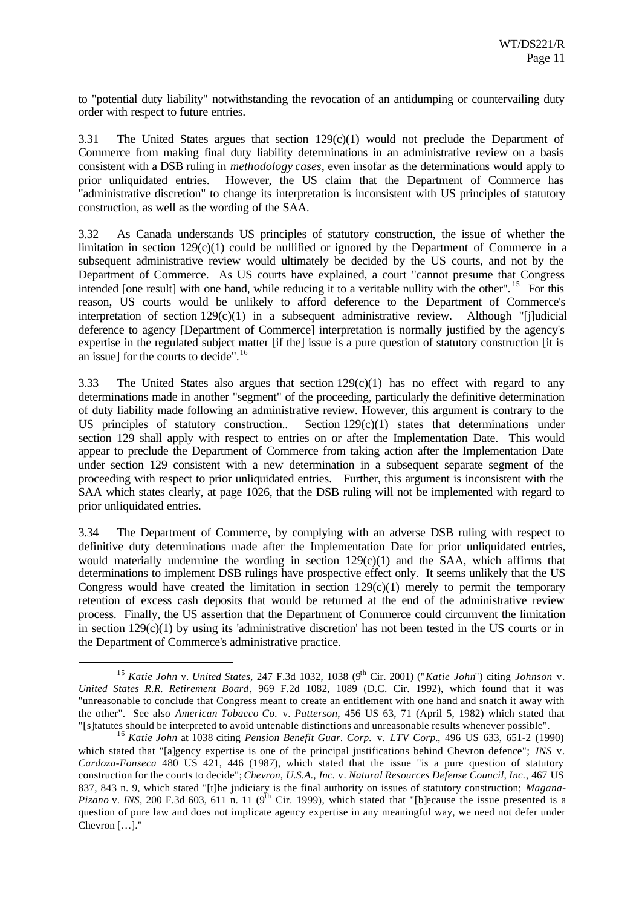to "potential duty liability" notwithstanding the revocation of an antidumping or countervailing duty order with respect to future entries.

3.31 The United States argues that section 129(c)(1) would not preclude the Department of Commerce from making final duty liability determinations in an administrative review on a basis consistent with a DSB ruling in *methodology cases*, even insofar as the determinations would apply to prior unliquidated entries. However, the US claim that the Department of Commerce has "administrative discretion" to change its interpretation is inconsistent with US principles of statutory construction, as well as the wording of the SAA.

3.32 As Canada understands US principles of statutory construction, the issue of whether the limitation in section 129(c)(1) could be nullified or ignored by the Department of Commerce in a subsequent administrative review would ultimately be decided by the US courts, and not by the Department of Commerce. As US courts have explained, a court "cannot presume that Congress intended [one result] with one hand, while reducing it to a veritable nullity with the other".[15] For this reason, US courts would be unlikely to afford deference to the Department of Commerce's interpretation of section 129(c)(1) in a subsequent administrative review. Although "[j]udicial deference to agency [Department of Commerce] interpretation is normally justified by the agency's expertise in the regulated subject matter [if the] issue is a pure question of statutory construction [it is an issue] for the courts to decide".[16]

3.33 The United States also argues that section 129(c)(1) has no effect with regard to any determinations made in another "segment" of the proceeding, particularly the definitive determination of duty liability made following an administrative review. However, this argument is contrary to the US principles of statutory construction.. Section 129(c)(1) states that determinations under section 129 shall apply with respect to entries on or after the Implementation Date. This would appear to preclude the Department of Commerce from taking action after the Implementation Date under section 129 consistent with a new determination in a subsequent separate segment of the proceeding with respect to prior unliquidated entries. Further, this argument is inconsistent with the SAA which states clearly, at page 1026, that the DSB ruling will not be implemented with regard to prior unliquidated entries.

3.34 The Department of Commerce, by complying with an adverse DSB ruling with respect to definitive duty determinations made after the Implementation Date for prior unliquidated entries, would materially undermine the wording in section 129(c)(1) and the SAA, which affirms that determinations to implement DSB rulings have prospective effect only. It seems unlikely that the US Congress would have created the limitation in section 129(c)(1) merely to permit the temporary retention of excess cash deposits that would be returned at the end of the administrative review process. Finally, the US assertion that the Department of Commerce could circumvent the limitation in section 129(c)(1) by using its 'administrative discretion' has not been tested in the US courts or in the Department of Commerce's administrative practice.

---

[15] *Katie John* v. *United States*, 247 F.3d 1032, 1038 (9th Cir. 2001) ("*Katie John*") citing *Johnson* v. *United States R.R. Retirement Board*, 969 F.2d 1082, 1089 (D.C. Cir. 1992), which found that it was "unreasonable to conclude that Congress meant to create an entitlement with one hand and snatch it away with the other". See also *American Tobacco Co.* v. *Patterson*, 456 US 63, 71 (April 5, 1982) which stated that "[s]tatutes should be interpreted to avoid untenable distinctions and unreasonable results whenever possible".

[16] *Katie John* at 1038 citing *Pension Benefit Guar. Corp.* v. *LTV Corp*., 496 US 633, 651-2 (1990) which stated that "[a]gency expertise is one of the principal justifications behind Chevron defence"; *INS* v. *Cardoza-Fonseca* 480 US 421, 446 (1987), which stated that the issue "is a pure question of statutory construction for the courts to decide"; *Chevron, U.S.A., Inc.* v. *Natural Resources Defense Council, Inc.*, 467 US 837, 843 n. 9, which stated "[t]he judiciary is the final authority on issues of statutory construction; *Magana-Pizano* v. *INS*, 200 F.3d 603, 611 n. 11 (9th Cir. 1999), which stated that "[b]ecause the issue presented is a question of pure law and does not implicate agency expertise in any meaningful way, we need not defer under Chevron […]."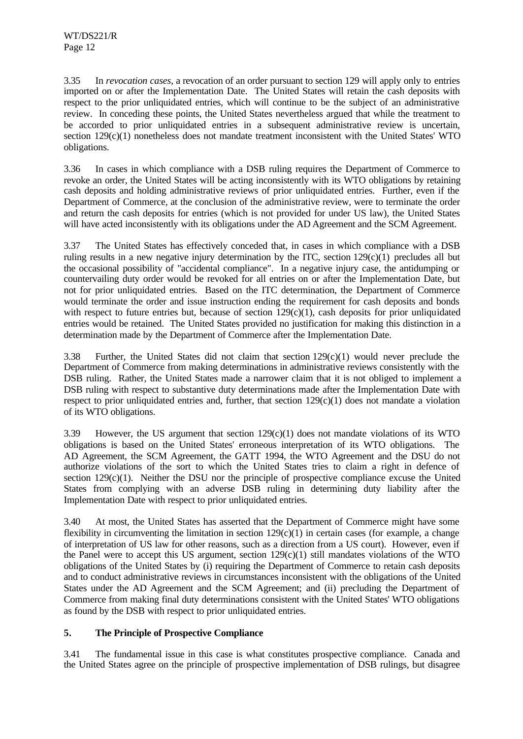3.35 In *revocation cases*, a revocation of an order pursuant to section 129 will apply only to entries imported on or after the Implementation Date. The United States will retain the cash deposits with respect to the prior unliquidated entries, which will continue to be the subject of an administrative review. In conceding these points, the United States nevertheless argued that while the treatment to be accorded to prior unliquidated entries in a subsequent administrative review is uncertain, section 129(c)(1) nonetheless does not mandate treatment inconsistent with the United States' WTO obligations.

3.36 In cases in which compliance with a DSB ruling requires the Department of Commerce to revoke an order, the United States will be acting inconsistently with its WTO obligations by retaining cash deposits and holding administrative reviews of prior unliquidated entries. Further, even if the Department of Commerce, at the conclusion of the administrative review, were to terminate the order and return the cash deposits for entries (which is not provided for under US law), the United States will have acted inconsistently with its obligations under the AD Agreement and the SCM Agreement.

3.37 The United States has effectively conceded that, in cases in which compliance with a DSB ruling results in a new negative injury determination by the ITC, section 129(c)(1) precludes all but the occasional possibility of "accidental compliance". In a negative injury case, the antidumping or countervailing duty order would be revoked for all entries on or after the Implementation Date, but not for prior unliquidated entries. Based on the ITC determination, the Department of Commerce would terminate the order and issue instruction ending the requirement for cash deposits and bonds with respect to future entries but, because of section 129(c)(1), cash deposits for prior unliquidated entries would be retained. The United States provided no justification for making this distinction in a determination made by the Department of Commerce after the Implementation Date.

3.38 Further, the United States did not claim that section 129(c)(1) would never preclude the Department of Commerce from making determinations in administrative reviews consistently with the DSB ruling. Rather, the United States made a narrower claim that it is not obliged to implement a DSB ruling with respect to substantive duty determinations made after the Implementation Date with respect to prior unliquidated entries and, further, that section 129(c)(1) does not mandate a violation of its WTO obligations.

3.39 However, the US argument that section 129(c)(1) does not mandate violations of its WTO obligations is based on the United States' erroneous interpretation of its WTO obligations. The AD Agreement, the SCM Agreement, the GATT 1994, the WTO Agreement and the DSU do not authorize violations of the sort to which the United States tries to claim a right in defence of section 129(c)(1). Neither the DSU nor the principle of prospective compliance excuse the United States from complying with an adverse DSB ruling in determining duty liability after the Implementation Date with respect to prior unliquidated entries.

3.40 At most, the United States has asserted that the Department of Commerce might have some flexibility in circumventing the limitation in section 129(c)(1) in certain cases (for example, a change of interpretation of US law for other reasons, such as a direction from a US court). However, even if the Panel were to accept this US argument, section 129(c)(1) still mandates violations of the WTO obligations of the United States by (i) requiring the Department of Commerce to retain cash deposits and to conduct administrative reviews in circumstances inconsistent with the obligations of the United States under the AD Agreement and the SCM Agreement; and (ii) precluding the Department of Commerce from making final duty determinations consistent with the United States' WTO obligations as found by the DSB with respect to prior unliquidated entries.

#### 5. The Principle of Prospective Compliance

3.41 The fundamental issue in this case is what constitutes prospective compliance. Canada and the United States agree on the principle of prospective implementation of DSB rulings, but disagree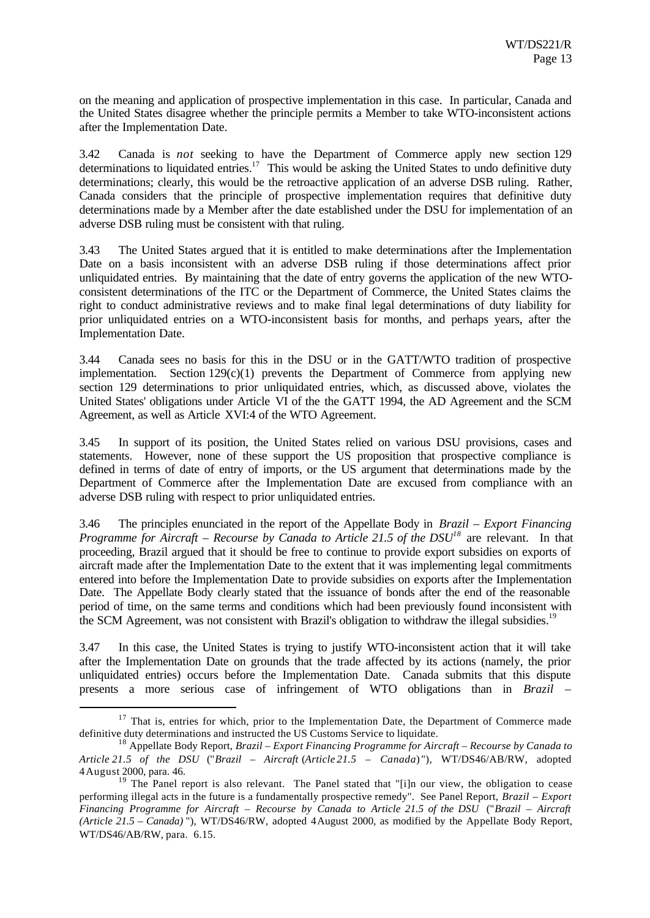on the meaning and application of prospective implementation in this case. In particular, Canada and the United States disagree whether the principle permits a Member to take WTO-inconsistent actions after the Implementation Date.

3.42 Canada is *not* seeking to have the Department of Commerce apply new section 129 determinations to liquidated entries.[17] This would be asking the United States to undo definitive duty determinations; clearly, this would be the retroactive application of an adverse DSB ruling. Rather, Canada considers that the principle of prospective implementation requires that definitive duty determinations made by a Member after the date established under the DSU for implementation of an adverse DSB ruling must be consistent with that ruling.

3.43 The United States argued that it is entitled to make determinations after the Implementation Date on a basis inconsistent with an adverse DSB ruling if those determinations affect prior unliquidated entries. By maintaining that the date of entry governs the application of the new WTO-consistent determinations of the ITC or the Department of Commerce, the United States claims the right to conduct administrative reviews and to make final legal determinations of duty liability for prior unliquidated entries on a WTO-inconsistent basis for months, and perhaps years, after the Implementation Date.

3.44 Canada sees no basis for this in the DSU or in the GATT/WTO tradition of prospective implementation. Section 129(c)(1) prevents the Department of Commerce from applying new section 129 determinations to prior unliquidated entries, which, as discussed above, violates the United States' obligations under Article VI of the the GATT 1994, the AD Agreement and the SCM Agreement, as well as Article XVI:4 of the WTO Agreement.

3.45 In support of its position, the United States relied on various DSU provisions, cases and statements. However, none of these support the US proposition that prospective compliance is defined in terms of date of entry of imports, or the US argument that determinations made by the Department of Commerce after the Implementation Date are excused from compliance with an adverse DSB ruling with respect to prior unliquidated entries.

3.46 The principles enunciated in the report of the Appellate Body in *Brazil – Export Financing Programme for Aircraft – Recourse by Canada to Article 21.5 of the DSU*[18] are relevant. In that proceeding, Brazil argued that it should be free to continue to provide export subsidies on exports of aircraft made after the Implementation Date to the extent that it was implementing legal commitments entered into before the Implementation Date to provide subsidies on exports after the Implementation Date. The Appellate Body clearly stated that the issuance of bonds after the end of the reasonable period of time, on the same terms and conditions which had been previously found inconsistent with the SCM Agreement, was not consistent with Brazil's obligation to withdraw the illegal subsidies.[19]

3.47 In this case, the United States is trying to justify WTO-inconsistent action that it will take after the Implementation Date on grounds that the trade affected by its actions (namely, the prior unliquidated entries) occurs before the Implementation Date. Canada submits that this dispute presents a more serious case of infringement of WTO obligations than in *Brazil –*

---

[17] That is, entries for which, prior to the Implementation Date, the Department of Commerce made definitive duty determinations and instructed the US Customs Service to liquidate.

[18] Appellate Body Report, *Brazil – Export Financing Programme for Aircraft – Recourse by Canada to Article 21.5 of the DSU* ("*Brazil – Aircraft* (*Article 21.5 – Canada*)"), WT/DS46/AB/RW, adopted 4 August 2000, para. 46.

[19] The Panel report is also relevant. The Panel stated that "[i]n our view, the obligation to cease performing illegal acts in the future is a fundamentally prospective remedy". See Panel Report, *Brazil – Export Financing Programme for Aircraft – Recourse by Canada to Article 21.5 of the DSU* ("*Brazil – Aircraft (Article 21.5 – Canada)*"), WT/DS46/RW, adopted 4 August 2000, as modified by the Appellate Body Report, WT/DS46/AB/RW, para. 6.15.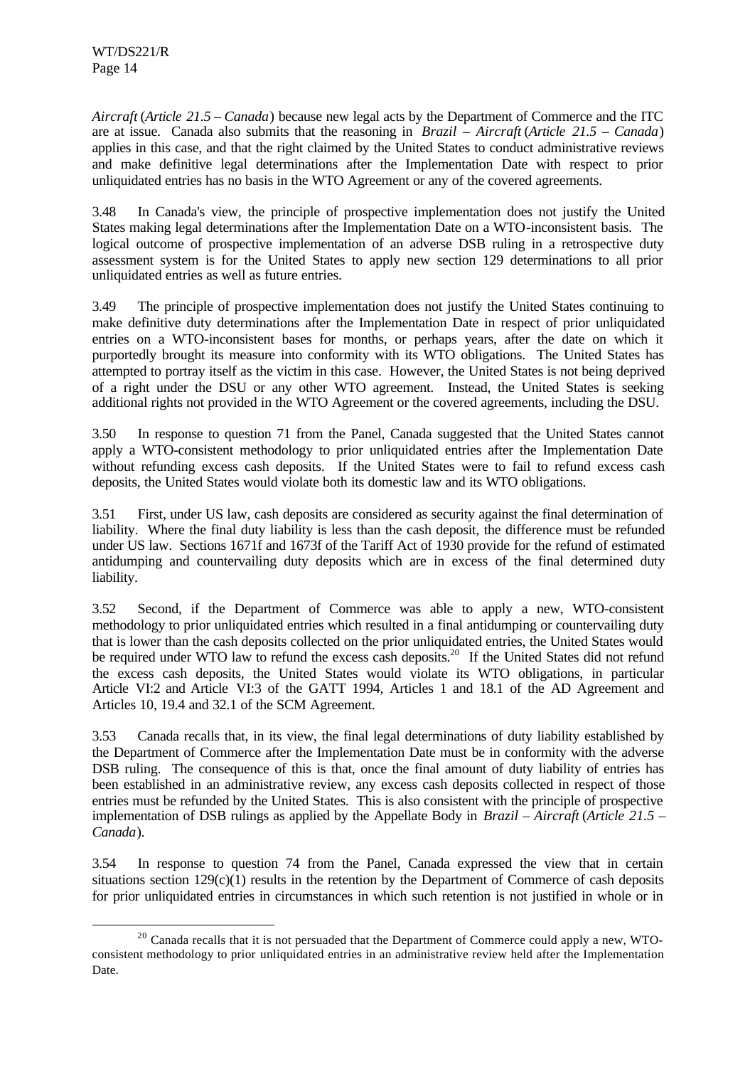*Aircraft* (*Article 21.5 – Canada*) because new legal acts by the Department of Commerce and the ITC are at issue. Canada also submits that the reasoning in *Brazil – Aircraft* (*Article 21.5 – Canada*) applies in this case, and that the right claimed by the United States to conduct administrative reviews and make definitive legal determinations after the Implementation Date with respect to prior unliquidated entries has no basis in the WTO Agreement or any of the covered agreements.

3.48 In Canada's view, the principle of prospective implementation does not justify the United States making legal determinations after the Implementation Date on a WTO-inconsistent basis. The logical outcome of prospective implementation of an adverse DSB ruling in a retrospective duty assessment system is for the United States to apply new section 129 determinations to all prior unliquidated entries as well as future entries.

3.49 The principle of prospective implementation does not justify the United States continuing to make definitive duty determinations after the Implementation Date in respect of prior unliquidated entries on a WTO-inconsistent bases for months, or perhaps years, after the date on which it purportedly brought its measure into conformity with its WTO obligations. The United States has attempted to portray itself as the victim in this case. However, the United States is not being deprived of a right under the DSU or any other WTO agreement. Instead, the United States is seeking additional rights not provided in the WTO Agreement or the covered agreements, including the DSU.

3.50 In response to question 71 from the Panel, Canada suggested that the United States cannot apply a WTO-consistent methodology to prior unliquidated entries after the Implementation Date without refunding excess cash deposits. If the United States were to fail to refund excess cash deposits, the United States would violate both its domestic law and its WTO obligations.

3.51 First, under US law, cash deposits are considered as security against the final determination of liability. Where the final duty liability is less than the cash deposit, the difference must be refunded under US law. Sections 1671f and 1673f of the Tariff Act of 1930 provide for the refund of estimated antidumping and countervailing duty deposits which are in excess of the final determined duty liability.

3.52 Second, if the Department of Commerce was able to apply a new, WTO-consistent methodology to prior unliquidated entries which resulted in a final antidumping or countervailing duty that is lower than the cash deposits collected on the prior unliquidated entries, the United States would be required under WTO law to refund the excess cash deposits.[20] If the United States did not refund the excess cash deposits, the United States would violate its WTO obligations, in particular Article VI:2 and Article VI:3 of the GATT 1994, Articles 1 and 18.1 of the AD Agreement and Articles 10, 19.4 and 32.1 of the SCM Agreement.

3.53 Canada recalls that, in its view, the final legal determinations of duty liability established by the Department of Commerce after the Implementation Date must be in conformity with the adverse DSB ruling. The consequence of this is that, once the final amount of duty liability of entries has been established in an administrative review, any excess cash deposits collected in respect of those entries must be refunded by the United States. This is also consistent with the principle of prospective implementation of DSB rulings as applied by the Appellate Body in *Brazil – Aircraft* (*Article 21.5 – Canada*).

3.54 In response to question 74 from the Panel, Canada expressed the view that in certain situations section 129(c)(1) results in the retention by the Department of Commerce of cash deposits for prior unliquidated entries in circumstances in which such retention is not justified in whole or in

---

[20] Canada recalls that it is not persuaded that the Department of Commerce could apply a new, WTO-consistent methodology to prior unliquidated entries in an administrative review held after the Implementation Date.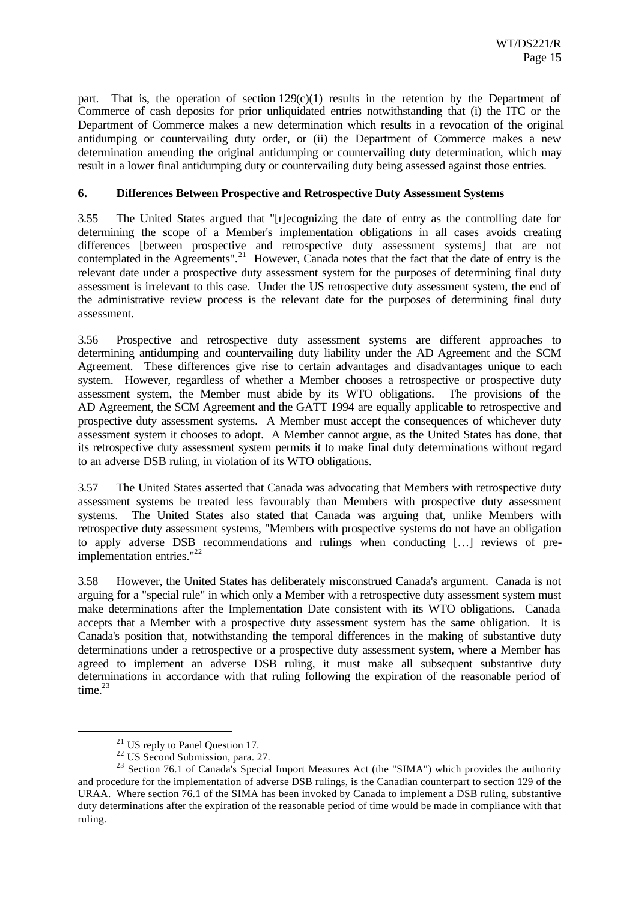part. That is, the operation of section 129(c)(1) results in the retention by the Department of Commerce of cash deposits for prior unliquidated entries notwithstanding that (i) the ITC or the Department of Commerce makes a new determination which results in a revocation of the original antidumping or countervailing duty order, or (ii) the Department of Commerce makes a new determination amending the original antidumping or countervailing duty determination, which may result in a lower final antidumping duty or countervailing duty being assessed against those entries.

### 6. Differences Between Prospective and Retrospective Duty Assessment Systems

3.55 The United States argued that "[r]ecognizing the date of entry as the controlling date for determining the scope of a Member's implementation obligations in all cases avoids creating differences [between prospective and retrospective duty assessment systems] that are not contemplated in the Agreements".[21] However, Canada notes that the fact that the date of entry is the relevant date under a prospective duty assessment system for the purposes of determining final duty assessment is irrelevant to this case. Under the US retrospective duty assessment system, the end of the administrative review process is the relevant date for the purposes of determining final duty assessment.

3.56 Prospective and retrospective duty assessment systems are different approaches to determining antidumping and countervailing duty liability under the AD Agreement and the SCM Agreement. These differences give rise to certain advantages and disadvantages unique to each system. However, regardless of whether a Member chooses a retrospective or prospective duty assessment system, the Member must abide by its WTO obligations. The provisions of the AD Agreement, the SCM Agreement and the GATT 1994 are equally applicable to retrospective and prospective duty assessment systems. A Member must accept the consequences of whichever duty assessment system it chooses to adopt. A Member cannot argue, as the United States has done, that its retrospective duty assessment system permits it to make final duty determinations without regard to an adverse DSB ruling, in violation of its WTO obligations.

3.57 The United States asserted that Canada was advocating that Members with retrospective duty assessment systems be treated less favourably than Members with prospective duty assessment systems. The United States also stated that Canada was arguing that, unlike Members with retrospective duty assessment systems, "Members with prospective systems do not have an obligation to apply adverse DSB recommendations and rulings when conducting […] reviews of pre-implementation entries."[22]

3.58 However, the United States has deliberately misconstrued Canada's argument. Canada is not arguing for a "special rule" in which only a Member with a retrospective duty assessment system must make determinations after the Implementation Date consistent with its WTO obligations. Canada accepts that a Member with a prospective duty assessment system has the same obligation. It is Canada's position that, notwithstanding the temporal differences in the making of substantive duty determinations under a retrospective or a prospective duty assessment system, where a Member has agreed to implement an adverse DSB ruling, it must make all subsequent substantive duty determinations in accordance with that ruling following the expiration of the reasonable period of time.[23]

---

[21] US reply to Panel Question 17.

[22] US Second Submission, para. 27.

[23] Section 76.1 of Canada's Special Import Measures Act (the "SIMA") which provides the authority and procedure for the implementation of adverse DSB rulings, is the Canadian counterpart to section 129 of the URAA. Where section 76.1 of the SIMA has been invoked by Canada to implement a DSB ruling, substantive duty determinations after the expiration of the reasonable period of time would be made in compliance with that ruling.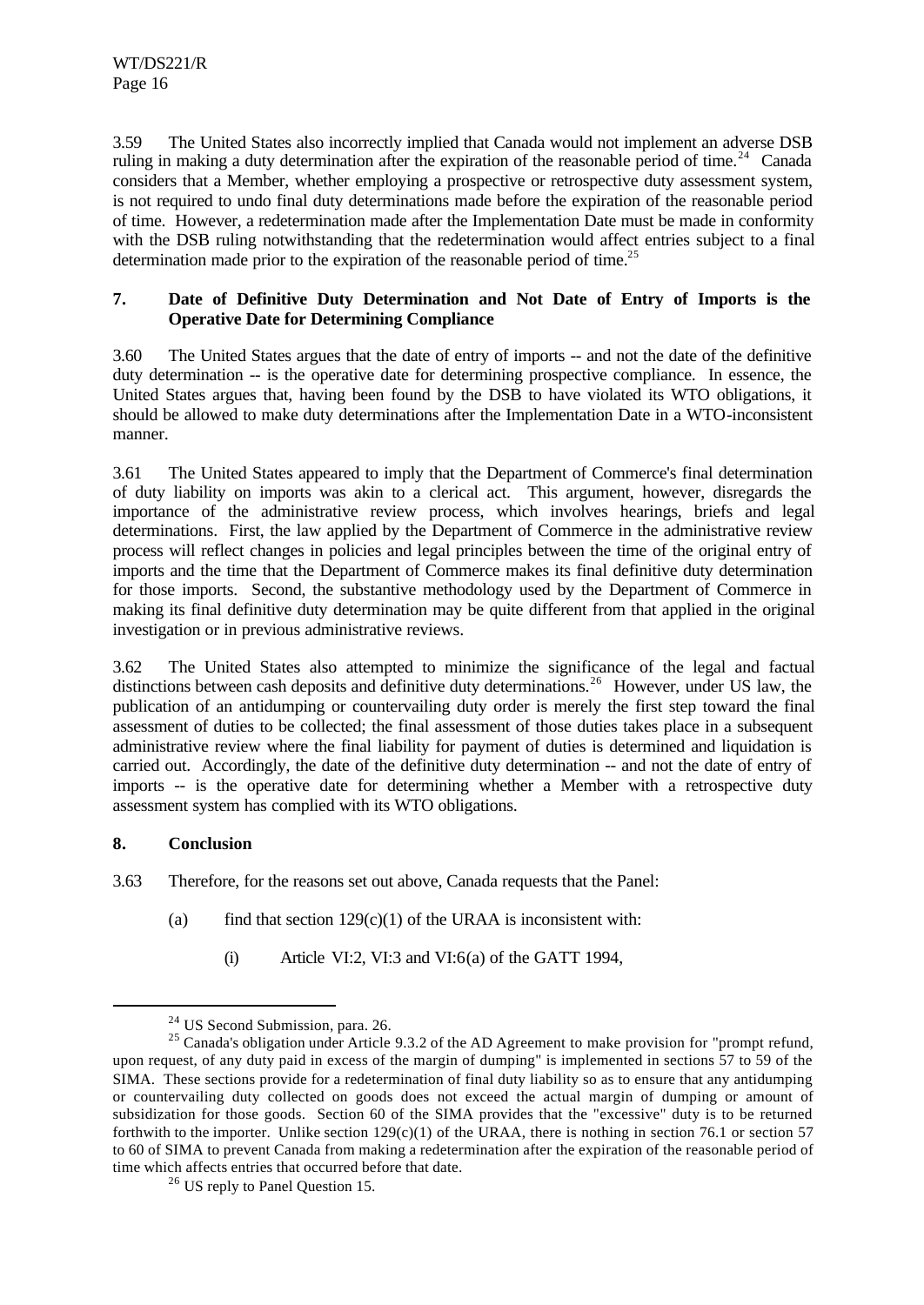3.59 The United States also incorrectly implied that Canada would not implement an adverse DSB ruling in making a duty determination after the expiration of the reasonable period of time.[24] Canada considers that a Member, whether employing a prospective or retrospective duty assessment system, is not required to undo final duty determinations made before the expiration of the reasonable period of time. However, a redetermination made after the Implementation Date must be made in conformity with the DSB ruling notwithstanding that the redetermination would affect entries subject to a final determination made prior to the expiration of the reasonable period of time.[25]

### 7. Date of Definitive Duty Determination and Not Date of Entry of Imports is the Operative Date for Determining Compliance

3.60 The United States argues that the date of entry of imports -- and not the date of the definitive duty determination -- is the operative date for determining prospective compliance. In essence, the United States argues that, having been found by the DSB to have violated its WTO obligations, it should be allowed to make duty determinations after the Implementation Date in a WTO-inconsistent manner.

3.61 The United States appeared to imply that the Department of Commerce's final determination of duty liability on imports was akin to a clerical act. This argument, however, disregards the importance of the administrative review process, which involves hearings, briefs and legal determinations. First, the law applied by the Department of Commerce in the administrative review process will reflect changes in policies and legal principles between the time of the original entry of imports and the time that the Department of Commerce makes its final definitive duty determination for those imports. Second, the substantive methodology used by the Department of Commerce in making its final definitive duty determination may be quite different from that applied in the original investigation or in previous administrative reviews.

3.62 The United States also attempted to minimize the significance of the legal and factual distinctions between cash deposits and definitive duty determinations.[26] However, under US law, the publication of an antidumping or countervailing duty order is merely the first step toward the final assessment of duties to be collected; the final assessment of those duties takes place in a subsequent administrative review where the final liability for payment of duties is determined and liquidation is carried out. Accordingly, the date of the definitive duty determination -- and not the date of entry of imports -- is the operative date for determining whether a Member with a retrospective duty assessment system has complied with its WTO obligations.

### 8. Conclusion

3.63 Therefore, for the reasons set out above, Canada requests that the Panel:

(a) find that section 129(c)(1) of the URAA is inconsistent with:

(i) Article VI:2, VI:3 and VI:6(a) of the GATT 1994,

---

[24] US Second Submission, para. 26.

[25] Canada's obligation under Article 9.3.2 of the AD Agreement to make provision for "prompt refund, upon request, of any duty paid in excess of the margin of dumping" is implemented in sections 57 to 59 of the SIMA. These sections provide for a redetermination of final duty liability so as to ensure that any antidumping or countervailing duty collected on goods does not exceed the actual margin of dumping or amount of subsidization for those goods. Section 60 of the SIMA provides that the "excessive" duty is to be returned forthwith to the importer. Unlike section 129(c)(1) of the URAA, there is nothing in section 76.1 or section 57 to 60 of SIMA to prevent Canada from making a redetermination after the expiration of the reasonable period of time which affects entries that occurred before that date.

[26] US reply to Panel Question 15.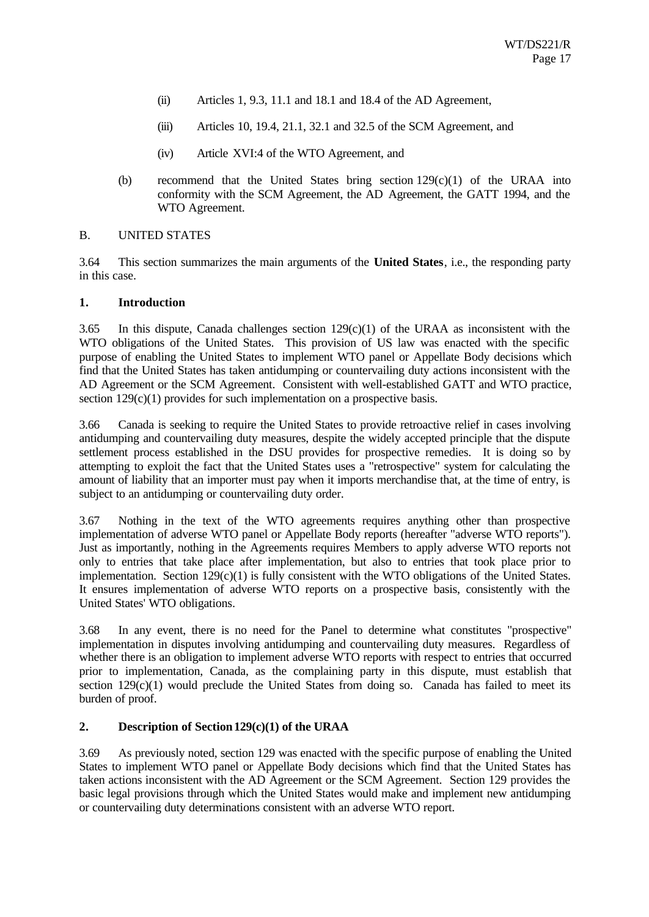(ii) Articles 1, 9.3, 11.1 and 18.1 and 18.4 of the AD Agreement,

(iii) Articles 10, 19.4, 21.1, 32.1 and 32.5 of the SCM Agreement, and

(iv) Article XVI:4 of the WTO Agreement, and

(b) recommend that the United States bring section 129(c)(1) of the URAA into conformity with the SCM Agreement, the AD Agreement, the GATT 1994, and the WTO Agreement.

B. UNITED STATES

3.64 This section summarizes the main arguments of the **United States**, i.e., the responding party in this case.

**1. Introduction**

3.65 In this dispute, Canada challenges section 129(c)(1) of the URAA as inconsistent with the WTO obligations of the United States. This provision of US law was enacted with the specific purpose of enabling the United States to implement WTO panel or Appellate Body decisions which find that the United States has taken antidumping or countervailing duty actions inconsistent with the AD Agreement or the SCM Agreement. Consistent with well-established GATT and WTO practice, section 129(c)(1) provides for such implementation on a prospective basis.

3.66 Canada is seeking to require the United States to provide retroactive relief in cases involving antidumping and countervailing duty measures, despite the widely accepted principle that the dispute settlement process established in the DSU provides for prospective remedies. It is doing so by attempting to exploit the fact that the United States uses a "retrospective" system for calculating the amount of liability that an importer must pay when it imports merchandise that, at the time of entry, is subject to an antidumping or countervailing duty order.

3.67 Nothing in the text of the WTO agreements requires anything other than prospective implementation of adverse WTO panel or Appellate Body reports (hereafter "adverse WTO reports"). Just as importantly, nothing in the Agreements requires Members to apply adverse WTO reports not only to entries that take place after implementation, but also to entries that took place prior to implementation. Section 129(c)(1) is fully consistent with the WTO obligations of the United States. It ensures implementation of adverse WTO reports on a prospective basis, consistently with the United States' WTO obligations.

3.68 In any event, there is no need for the Panel to determine what constitutes "prospective" implementation in disputes involving antidumping and countervailing duty measures. Regardless of whether there is an obligation to implement adverse WTO reports with respect to entries that occurred prior to implementation, Canada, as the complaining party in this dispute, must establish that section 129(c)(1) would preclude the United States from doing so. Canada has failed to meet its burden of proof.

**2. Description of Section 129(c)(1) of the URAA**

3.69 As previously noted, section 129 was enacted with the specific purpose of enabling the United States to implement WTO panel or Appellate Body decisions which find that the United States has taken actions inconsistent with the AD Agreement or the SCM Agreement. Section 129 provides the basic legal provisions through which the United States would make and implement new antidumping or countervailing duty determinations consistent with an adverse WTO report.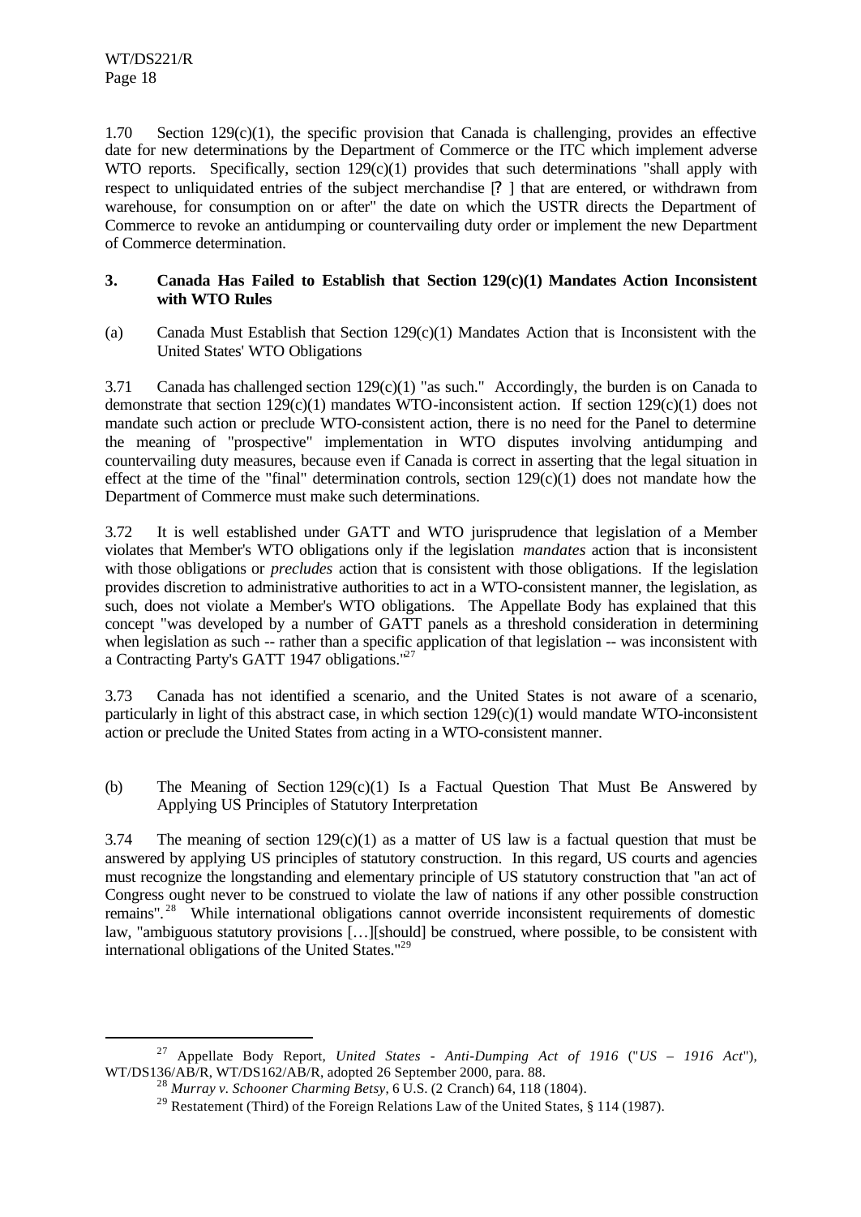1.70 Section 129(c)(1), the specific provision that Canada is challenging, provides an effective date for new determinations by the Department of Commerce or the ITC which implement adverse WTO reports. Specifically, section 129(c)(1) provides that such determinations "shall apply with respect to unliquidated entries of the subject merchandise [?] that are entered, or withdrawn from warehouse, for consumption on or after" the date on which the USTR directs the Department of Commerce to revoke an antidumping or countervailing duty order or implement the new Department of Commerce determination.

### 3. Canada Has Failed to Establish that Section 129(c)(1) Mandates Action Inconsistent with WTO Rules

(a) Canada Must Establish that Section 129(c)(1) Mandates Action that is Inconsistent with the United States' WTO Obligations

3.71 Canada has challenged section 129(c)(1) "as such." Accordingly, the burden is on Canada to demonstrate that section 129(c)(1) mandates WTO-inconsistent action. If section 129(c)(1) does not mandate such action or preclude WTO-consistent action, there is no need for the Panel to determine the meaning of "prospective" implementation in WTO disputes involving antidumping and countervailing duty measures, because even if Canada is correct in asserting that the legal situation in effect at the time of the "final" determination controls, section 129(c)(1) does not mandate how the Department of Commerce must make such determinations.

3.72 It is well established under GATT and WTO jurisprudence that legislation of a Member violates that Member's WTO obligations only if the legislation *mandates* action that is inconsistent with those obligations or *precludes* action that is consistent with those obligations. If the legislation provides discretion to administrative authorities to act in a WTO-consistent manner, the legislation, as such, does not violate a Member's WTO obligations. The Appellate Body has explained that this concept "was developed by a number of GATT panels as a threshold consideration in determining when legislation as such -- rather than a specific application of that legislation -- was inconsistent with a Contracting Party's GATT 1947 obligations."[27]

3.73 Canada has not identified a scenario, and the United States is not aware of a scenario, particularly in light of this abstract case, in which section 129(c)(1) would mandate WTO-inconsistent action or preclude the United States from acting in a WTO-consistent manner.

(b) The Meaning of Section 129(c)(1) Is a Factual Question That Must Be Answered by Applying US Principles of Statutory Interpretation

3.74 The meaning of section 129(c)(1) as a matter of US law is a factual question that must be answered by applying US principles of statutory construction. In this regard, US courts and agencies must recognize the longstanding and elementary principle of US statutory construction that "an act of Congress ought never to be construed to violate the law of nations if any other possible construction remains".[28] While international obligations cannot override inconsistent requirements of domestic law, "ambiguous statutory provisions […][should] be construed, where possible, to be consistent with international obligations of the United States."[29]

---

[27] Appellate Body Report, *United States - Anti-Dumping Act of 1916* ("*US – 1916 Act*"), WT/DS136/AB/R, WT/DS162/AB/R, adopted 26 September 2000, para. 88.

[28] *Murray v. Schooner Charming Betsy*, 6 U.S. (2 Cranch) 64, 118 (1804).

[29] Restatement (Third) of the Foreign Relations Law of the United States, § 114 (1987).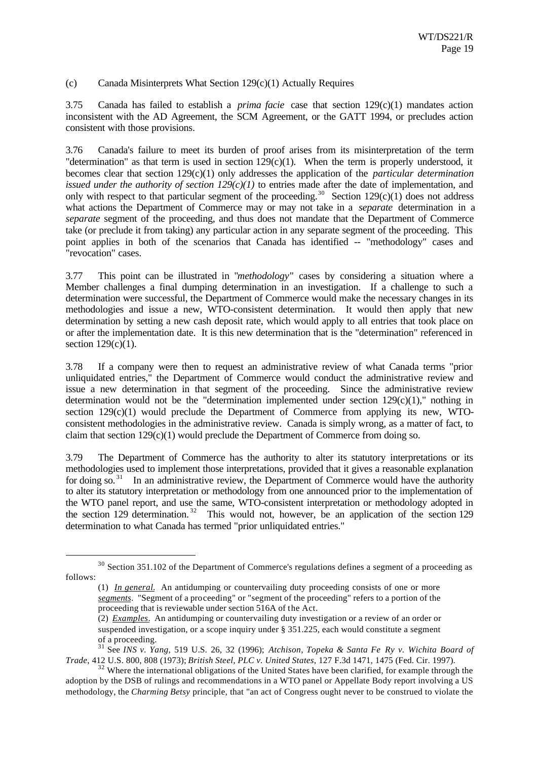(c) Canada Misinterprets What Section 129(c)(1) Actually Requires

3.75 Canada has failed to establish a *prima facie* case that section 129(c)(1) mandates action inconsistent with the AD Agreement, the SCM Agreement, or the GATT 1994, or precludes action consistent with those provisions.

3.76 Canada's failure to meet its burden of proof arises from its misinterpretation of the term "determination" as that term is used in section 129(c)(1). When the term is properly understood, it becomes clear that section 129(c)(1) only addresses the application of the *particular determination issued under the authority of section 129(c)(1)* to entries made after the date of implementation, and only with respect to that particular segment of the proceeding.[30] Section 129(c)(1) does not address what actions the Department of Commerce may or may not take in a *separate* determination in a *separate* segment of the proceeding, and thus does not mandate that the Department of Commerce take (or preclude it from taking) any particular action in any separate segment of the proceeding. This point applies in both of the scenarios that Canada has identified -- "methodology" cases and "revocation" cases.

3.77 This point can be illustrated in "*methodology*" cases by considering a situation where a Member challenges a final dumping determination in an investigation. If a challenge to such a determination were successful, the Department of Commerce would make the necessary changes in its methodologies and issue a new, WTO-consistent determination. It would then apply that new determination by setting a new cash deposit rate, which would apply to all entries that took place on or after the implementation date. It is this new determination that is the "determination" referenced in section 129(c)(1).

3.78 If a company were then to request an administrative review of what Canada terms "prior unliquidated entries," the Department of Commerce would conduct the administrative review and issue a new determination in that segment of the proceeding. Since the administrative review determination would not be the "determination implemented under section 129(c)(1)," nothing in section 129(c)(1) would preclude the Department of Commerce from applying its new, WTO-consistent methodologies in the administrative review. Canada is simply wrong, as a matter of fact, to claim that section 129(c)(1) would preclude the Department of Commerce from doing so.

3.79 The Department of Commerce has the authority to alter its statutory interpretations or its methodologies used to implement those interpretations, provided that it gives a reasonable explanation for doing so.[31] In an administrative review, the Department of Commerce would have the authority to alter its statutory interpretation or methodology from one announced prior to the implementation of the WTO panel report, and use the same, WTO-consistent interpretation or methodology adopted in the section 129 determination.[32] This would not, however, be an application of the section 129 determination to what Canada has termed "prior unliquidated entries."

---

[30] Section 351.102 of the Department of Commerce's regulations defines a segment of a proceeding as follows:

> (1) *In general.* An antidumping or countervailing duty proceeding consists of one or more *segments*. "Segment of a proceeding" or "segment of the proceeding" refers to a portion of the proceeding that is reviewable under section 516A of the Act.
>
> (2) *Examples.* An antidumping or countervailing duty investigation or a review of an order or suspended investigation, or a scope inquiry under § 351.225, each would constitute a segment of a proceeding.

[31] See *INS v. Yang*, 519 U.S. 26, 32 (1996); *Atchison, Topeka & Santa Fe Ry v. Wichita Board of Trade*, 412 U.S. 800, 808 (1973); *British Steel, PLC v. United States*, 127 F.3d 1471, 1475 (Fed. Cir. 1997).

[32] Where the international obligations of the United States have been clarified, for example through the adoption by the DSB of rulings and recommendations in a WTO panel or Appellate Body report involving a US methodology, the *Charming Betsy* principle, that "an act of Congress ought never to be construed to violate the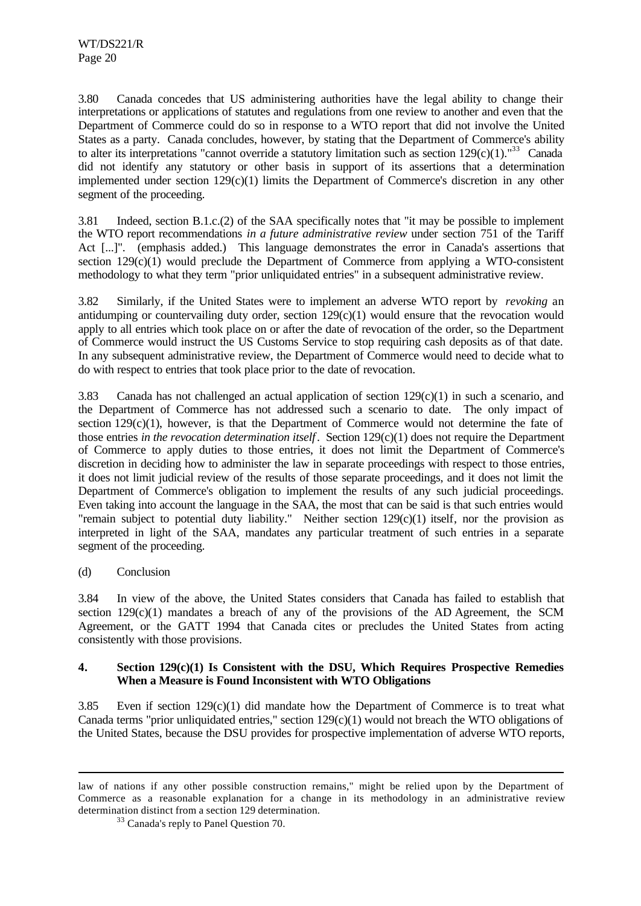3.80 Canada concedes that US administering authorities have the legal ability to change their interpretations or applications of statutes and regulations from one review to another and even that the Department of Commerce could do so in response to a WTO report that did not involve the United States as a party. Canada concludes, however, by stating that the Department of Commerce's ability to alter its interpretations "cannot override a statutory limitation such as section 129(c)(1)."[33] Canada did not identify any statutory or other basis in support of its assertions that a determination implemented under section 129(c)(1) limits the Department of Commerce's discretion in any other segment of the proceeding.

3.81 Indeed, section B.1.c.(2) of the SAA specifically notes that "it may be possible to implement the WTO report recommendations *in a future administrative review* under section 751 of the Tariff Act [...]". (emphasis added.) This language demonstrates the error in Canada's assertions that section 129(c)(1) would preclude the Department of Commerce from applying a WTO-consistent methodology to what they term "prior unliquidated entries" in a subsequent administrative review.

3.82 Similarly, if the United States were to implement an adverse WTO report by *revoking* an antidumping or countervailing duty order, section 129(c)(1) would ensure that the revocation would apply to all entries which took place on or after the date of revocation of the order, so the Department of Commerce would instruct the US Customs Service to stop requiring cash deposits as of that date. In any subsequent administrative review, the Department of Commerce would need to decide what to do with respect to entries that took place prior to the date of revocation.

3.83 Canada has not challenged an actual application of section 129(c)(1) in such a scenario, and the Department of Commerce has not addressed such a scenario to date. The only impact of section 129(c)(1), however, is that the Department of Commerce would not determine the fate of those entries *in the revocation determination itself*. Section 129(c)(1) does not require the Department of Commerce to apply duties to those entries, it does not limit the Department of Commerce's discretion in deciding how to administer the law in separate proceedings with respect to those entries, it does not limit judicial review of the results of those separate proceedings, and it does not limit the Department of Commerce's obligation to implement the results of any such judicial proceedings. Even taking into account the language in the SAA, the most that can be said is that such entries would "remain subject to potential duty liability." Neither section 129(c)(1) itself, nor the provision as interpreted in light of the SAA, mandates any particular treatment of such entries in a separate segment of the proceeding.

(d) Conclusion

3.84 In view of the above, the United States considers that Canada has failed to establish that section 129(c)(1) mandates a breach of any of the provisions of the AD Agreement, the SCM Agreement, or the GATT 1994 that Canada cites or precludes the United States from acting consistently with those provisions.

#### 4. Section 129(c)(1) Is Consistent with the DSU, Which Requires Prospective Remedies When a Measure is Found Inconsistent with WTO Obligations

3.85 Even if section 129(c)(1) did mandate how the Department of Commerce is to treat what Canada terms "prior unliquidated entries," section 129(c)(1) would not breach the WTO obligations of the United States, because the DSU provides for prospective implementation of adverse WTO reports,

---

law of nations if any other possible construction remains," might be relied upon by the Department of Commerce as a reasonable explanation for a change in its methodology in an administrative review determination distinct from a section 129 determination.

[33] Canada's reply to Panel Question 70.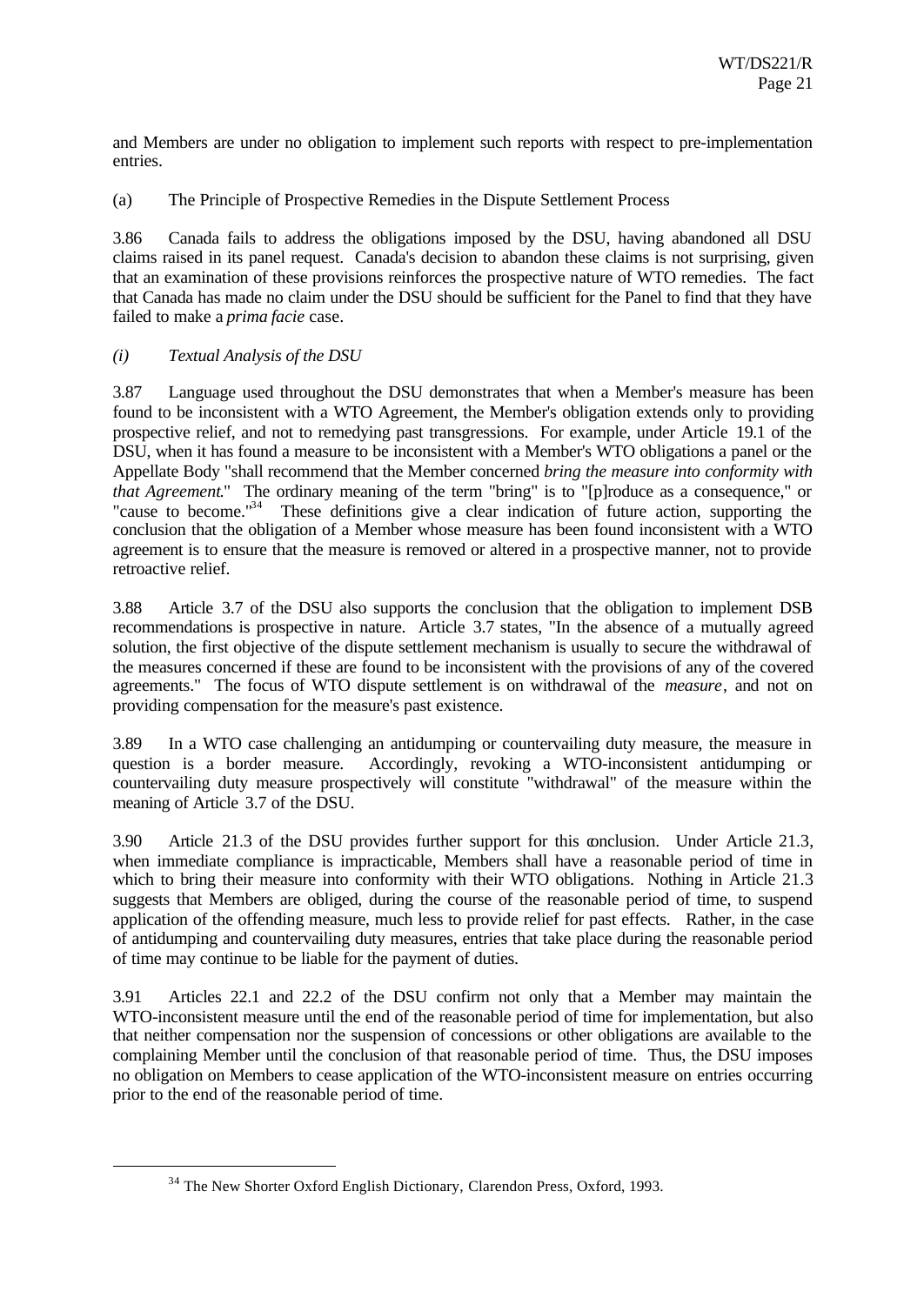and Members are under no obligation to implement such reports with respect to pre-implementation entries.

(a) The Principle of Prospective Remedies in the Dispute Settlement Process

3.86 Canada fails to address the obligations imposed by the DSU, having abandoned all DSU claims raised in its panel request. Canada's decision to abandon these claims is not surprising, given that an examination of these provisions reinforces the prospective nature of WTO remedies. The fact that Canada has made no claim under the DSU should be sufficient for the Panel to find that they have failed to make a *prima facie* case.

*(i) Textual Analysis of the DSU*

3.87 Language used throughout the DSU demonstrates that when a Member's measure has been found to be inconsistent with a WTO Agreement, the Member's obligation extends only to providing prospective relief, and not to remedying past transgressions. For example, under Article 19.1 of the DSU, when it has found a measure to be inconsistent with a Member's WTO obligations a panel or the Appellate Body "shall recommend that the Member concerned *bring the measure into conformity with that Agreement*." The ordinary meaning of the term "bring" is to "[p]roduce as a consequence," or "cause to become."[34] These definitions give a clear indication of future action, supporting the conclusion that the obligation of a Member whose measure has been found inconsistent with a WTO agreement is to ensure that the measure is removed or altered in a prospective manner, not to provide retroactive relief.

3.88 Article 3.7 of the DSU also supports the conclusion that the obligation to implement DSB recommendations is prospective in nature. Article 3.7 states, "In the absence of a mutually agreed solution, the first objective of the dispute settlement mechanism is usually to secure the withdrawal of the measures concerned if these are found to be inconsistent with the provisions of any of the covered agreements." The focus of WTO dispute settlement is on withdrawal of the *measure*, and not on providing compensation for the measure's past existence.

3.89 In a WTO case challenging an antidumping or countervailing duty measure, the measure in question is a border measure. Accordingly, revoking a WTO-inconsistent antidumping or countervailing duty measure prospectively will constitute "withdrawal" of the measure within the meaning of Article 3.7 of the DSU.

3.90 Article 21.3 of the DSU provides further support for this conclusion. Under Article 21.3, when immediate compliance is impracticable, Members shall have a reasonable period of time in which to bring their measure into conformity with their WTO obligations. Nothing in Article 21.3 suggests that Members are obliged, during the course of the reasonable period of time, to suspend application of the offending measure, much less to provide relief for past effects. Rather, in the case of antidumping and countervailing duty measures, entries that take place during the reasonable period of time may continue to be liable for the payment of duties.

3.91 Articles 22.1 and 22.2 of the DSU confirm not only that a Member may maintain the WTO-inconsistent measure until the end of the reasonable period of time for implementation, but also that neither compensation nor the suspension of concessions or other obligations are available to the complaining Member until the conclusion of that reasonable period of time. Thus, the DSU imposes no obligation on Members to cease application of the WTO-inconsistent measure on entries occurring prior to the end of the reasonable period of time.

---

[34] The New Shorter Oxford English Dictionary, Clarendon Press, Oxford, 1993.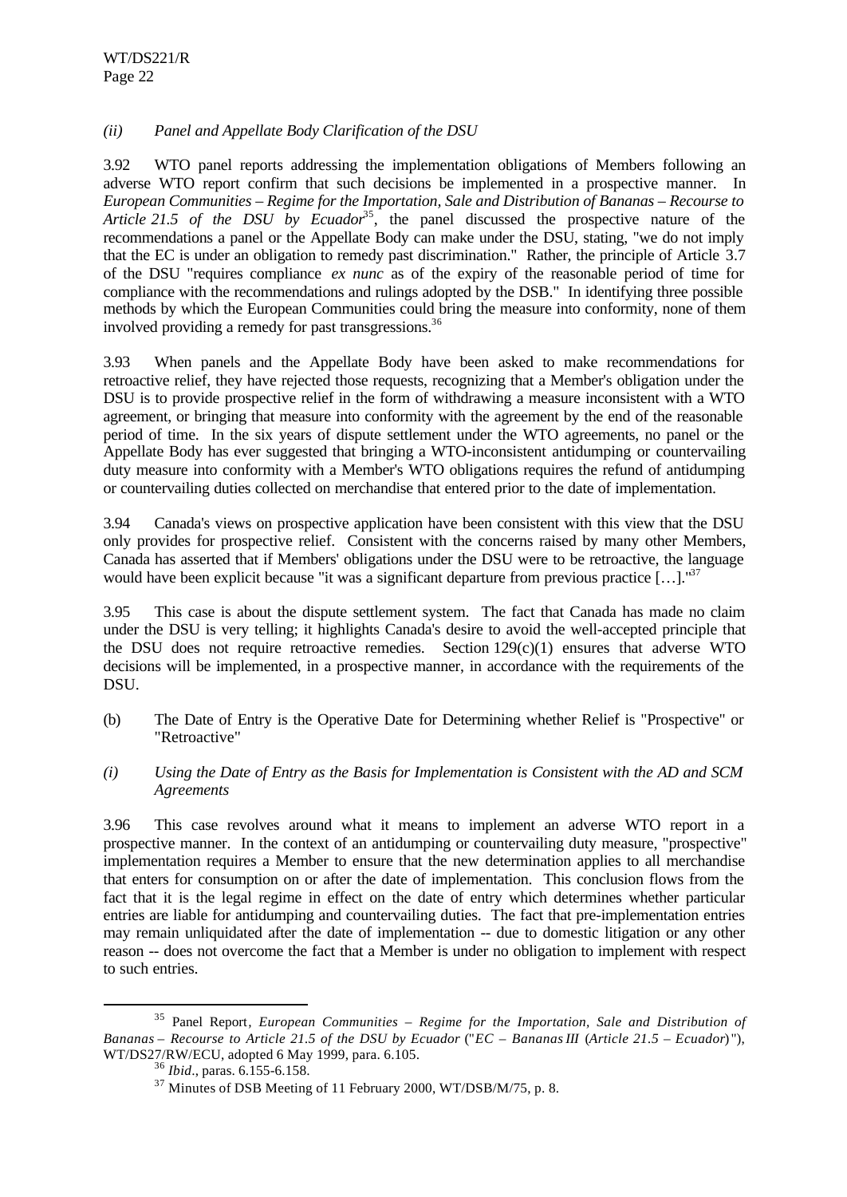*(ii) Panel and Appellate Body Clarification of the DSU*

3.92 WTO panel reports addressing the implementation obligations of Members following an adverse WTO report confirm that such decisions be implemented in a prospective manner. In *European Communities – Regime for the Importation, Sale and Distribution of Bananas – Recourse to Article 21.5 of the DSU by Ecuador*[35], the panel discussed the prospective nature of the recommendations a panel or the Appellate Body can make under the DSU, stating, "we do not imply that the EC is under an obligation to remedy past discrimination." Rather, the principle of Article 3.7 of the DSU "requires compliance *ex nunc* as of the expiry of the reasonable period of time for compliance with the recommendations and rulings adopted by the DSB." In identifying three possible methods by which the European Communities could bring the measure into conformity, none of them involved providing a remedy for past transgressions.[36]

3.93 When panels and the Appellate Body have been asked to make recommendations for retroactive relief, they have rejected those requests, recognizing that a Member's obligation under the DSU is to provide prospective relief in the form of withdrawing a measure inconsistent with a WTO agreement, or bringing that measure into conformity with the agreement by the end of the reasonable period of time. In the six years of dispute settlement under the WTO agreements, no panel or the Appellate Body has ever suggested that bringing a WTO-inconsistent antidumping or countervailing duty measure into conformity with a Member's WTO obligations requires the refund of antidumping or countervailing duties collected on merchandise that entered prior to the date of implementation.

3.94 Canada's views on prospective application have been consistent with this view that the DSU only provides for prospective relief. Consistent with the concerns raised by many other Members, Canada has asserted that if Members' obligations under the DSU were to be retroactive, the language would have been explicit because "it was a significant departure from previous practice […]."[37]

3.95 This case is about the dispute settlement system. The fact that Canada has made no claim under the DSU is very telling; it highlights Canada's desire to avoid the well-accepted principle that the DSU does not require retroactive remedies. Section 129(c)(1) ensures that adverse WTO decisions will be implemented, in a prospective manner, in accordance with the requirements of the DSU.

(b) The Date of Entry is the Operative Date for Determining whether Relief is "Prospective" or "Retroactive"

*(i) Using the Date of Entry as the Basis for Implementation is Consistent with the AD and SCM Agreements*

3.96 This case revolves around what it means to implement an adverse WTO report in a prospective manner. In the context of an antidumping or countervailing duty measure, "prospective" implementation requires a Member to ensure that the new determination applies to all merchandise that enters for consumption on or after the date of implementation. This conclusion flows from the fact that it is the legal regime in effect on the date of entry which determines whether particular entries are liable for antidumping and countervailing duties. The fact that pre-implementation entries may remain unliquidated after the date of implementation -- due to domestic litigation or any other reason -- does not overcome the fact that a Member is under no obligation to implement with respect to such entries.

---

[35] Panel Report, *European Communities – Regime for the Importation, Sale and Distribution of Bananas – Recourse to Article 21.5 of the DSU by Ecuador* ("*EC – Bananas III* (*Article 21.5 – Ecuador*)"), WT/DS27/RW/ECU, adopted 6 May 1999, para. 6.105.

[36] *Ibid*., paras. 6.155-6.158.

[37] Minutes of DSB Meeting of 11 February 2000, WT/DSB/M/75, p. 8.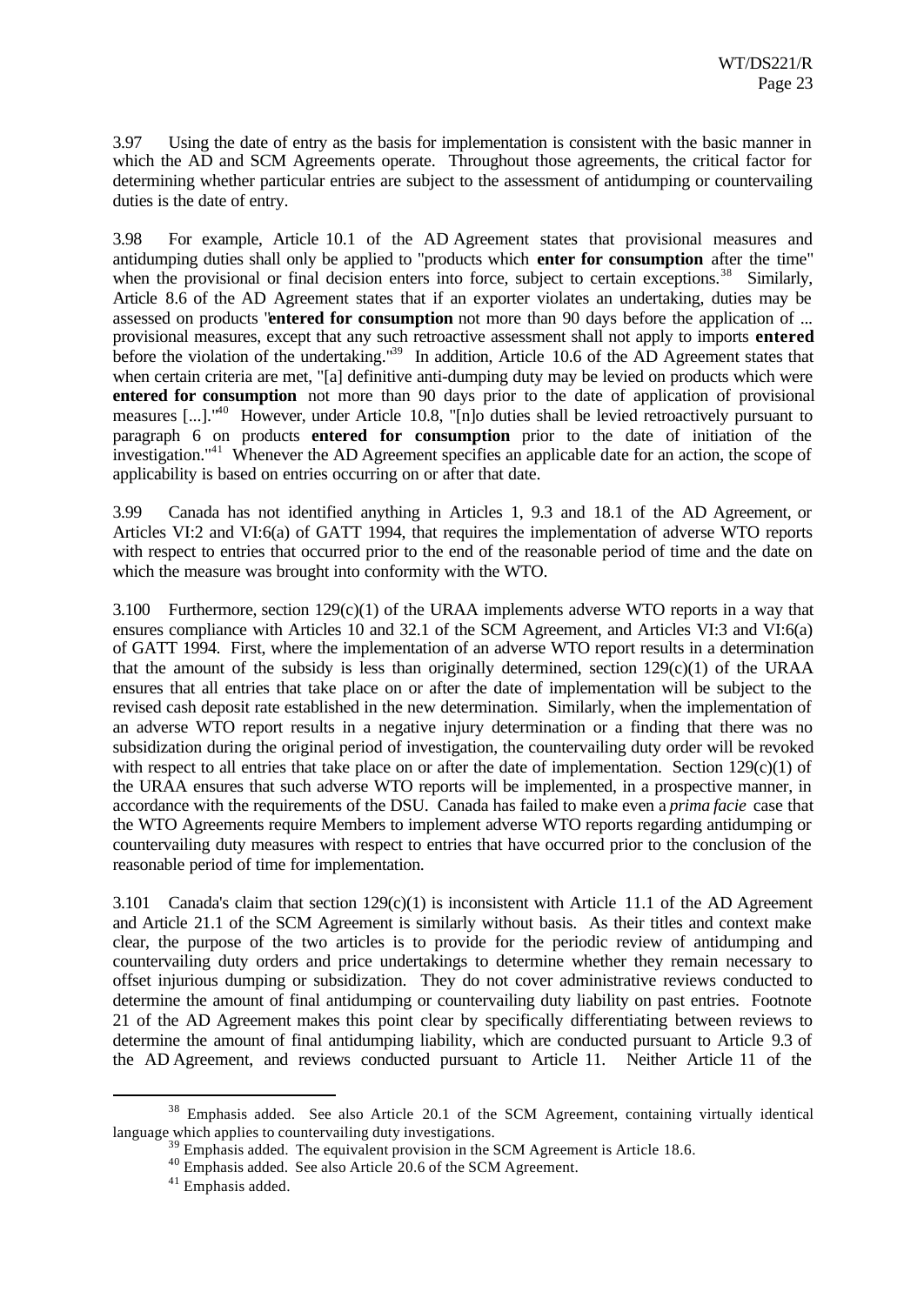3.97 Using the date of entry as the basis for implementation is consistent with the basic manner in which the AD and SCM Agreements operate. Throughout those agreements, the critical factor for determining whether particular entries are subject to the assessment of antidumping or countervailing duties is the date of entry.

3.98 For example, Article 10.1 of the AD Agreement states that provisional measures and antidumping duties shall only be applied to "products which **enter for consumption** after the time" when the provisional or final decision enters into force, subject to certain exceptions.[38] Similarly, Article 8.6 of the AD Agreement states that if an exporter violates an undertaking, duties may be assessed on products "**entered for consumption** not more than 90 days before the application of ... provisional measures, except that any such retroactive assessment shall not apply to imports **entered** before the violation of the undertaking."[39] In addition, Article 10.6 of the AD Agreement states that when certain criteria are met, "[a] definitive anti-dumping duty may be levied on products which were **entered for consumption** not more than 90 days prior to the date of application of provisional measures [...]."[40] However, under Article 10.8, "[n]o duties shall be levied retroactively pursuant to paragraph 6 on products **entered for consumption** prior to the date of initiation of the investigation."[41] Whenever the AD Agreement specifies an applicable date for an action, the scope of applicability is based on entries occurring on or after that date.

3.99 Canada has not identified anything in Articles 1, 9.3 and 18.1 of the AD Agreement, or Articles VI:2 and VI:6(a) of GATT 1994, that requires the implementation of adverse WTO reports with respect to entries that occurred prior to the end of the reasonable period of time and the date on which the measure was brought into conformity with the WTO.

3.100 Furthermore, section 129(c)(1) of the URAA implements adverse WTO reports in a way that ensures compliance with Articles 10 and 32.1 of the SCM Agreement, and Articles VI:3 and VI:6(a) of GATT 1994. First, where the implementation of an adverse WTO report results in a determination that the amount of the subsidy is less than originally determined, section 129(c)(1) of the URAA ensures that all entries that take place on or after the date of implementation will be subject to the revised cash deposit rate established in the new determination. Similarly, when the implementation of an adverse WTO report results in a negative injury determination or a finding that there was no subsidization during the original period of investigation, the countervailing duty order will be revoked with respect to all entries that take place on or after the date of implementation. Section 129(c)(1) of the URAA ensures that such adverse WTO reports will be implemented, in a prospective manner, in accordance with the requirements of the DSU. Canada has failed to make even a *prima facie* case that the WTO Agreements require Members to implement adverse WTO reports regarding antidumping or countervailing duty measures with respect to entries that have occurred prior to the conclusion of the reasonable period of time for implementation.

3.101 Canada's claim that section 129(c)(1) is inconsistent with Article 11.1 of the AD Agreement and Article 21.1 of the SCM Agreement is similarly without basis. As their titles and context make clear, the purpose of the two articles is to provide for the periodic review of antidumping and countervailing duty orders and price undertakings to determine whether they remain necessary to offset injurious dumping or subsidization. They do not cover administrative reviews conducted to determine the amount of final antidumping or countervailing duty liability on past entries. Footnote 21 of the AD Agreement makes this point clear by specifically differentiating between reviews to determine the amount of final antidumping liability, which are conducted pursuant to Article 9.3 of the AD Agreement, and reviews conducted pursuant to Article 11. Neither Article 11 of the

---

[38] Emphasis added. See also Article 20.1 of the SCM Agreement, containing virtually identical language which applies to countervailing duty investigations.

[39] Emphasis added. The equivalent provision in the SCM Agreement is Article 18.6.

[40] Emphasis added. See also Article 20.6 of the SCM Agreement.

[41] Emphasis added.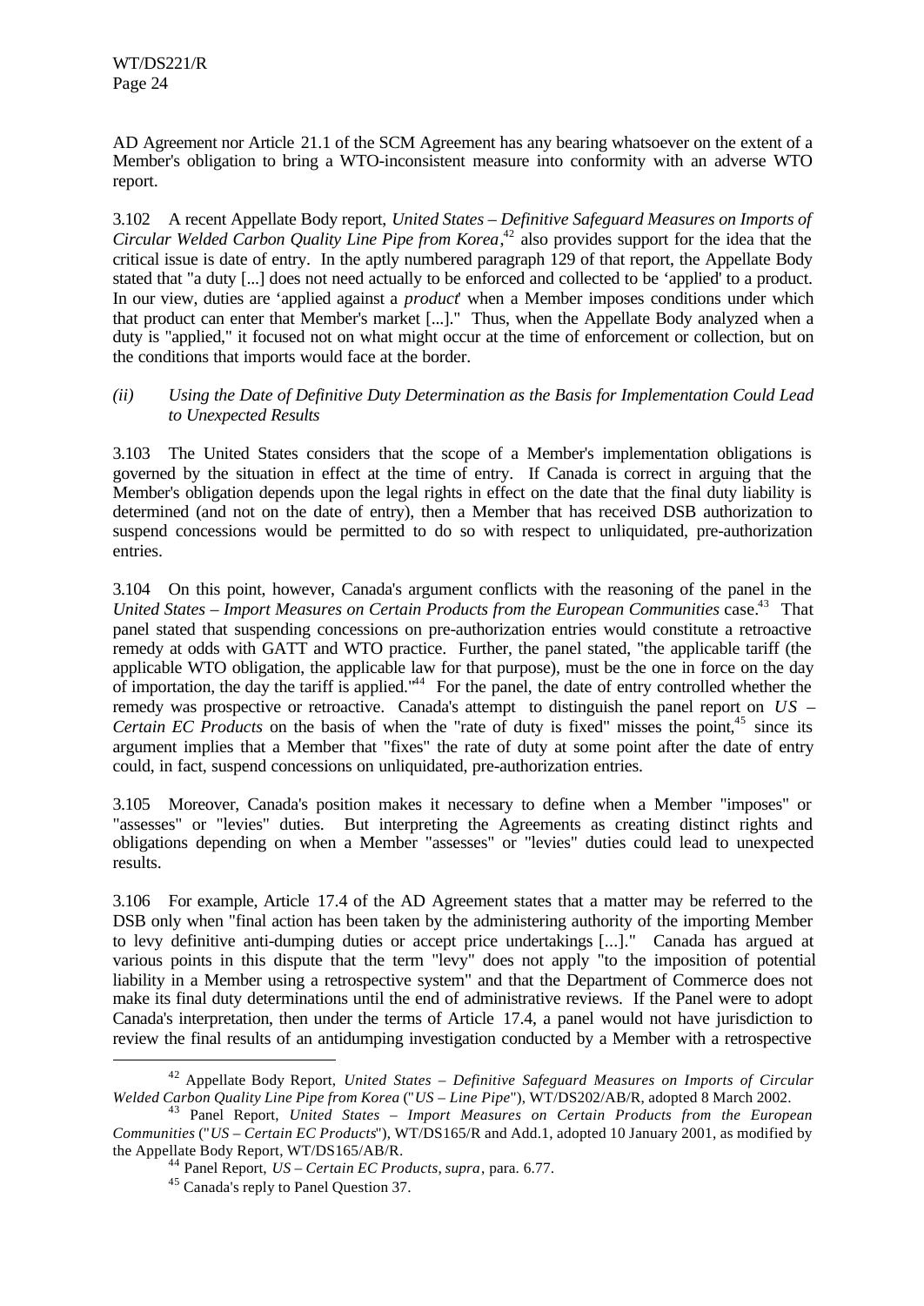AD Agreement nor Article 21.1 of the SCM Agreement has any bearing whatsoever on the extent of a Member's obligation to bring a WTO-inconsistent measure into conformity with an adverse WTO report.

3.102 A recent Appellate Body report, *United States – Definitive Safeguard Measures on Imports of Circular Welded Carbon Quality Line Pipe from Korea*,[42] also provides support for the idea that the critical issue is date of entry. In the aptly numbered paragraph 129 of that report, the Appellate Body stated that "a duty [...] does not need actually to be enforced and collected to be 'applied' to a product. In our view, duties are 'applied against a *product*' when a Member imposes conditions under which that product can enter that Member's market [...]." Thus, when the Appellate Body analyzed when a duty is "applied," it focused not on what might occur at the time of enforcement or collection, but on the conditions that imports would face at the border.

*(ii) Using the Date of Definitive Duty Determination as the Basis for Implementation Could Lead to Unexpected Results*

3.103 The United States considers that the scope of a Member's implementation obligations is governed by the situation in effect at the time of entry. If Canada is correct in arguing that the Member's obligation depends upon the legal rights in effect on the date that the final duty liability is determined (and not on the date of entry), then a Member that has received DSB authorization to suspend concessions would be permitted to do so with respect to unliquidated, pre-authorization entries.

3.104 On this point, however, Canada's argument conflicts with the reasoning of the panel in the *United States – Import Measures on Certain Products from the European Communities* case.[43] That panel stated that suspending concessions on pre-authorization entries would constitute a retroactive remedy at odds with GATT and WTO practice. Further, the panel stated, "the applicable tariff (the applicable WTO obligation, the applicable law for that purpose), must be the one in force on the day of importation, the day the tariff is applied."[44] For the panel, the date of entry controlled whether the remedy was prospective or retroactive. Canada's attempt to distinguish the panel report on *US – Certain EC Products* on the basis of when the "rate of duty is fixed" misses the point,[45] since its argument implies that a Member that "fixes" the rate of duty at some point after the date of entry could, in fact, suspend concessions on unliquidated, pre-authorization entries.

3.105 Moreover, Canada's position makes it necessary to define when a Member "imposes" or "assesses" or "levies" duties. But interpreting the Agreements as creating distinct rights and obligations depending on when a Member "assesses" or "levies" duties could lead to unexpected results.

3.106 For example, Article 17.4 of the AD Agreement states that a matter may be referred to the DSB only when "final action has been taken by the administering authority of the importing Member to levy definitive anti-dumping duties or accept price undertakings [...]." Canada has argued at various points in this dispute that the term "levy" does not apply "to the imposition of potential liability in a Member using a retrospective system" and that the Department of Commerce does not make its final duty determinations until the end of administrative reviews. If the Panel were to adopt Canada's interpretation, then under the terms of Article 17.4, a panel would not have jurisdiction to review the final results of an antidumping investigation conducted by a Member with a retrospective

---

[42] Appellate Body Report, *United States – Definitive Safeguard Measures on Imports of Circular Welded Carbon Quality Line Pipe from Korea* ("*US – Line Pipe*"), WT/DS202/AB/R, adopted 8 March 2002.

[43] Panel Report, *United States – Import Measures on Certain Products from the European Communities* ("*US – Certain EC Products*"), WT/DS165/R and Add.1, adopted 10 January 2001, as modified by the Appellate Body Report, WT/DS165/AB/R.

[44] Panel Report, *US – Certain EC Products*, *supra*, para. 6.77.

[45] Canada's reply to Panel Question 37.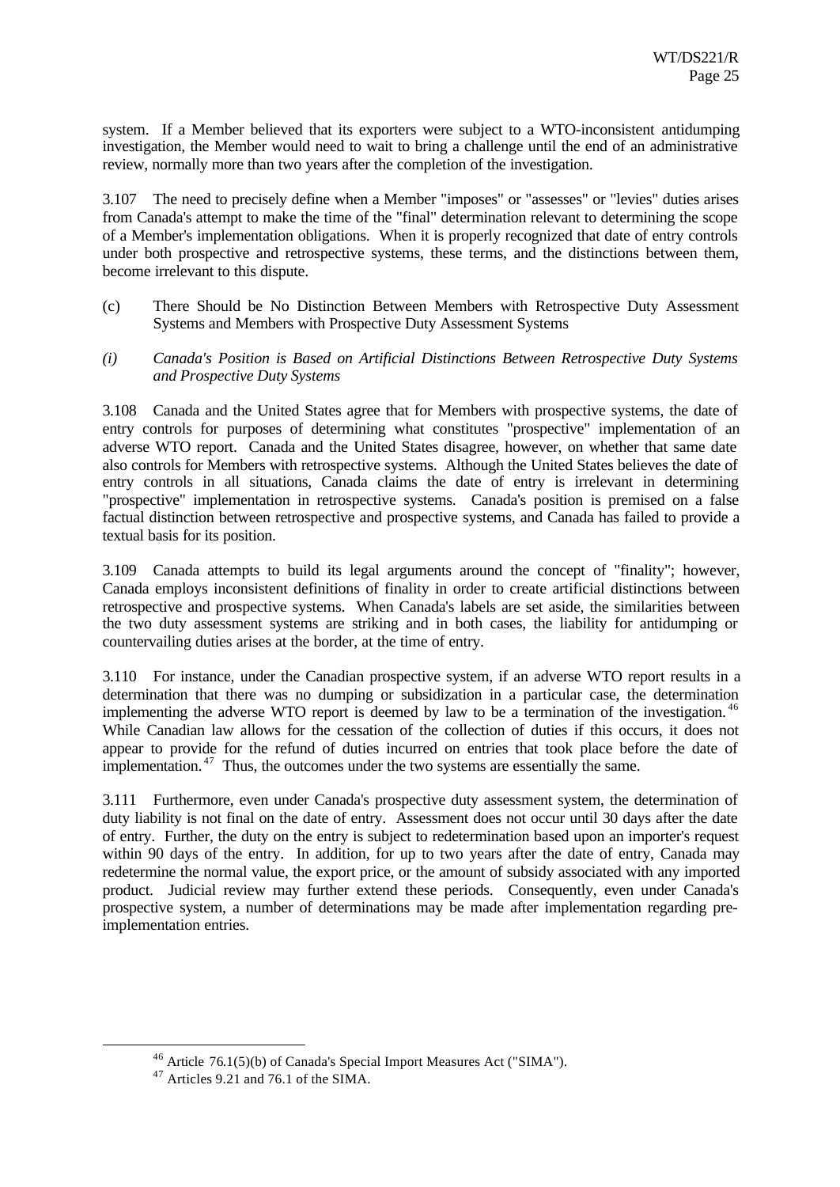system. If a Member believed that its exporters were subject to a WTO-inconsistent antidumping investigation, the Member would need to wait to bring a challenge until the end of an administrative review, normally more than two years after the completion of the investigation.

3.107 The need to precisely define when a Member "imposes" or "assesses" or "levies" duties arises from Canada's attempt to make the time of the "final" determination relevant to determining the scope of a Member's implementation obligations. When it is properly recognized that date of entry controls under both prospective and retrospective systems, these terms, and the distinctions between them, become irrelevant to this dispute.

(c) There Should be No Distinction Between Members with Retrospective Duty Assessment Systems and Members with Prospective Duty Assessment Systems

*(i) Canada's Position is Based on Artificial Distinctions Between Retrospective Duty Systems and Prospective Duty Systems*

3.108 Canada and the United States agree that for Members with prospective systems, the date of entry controls for purposes of determining what constitutes "prospective" implementation of an adverse WTO report. Canada and the United States disagree, however, on whether that same date also controls for Members with retrospective systems. Although the United States believes the date of entry controls in all situations, Canada claims the date of entry is irrelevant in determining "prospective" implementation in retrospective systems. Canada's position is premised on a false factual distinction between retrospective and prospective systems, and Canada has failed to provide a textual basis for its position.

3.109 Canada attempts to build its legal arguments around the concept of "finality"; however, Canada employs inconsistent definitions of finality in order to create artificial distinctions between retrospective and prospective systems. When Canada's labels are set aside, the similarities between the two duty assessment systems are striking and in both cases, the liability for antidumping or countervailing duties arises at the border, at the time of entry.

3.110 For instance, under the Canadian prospective system, if an adverse WTO report results in a determination that there was no dumping or subsidization in a particular case, the determination implementing the adverse WTO report is deemed by law to be a termination of the investigation.[46] While Canadian law allows for the cessation of the collection of duties if this occurs, it does not appear to provide for the refund of duties incurred on entries that took place before the date of implementation.[47] Thus, the outcomes under the two systems are essentially the same.

3.111 Furthermore, even under Canada's prospective duty assessment system, the determination of duty liability is not final on the date of entry. Assessment does not occur until 30 days after the date of entry. Further, the duty on the entry is subject to redetermination based upon an importer's request within 90 days of the entry. In addition, for up to two years after the date of entry, Canada may redetermine the normal value, the export price, or the amount of subsidy associated with any imported product. Judicial review may further extend these periods. Consequently, even under Canada's prospective system, a number of determinations may be made after implementation regarding pre-implementation entries.

---

[46] Article 76.1(5)(b) of Canada's Special Import Measures Act ("SIMA").

[47] Articles 9.21 and 76.1 of the SIMA.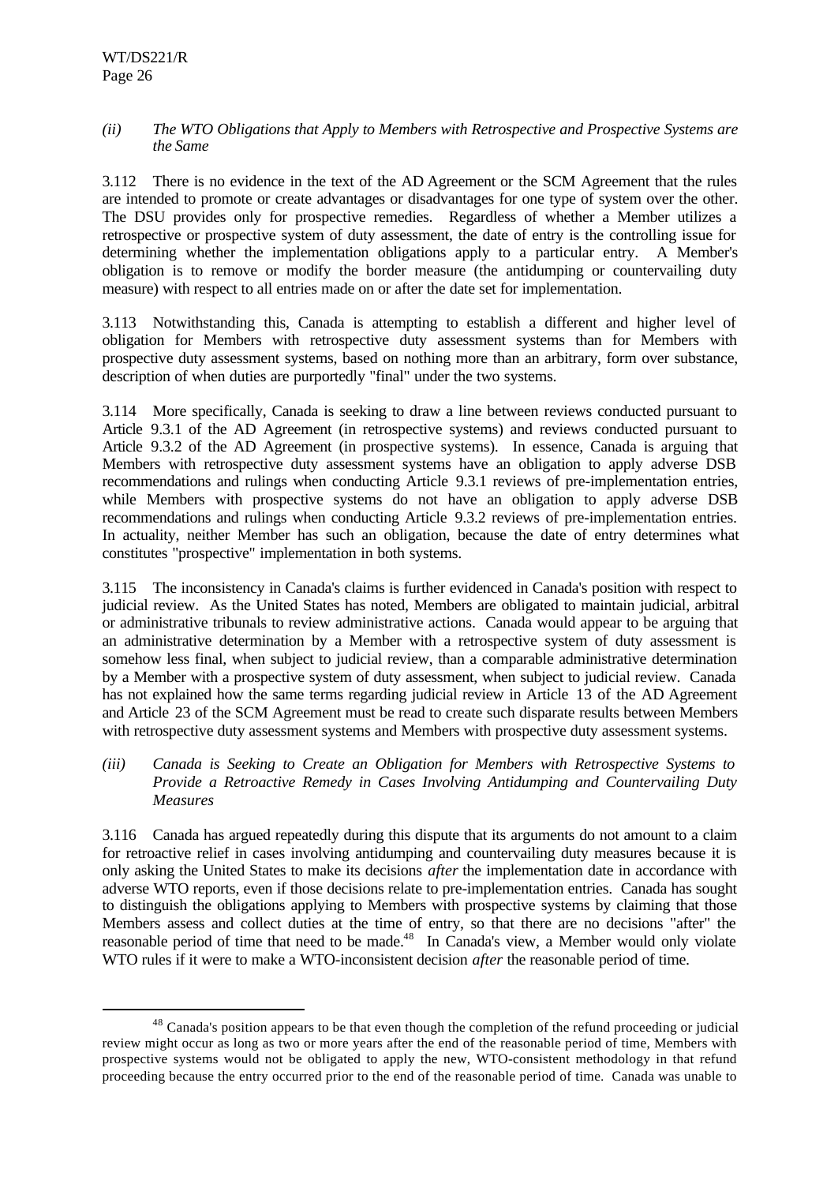*(ii) The WTO Obligations that Apply to Members with Retrospective and Prospective Systems are the Same*

3.112 There is no evidence in the text of the AD Agreement or the SCM Agreement that the rules are intended to promote or create advantages or disadvantages for one type of system over the other. The DSU provides only for prospective remedies. Regardless of whether a Member utilizes a retrospective or prospective system of duty assessment, the date of entry is the controlling issue for determining whether the implementation obligations apply to a particular entry. A Member's obligation is to remove or modify the border measure (the antidumping or countervailing duty measure) with respect to all entries made on or after the date set for implementation.

3.113 Notwithstanding this, Canada is attempting to establish a different and higher level of obligation for Members with retrospective duty assessment systems than for Members with prospective duty assessment systems, based on nothing more than an arbitrary, form over substance, description of when duties are purportedly "final" under the two systems.

3.114 More specifically, Canada is seeking to draw a line between reviews conducted pursuant to Article 9.3.1 of the AD Agreement (in retrospective systems) and reviews conducted pursuant to Article 9.3.2 of the AD Agreement (in prospective systems). In essence, Canada is arguing that Members with retrospective duty assessment systems have an obligation to apply adverse DSB recommendations and rulings when conducting Article 9.3.1 reviews of pre-implementation entries, while Members with prospective systems do not have an obligation to apply adverse DSB recommendations and rulings when conducting Article 9.3.2 reviews of pre-implementation entries. In actuality, neither Member has such an obligation, because the date of entry determines what constitutes "prospective" implementation in both systems.

3.115 The inconsistency in Canada's claims is further evidenced in Canada's position with respect to judicial review. As the United States has noted, Members are obligated to maintain judicial, arbitral or administrative tribunals to review administrative actions. Canada would appear to be arguing that an administrative determination by a Member with a retrospective system of duty assessment is somehow less final, when subject to judicial review, than a comparable administrative determination by a Member with a prospective system of duty assessment, when subject to judicial review. Canada has not explained how the same terms regarding judicial review in Article 13 of the AD Agreement and Article 23 of the SCM Agreement must be read to create such disparate results between Members with retrospective duty assessment systems and Members with prospective duty assessment systems.

*(iii) Canada is Seeking to Create an Obligation for Members with Retrospective Systems to Provide a Retroactive Remedy in Cases Involving Antidumping and Countervailing Duty Measures*

3.116 Canada has argued repeatedly during this dispute that its arguments do not amount to a claim for retroactive relief in cases involving antidumping and countervailing duty measures because it is only asking the United States to make its decisions *after* the implementation date in accordance with adverse WTO reports, even if those decisions relate to pre-implementation entries. Canada has sought to distinguish the obligations applying to Members with prospective systems by claiming that those Members assess and collect duties at the time of entry, so that there are no decisions "after" the reasonable period of time that need to be made.[48] In Canada's view, a Member would only violate WTO rules if it were to make a WTO-inconsistent decision *after* the reasonable period of time.

[48] Canada's position appears to be that even though the completion of the refund proceeding or judicial review might occur as long as two or more years after the end of the reasonable period of time, Members with prospective systems would not be obligated to apply the new, WTO-consistent methodology in that refund proceeding because the entry occurred prior to the end of the reasonable period of time. Canada was unable to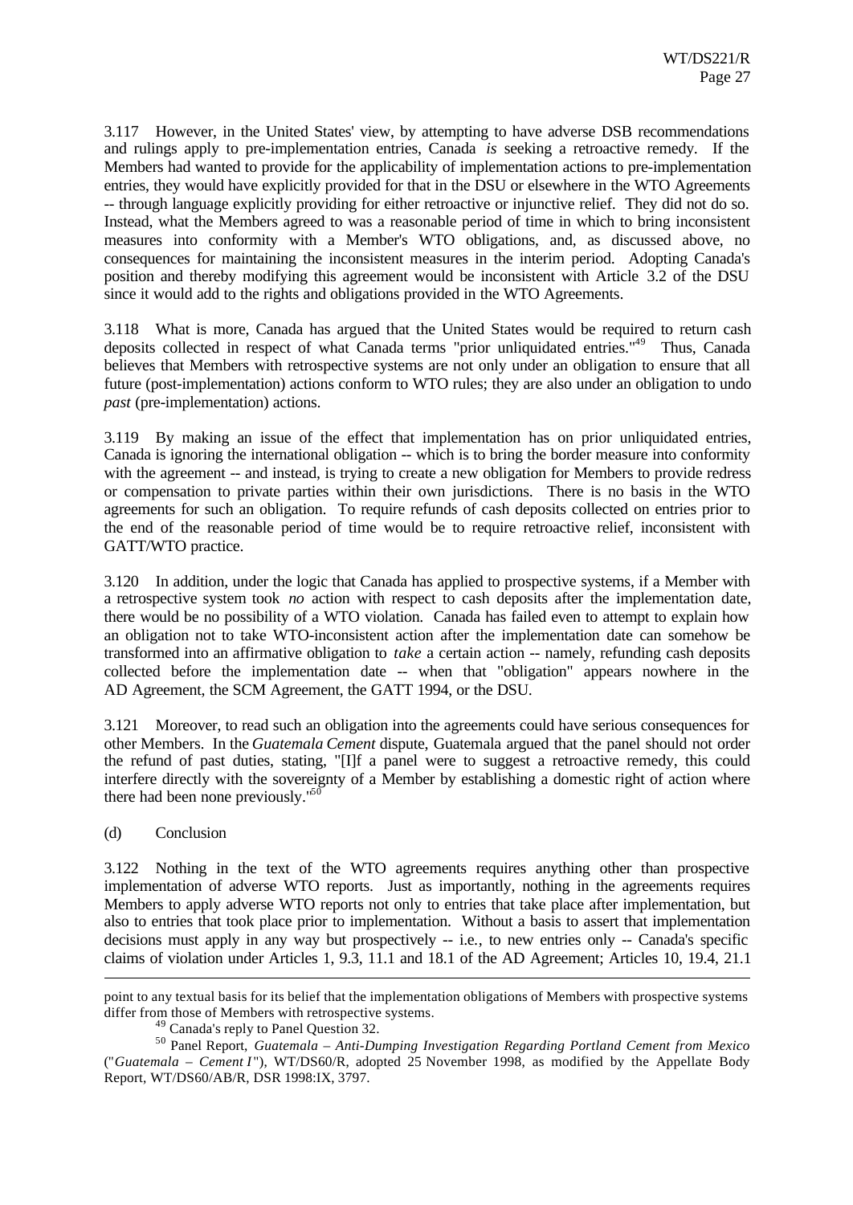3.117 However, in the United States' view, by attempting to have adverse DSB recommendations and rulings apply to pre-implementation entries, Canada *is* seeking a retroactive remedy. If the Members had wanted to provide for the applicability of implementation actions to pre-implementation entries, they would have explicitly provided for that in the DSU or elsewhere in the WTO Agreements -- through language explicitly providing for either retroactive or injunctive relief. They did not do so. Instead, what the Members agreed to was a reasonable period of time in which to bring inconsistent measures into conformity with a Member's WTO obligations, and, as discussed above, no consequences for maintaining the inconsistent measures in the interim period. Adopting Canada's position and thereby modifying this agreement would be inconsistent with Article 3.2 of the DSU since it would add to the rights and obligations provided in the WTO Agreements.

3.118 What is more, Canada has argued that the United States would be required to return cash deposits collected in respect of what Canada terms "prior unliquidated entries."[49] Thus, Canada believes that Members with retrospective systems are not only under an obligation to ensure that all future (post-implementation) actions conform to WTO rules; they are also under an obligation to undo *past* (pre-implementation) actions.

3.119 By making an issue of the effect that implementation has on prior unliquidated entries, Canada is ignoring the international obligation -- which is to bring the border measure into conformity with the agreement -- and instead, is trying to create a new obligation for Members to provide redress or compensation to private parties within their own jurisdictions. There is no basis in the WTO agreements for such an obligation. To require refunds of cash deposits collected on entries prior to the end of the reasonable period of time would be to require retroactive relief, inconsistent with GATT/WTO practice.

3.120 In addition, under the logic that Canada has applied to prospective systems, if a Member with a retrospective system took *no* action with respect to cash deposits after the implementation date, there would be no possibility of a WTO violation. Canada has failed even to attempt to explain how an obligation not to take WTO-inconsistent action after the implementation date can somehow be transformed into an affirmative obligation to *take* a certain action -- namely, refunding cash deposits collected before the implementation date -- when that "obligation" appears nowhere in the AD Agreement, the SCM Agreement, the GATT 1994, or the DSU.

3.121 Moreover, to read such an obligation into the agreements could have serious consequences for other Members. In the *Guatemala Cement* dispute, Guatemala argued that the panel should not order the refund of past duties, stating, "[I]f a panel were to suggest a retroactive remedy, this could interfere directly with the sovereignty of a Member by establishing a domestic right of action where there had been none previously."[50]

(d) Conclusion

3.122 Nothing in the text of the WTO agreements requires anything other than prospective implementation of adverse WTO reports. Just as importantly, nothing in the agreements requires Members to apply adverse WTO reports not only to entries that take place after implementation, but also to entries that took place prior to implementation. Without a basis to assert that implementation decisions must apply in any way but prospectively -- i.e., to new entries only -- Canada's specific claims of violation under Articles 1, 9.3, 11.1 and 18.1 of the AD Agreement; Articles 10, 19.4, 21.1

---

point to any textual basis for its belief that the implementation obligations of Members with prospective systems differ from those of Members with retrospective systems.

[49] Canada's reply to Panel Question 32.

[50] Panel Report, *Guatemala – Anti-Dumping Investigation Regarding Portland Cement from Mexico* ("*Guatemala – Cement I*"), WT/DS60/R, adopted 25 November 1998, as modified by the Appellate Body Report, WT/DS60/AB/R, DSR 1998:IX, 3797.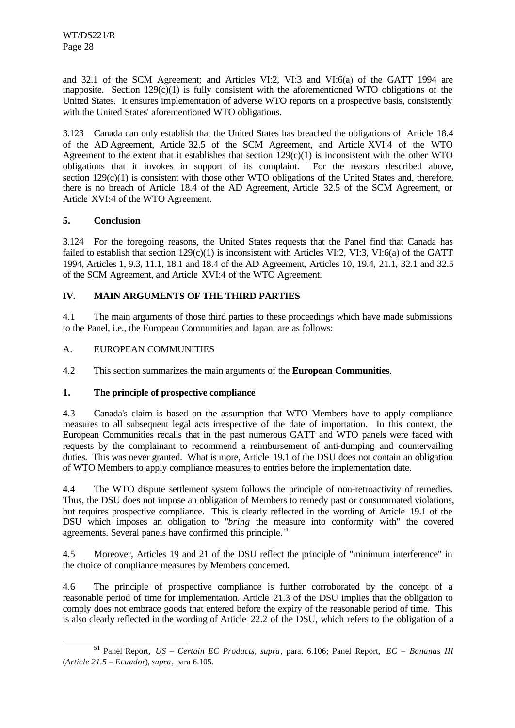and 32.1 of the SCM Agreement; and Articles VI:2, VI:3 and VI:6(a) of the GATT 1994 are inapposite. Section 129(c)(1) is fully consistent with the aforementioned WTO obligations of the United States. It ensures implementation of adverse WTO reports on a prospective basis, consistently with the United States' aforementioned WTO obligations.

3.123 Canada can only establish that the United States has breached the obligations of Article 18.4 of the AD Agreement, Article 32.5 of the SCM Agreement, and Article XVI:4 of the WTO Agreement to the extent that it establishes that section 129(c)(1) is inconsistent with the other WTO obligations that it invokes in support of its complaint. For the reasons described above, section 129(c)(1) is consistent with those other WTO obligations of the United States and, therefore, there is no breach of Article 18.4 of the AD Agreement, Article 32.5 of the SCM Agreement, or Article XVI:4 of the WTO Agreement.

### 5. Conclusion

3.124 For the foregoing reasons, the United States requests that the Panel find that Canada has failed to establish that section 129(c)(1) is inconsistent with Articles VI:2, VI:3, VI:6(a) of the GATT 1994, Articles 1, 9.3, 11.1, 18.1 and 18.4 of the AD Agreement, Articles 10, 19.4, 21.1, 32.1 and 32.5 of the SCM Agreement, and Article XVI:4 of the WTO Agreement.

## IV. MAIN ARGUMENTS OF THE THIRD PARTIES

4.1 The main arguments of those third parties to these proceedings which have made submissions to the Panel, i.e., the European Communities and Japan, are as follows:

### A. EUROPEAN COMMUNITIES

4.2 This section summarizes the main arguments of the **European Communities**.

### 1. The principle of prospective compliance

4.3 Canada's claim is based on the assumption that WTO Members have to apply compliance measures to all subsequent legal acts irrespective of the date of importation. In this context, the European Communities recalls that in the past numerous GATT and WTO panels were faced with requests by the complainant to recommend a reimbursement of anti-dumping and countervailing duties. This was never granted. What is more, Article 19.1 of the DSU does not contain an obligation of WTO Members to apply compliance measures to entries before the implementation date.

4.4 The WTO dispute settlement system follows the principle of non-retroactivity of remedies. Thus, the DSU does not impose an obligation of Members to remedy past or consummated violations, but requires prospective compliance. This is clearly reflected in the wording of Article 19.1 of the DSU which imposes an obligation to "*bring* the measure into conformity with" the covered agreements. Several panels have confirmed this principle.[51]

4.5 Moreover, Articles 19 and 21 of the DSU reflect the principle of "minimum interference" in the choice of compliance measures by Members concerned.

4.6 The principle of prospective compliance is further corroborated by the concept of a reasonable period of time for implementation. Article 21.3 of the DSU implies that the obligation to comply does not embrace goods that entered before the expiry of the reasonable period of time. This is also clearly reflected in the wording of Article 22.2 of the DSU, which refers to the obligation of a

---

[51] Panel Report, *US – Certain EC Products*, *supra*, para. 6.106; Panel Report, *EC – Bananas III* (*Article 21.5 – Ecuador*), *supra*, para 6.105.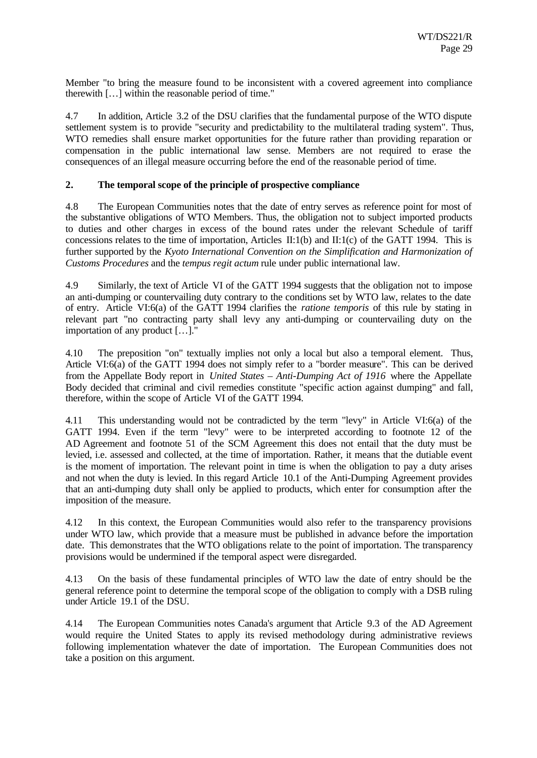Member "to bring the measure found to be inconsistent with a covered agreement into compliance therewith […] within the reasonable period of time."

4.7 In addition, Article 3.2 of the DSU clarifies that the fundamental purpose of the WTO dispute settlement system is to provide "security and predictability to the multilateral trading system". Thus, WTO remedies shall ensure market opportunities for the future rather than providing reparation or compensation in the public international law sense. Members are not required to erase the consequences of an illegal measure occurring before the end of the reasonable period of time.

## 2. The temporal scope of the principle of prospective compliance

4.8 The European Communities notes that the date of entry serves as reference point for most of the substantive obligations of WTO Members. Thus, the obligation not to subject imported products to duties and other charges in excess of the bound rates under the relevant Schedule of tariff concessions relates to the time of importation, Articles II:1(b) and II:1(c) of the GATT 1994. This is further supported by the *Kyoto International Convention on the Simplification and Harmonization of Customs Procedures* and the *tempus regit actum* rule under public international law.

4.9 Similarly, the text of Article VI of the GATT 1994 suggests that the obligation not to impose an anti-dumping or countervailing duty contrary to the conditions set by WTO law, relates to the date of entry. Article VI:6(a) of the GATT 1994 clarifies the *ratione temporis* of this rule by stating in relevant part "no contracting party shall levy any anti-dumping or countervailing duty on the importation of any product […]."

4.10 The preposition "on" textually implies not only a local but also a temporal element. Thus, Article VI:6(a) of the GATT 1994 does not simply refer to a "border measure". This can be derived from the Appellate Body report in *United States – Anti-Dumping Act of 1916* where the Appellate Body decided that criminal and civil remedies constitute "specific action against dumping" and fall, therefore, within the scope of Article VI of the GATT 1994.

4.11 This understanding would not be contradicted by the term "levy" in Article VI:6(a) of the GATT 1994. Even if the term "levy" were to be interpreted according to footnote 12 of the AD Agreement and footnote 51 of the SCM Agreement this does not entail that the duty must be levied, i.e. assessed and collected, at the time of importation. Rather, it means that the dutiable event is the moment of importation. The relevant point in time is when the obligation to pay a duty arises and not when the duty is levied. In this regard Article 10.1 of the Anti-Dumping Agreement provides that an anti-dumping duty shall only be applied to products, which enter for consumption after the imposition of the measure.

4.12 In this context, the European Communities would also refer to the transparency provisions under WTO law, which provide that a measure must be published in advance before the importation date. This demonstrates that the WTO obligations relate to the point of importation. The transparency provisions would be undermined if the temporal aspect were disregarded.

4.13 On the basis of these fundamental principles of WTO law the date of entry should be the general reference point to determine the temporal scope of the obligation to comply with a DSB ruling under Article 19.1 of the DSU.

4.14 The European Communities notes Canada's argument that Article 9.3 of the AD Agreement would require the United States to apply its revised methodology during administrative reviews following implementation whatever the date of importation. The European Communities does not take a position on this argument.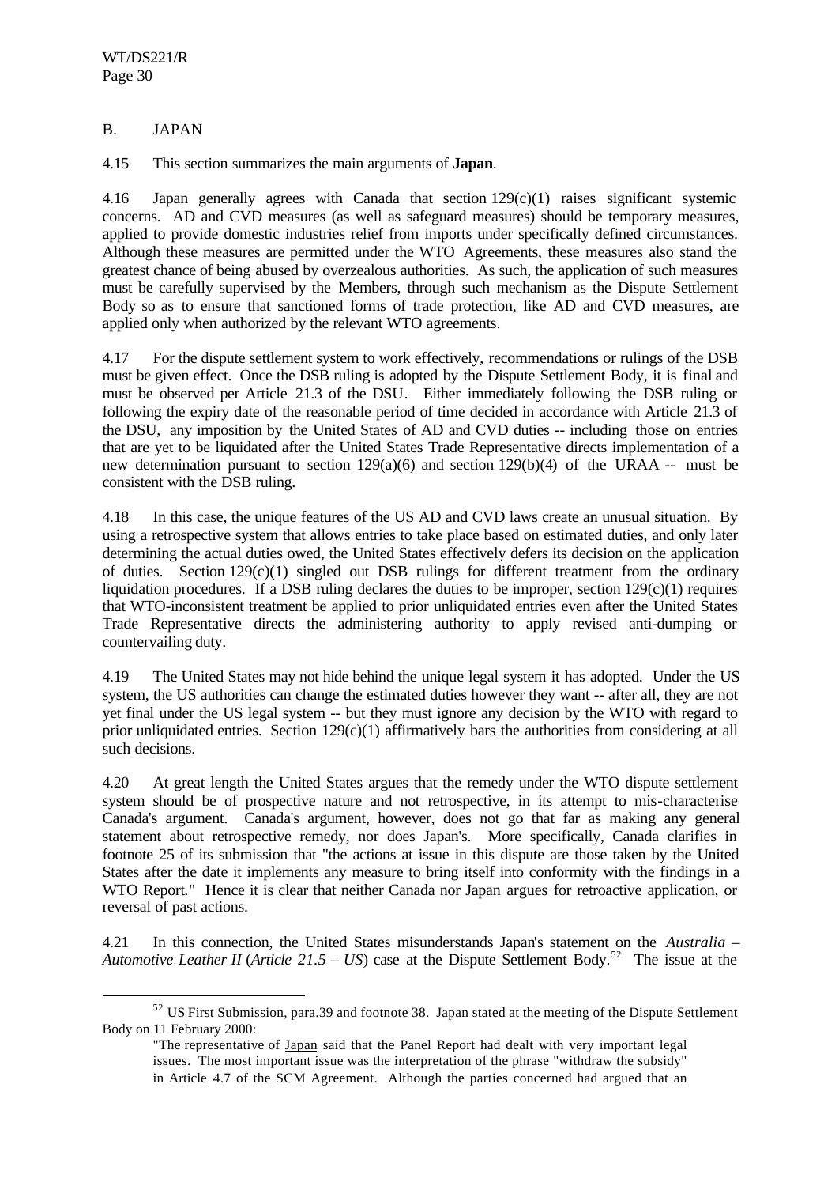## B. JAPAN

4.15 This section summarizes the main arguments of **Japan**.

4.16 Japan generally agrees with Canada that section 129(c)(1) raises significant systemic concerns. AD and CVD measures (as well as safeguard measures) should be temporary measures, applied to provide domestic industries relief from imports under specifically defined circumstances. Although these measures are permitted under the WTO Agreements, these measures also stand the greatest chance of being abused by overzealous authorities. As such, the application of such measures must be carefully supervised by the Members, through such mechanism as the Dispute Settlement Body so as to ensure that sanctioned forms of trade protection, like AD and CVD measures, are applied only when authorized by the relevant WTO agreements.

4.17 For the dispute settlement system to work effectively, recommendations or rulings of the DSB must be given effect. Once the DSB ruling is adopted by the Dispute Settlement Body, it is final and must be observed per Article 21.3 of the DSU. Either immediately following the DSB ruling or following the expiry date of the reasonable period of time decided in accordance with Article 21.3 of the DSU, any imposition by the United States of AD and CVD duties -- including those on entries that are yet to be liquidated after the United States Trade Representative directs implementation of a new determination pursuant to section 129(a)(6) and section 129(b)(4) of the URAA -- must be consistent with the DSB ruling.

4.18 In this case, the unique features of the US AD and CVD laws create an unusual situation. By using a retrospective system that allows entries to take place based on estimated duties, and only later determining the actual duties owed, the United States effectively defers its decision on the application of duties. Section 129(c)(1) singled out DSB rulings for different treatment from the ordinary liquidation procedures. If a DSB ruling declares the duties to be improper, section 129(c)(1) requires that WTO-inconsistent treatment be applied to prior unliquidated entries even after the United States Trade Representative directs the administering authority to apply revised anti-dumping or countervailing duty.

4.19 The United States may not hide behind the unique legal system it has adopted. Under the US system, the US authorities can change the estimated duties however they want -- after all, they are not yet final under the US legal system -- but they must ignore any decision by the WTO with regard to prior unliquidated entries. Section 129(c)(1) affirmatively bars the authorities from considering at all such decisions.

4.20 At great length the United States argues that the remedy under the WTO dispute settlement system should be of prospective nature and not retrospective, in its attempt to mis-characterise Canada's argument. Canada's argument, however, does not go that far as making any general statement about retrospective remedy, nor does Japan's. More specifically, Canada clarifies in footnote 25 of its submission that "the actions at issue in this dispute are those taken by the United States after the date it implements any measure to bring itself into conformity with the findings in a WTO Report." Hence it is clear that neither Canada nor Japan argues for retroactive application, or reversal of past actions.

4.21 In this connection, the United States misunderstands Japan's statement on the *Australia – Automotive Leather II* (*Article 21.5 – US*) case at the Dispute Settlement Body.[52] The issue at the

---

[52] US First Submission, para.39 and footnote 38. Japan stated at the meeting of the Dispute Settlement Body on 11 February 2000:

> "The representative of Japan said that the Panel Report had dealt with very important legal issues. The most important issue was the interpretation of the phrase "withdraw the subsidy" in Article 4.7 of the SCM Agreement. Although the parties concerned had argued that an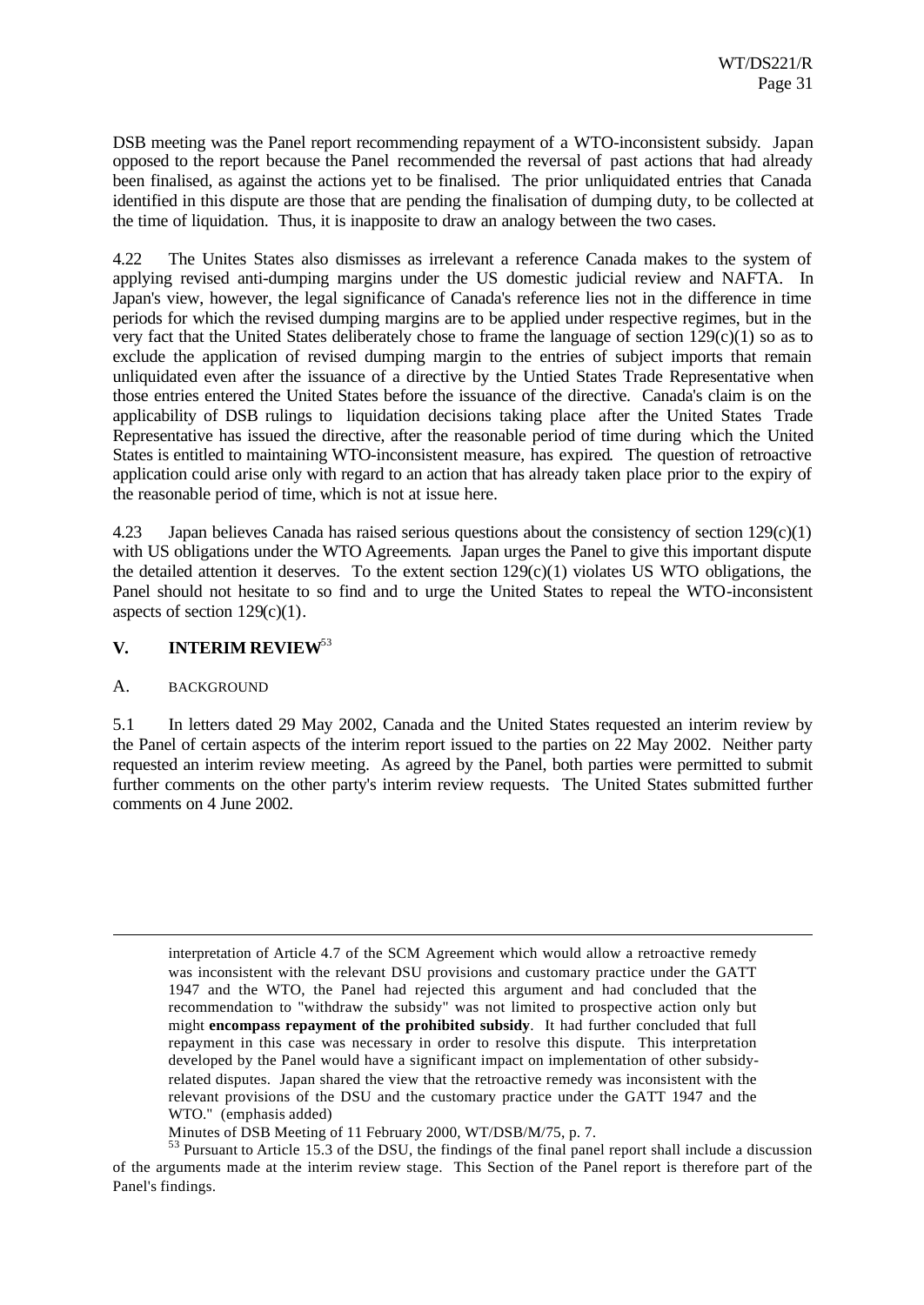DSB meeting was the Panel report recommending repayment of a WTO-inconsistent subsidy. Japan opposed to the report because the Panel recommended the reversal of past actions that had already been finalised, as against the actions yet to be finalised. The prior unliquidated entries that Canada identified in this dispute are those that are pending the finalisation of dumping duty, to be collected at the time of liquidation. Thus, it is inapposite to draw an analogy between the two cases.

4.22 The Unites States also dismisses as irrelevant a reference Canada makes to the system of applying revised anti-dumping margins under the US domestic judicial review and NAFTA. In Japan's view, however, the legal significance of Canada's reference lies not in the difference in time periods for which the revised dumping margins are to be applied under respective regimes, but in the very fact that the United States deliberately chose to frame the language of section 129(c)(1) so as to exclude the application of revised dumping margin to the entries of subject imports that remain unliquidated even after the issuance of a directive by the Untied States Trade Representative when those entries entered the United States before the issuance of the directive. Canada's claim is on the applicability of DSB rulings to liquidation decisions taking place after the United States Trade Representative has issued the directive, after the reasonable period of time during which the United States is entitled to maintaining WTO-inconsistent measure, has expired. The question of retroactive application could arise only with regard to an action that has already taken place prior to the expiry of the reasonable period of time, which is not at issue here.

4.23 Japan believes Canada has raised serious questions about the consistency of section 129(c)(1) with US obligations under the WTO Agreements. Japan urges the Panel to give this important dispute the detailed attention it deserves. To the extent section 129(c)(1) violates US WTO obligations, the Panel should not hesitate to so find and to urge the United States to repeal the WTO-inconsistent aspects of section 129(c)(1).

## V. INTERIM REVIEW[53]

### A. BACKGROUND

5.1 In letters dated 29 May 2002, Canada and the United States requested an interim review by the Panel of certain aspects of the interim report issued to the parties on 22 May 2002. Neither party requested an interim review meeting. As agreed by the Panel, both parties were permitted to submit further comments on the other party's interim review requests. The United States submitted further comments on 4 June 2002.

---

> interpretation of Article 4.7 of the SCM Agreement which would allow a retroactive remedy was inconsistent with the relevant DSU provisions and customary practice under the GATT 1947 and the WTO, the Panel had rejected this argument and had concluded that the recommendation to "withdraw the subsidy" was not limited to prospective action only but might **encompass repayment of the prohibited subsidy**. It had further concluded that full repayment in this case was necessary in order to resolve this dispute. This interpretation developed by the Panel would have a significant impact on implementation of other subsidy-related disputes. Japan shared the view that the retroactive remedy was inconsistent with the relevant provisions of the DSU and the customary practice under the GATT 1947 and the WTO." (emphasis added)

Minutes of DSB Meeting of 11 February 2000, WT/DSB/M/75, p. 7.

[53] Pursuant to Article 15.3 of the DSU, the findings of the final panel report shall include a discussion of the arguments made at the interim review stage. This Section of the Panel report is therefore part of the Panel's findings.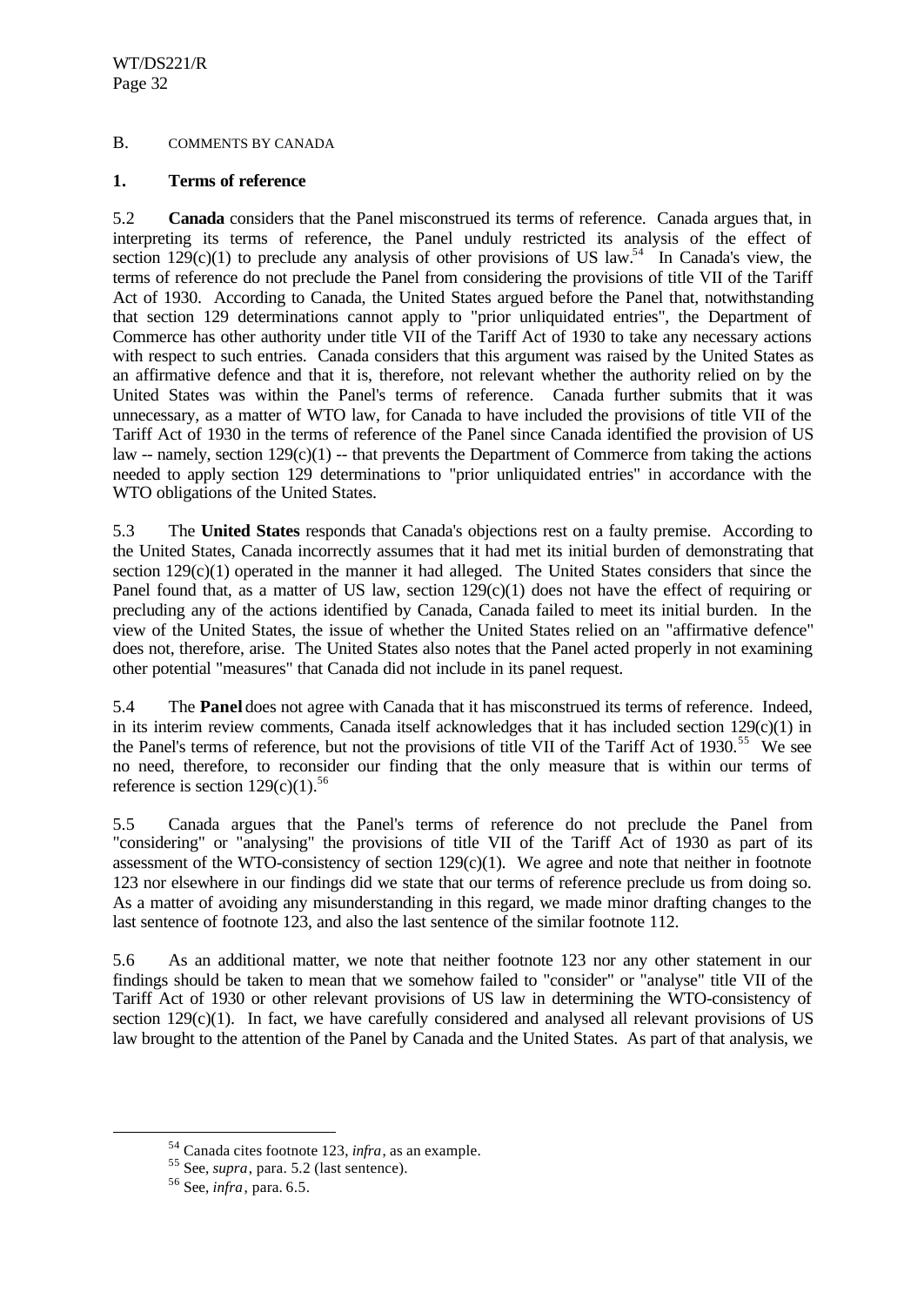## B. COMMENTS BY CANADA

### 1. Terms of reference

5.2 **Canada** considers that the Panel misconstrued its terms of reference. Canada argues that, in interpreting its terms of reference, the Panel unduly restricted its analysis of the effect of section 129(c)(1) to preclude any analysis of other provisions of US law.[54] In Canada's view, the terms of reference do not preclude the Panel from considering the provisions of title VII of the Tariff Act of 1930. According to Canada, the United States argued before the Panel that, notwithstanding that section 129 determinations cannot apply to "prior unliquidated entries", the Department of Commerce has other authority under title VII of the Tariff Act of 1930 to take any necessary actions with respect to such entries. Canada considers that this argument was raised by the United States as an affirmative defence and that it is, therefore, not relevant whether the authority relied on by the United States was within the Panel's terms of reference. Canada further submits that it was unnecessary, as a matter of WTO law, for Canada to have included the provisions of title VII of the Tariff Act of 1930 in the terms of reference of the Panel since Canada identified the provision of US law -- namely, section 129(c)(1) -- that prevents the Department of Commerce from taking the actions needed to apply section 129 determinations to "prior unliquidated entries" in accordance with the WTO obligations of the United States.

5.3 The **United States** responds that Canada's objections rest on a faulty premise. According to the United States, Canada incorrectly assumes that it had met its initial burden of demonstrating that section 129(c)(1) operated in the manner it had alleged. The United States considers that since the Panel found that, as a matter of US law, section 129(c)(1) does not have the effect of requiring or precluding any of the actions identified by Canada, Canada failed to meet its initial burden. In the view of the United States, the issue of whether the United States relied on an "affirmative defence" does not, therefore, arise. The United States also notes that the Panel acted properly in not examining other potential "measures" that Canada did not include in its panel request.

5.4 The **Panel** does not agree with Canada that it has misconstrued its terms of reference. Indeed, in its interim review comments, Canada itself acknowledges that it has included section 129(c)(1) in the Panel's terms of reference, but not the provisions of title VII of the Tariff Act of 1930.[55] We see no need, therefore, to reconsider our finding that the only measure that is within our terms of reference is section 129(c)(1).[56]

5.5 Canada argues that the Panel's terms of reference do not preclude the Panel from "considering" or "analysing" the provisions of title VII of the Tariff Act of 1930 as part of its assessment of the WTO-consistency of section 129(c)(1). We agree and note that neither in footnote 123 nor elsewhere in our findings did we state that our terms of reference preclude us from doing so. As a matter of avoiding any misunderstanding in this regard, we made minor drafting changes to the last sentence of footnote 123, and also the last sentence of the similar footnote 112.

5.6 As an additional matter, we note that neither footnote 123 nor any other statement in our findings should be taken to mean that we somehow failed to "consider" or "analyse" title VII of the Tariff Act of 1930 or other relevant provisions of US law in determining the WTO-consistency of section 129(c)(1). In fact, we have carefully considered and analysed all relevant provisions of US law brought to the attention of the Panel by Canada and the United States. As part of that analysis, we

---

[54] Canada cites footnote 123, *infra*, as an example.

[55] See, *supra*, para. 5.2 (last sentence).

[56] See, *infra*, para. 6.5.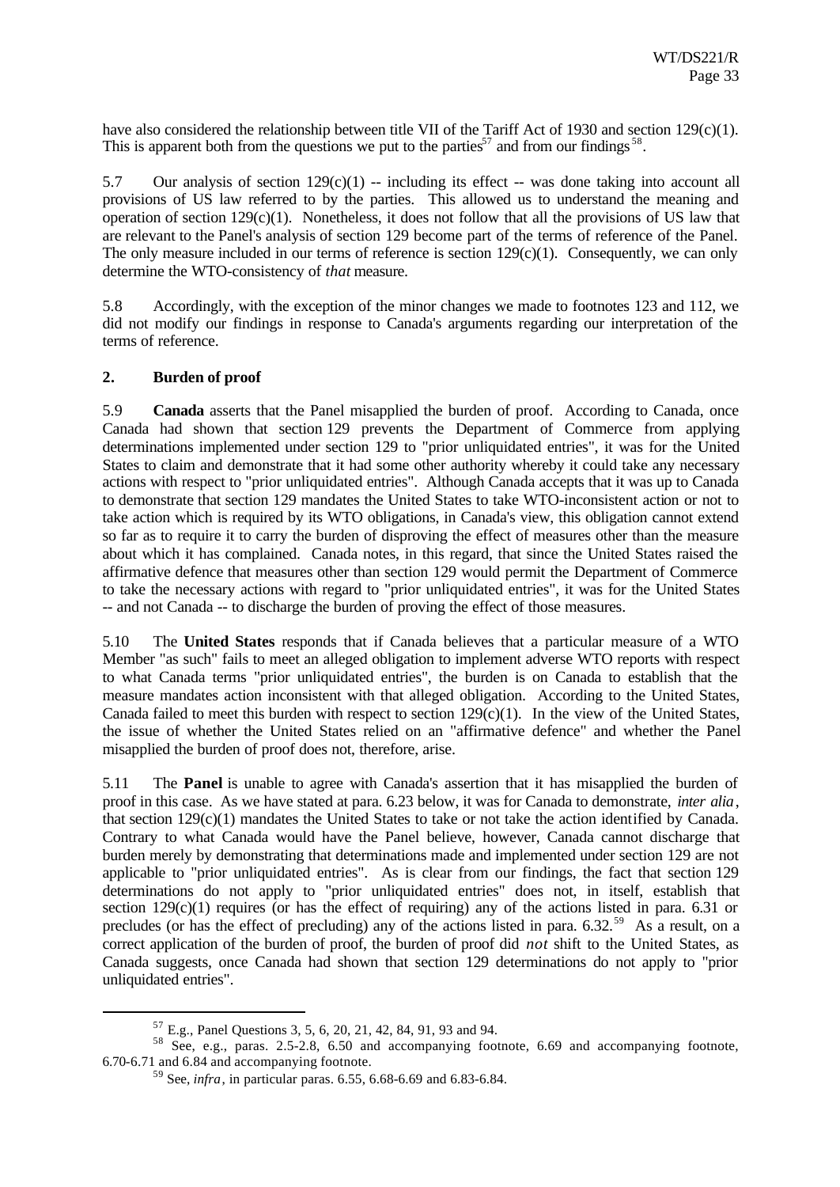have also considered the relationship between title VII of the Tariff Act of 1930 and section 129(c)(1). This is apparent both from the questions we put to the parties[57] and from our findings[58].

5.7 Our analysis of section 129(c)(1) -- including its effect -- was done taking into account all provisions of US law referred to by the parties. This allowed us to understand the meaning and operation of section 129(c)(1). Nonetheless, it does not follow that all the provisions of US law that are relevant to the Panel's analysis of section 129 become part of the terms of reference of the Panel. The only measure included in our terms of reference is section 129(c)(1). Consequently, we can only determine the WTO-consistency of *that* measure.

5.8 Accordingly, with the exception of the minor changes we made to footnotes 123 and 112, we did not modify our findings in response to Canada's arguments regarding our interpretation of the terms of reference.

## 2. Burden of proof

5.9 **Canada** asserts that the Panel misapplied the burden of proof. According to Canada, once Canada had shown that section 129 prevents the Department of Commerce from applying determinations implemented under section 129 to "prior unliquidated entries", it was for the United States to claim and demonstrate that it had some other authority whereby it could take any necessary actions with respect to "prior unliquidated entries". Although Canada accepts that it was up to Canada to demonstrate that section 129 mandates the United States to take WTO-inconsistent action or not to take action which is required by its WTO obligations, in Canada's view, this obligation cannot extend so far as to require it to carry the burden of disproving the effect of measures other than the measure about which it has complained. Canada notes, in this regard, that since the United States raised the affirmative defence that measures other than section 129 would permit the Department of Commerce to take the necessary actions with regard to "prior unliquidated entries", it was for the United States -- and not Canada -- to discharge the burden of proving the effect of those measures.

5.10 The **United States** responds that if Canada believes that a particular measure of a WTO Member "as such" fails to meet an alleged obligation to implement adverse WTO reports with respect to what Canada terms "prior unliquidated entries", the burden is on Canada to establish that the measure mandates action inconsistent with that alleged obligation. According to the United States, Canada failed to meet this burden with respect to section 129(c)(1). In the view of the United States, the issue of whether the United States relied on an "affirmative defence" and whether the Panel misapplied the burden of proof does not, therefore, arise.

5.11 The **Panel** is unable to agree with Canada's assertion that it has misapplied the burden of proof in this case. As we have stated at para. 6.23 below, it was for Canada to demonstrate, *inter alia*, that section 129(c)(1) mandates the United States to take or not take the action identified by Canada. Contrary to what Canada would have the Panel believe, however, Canada cannot discharge that burden merely by demonstrating that determinations made and implemented under section 129 are not applicable to "prior unliquidated entries". As is clear from our findings, the fact that section 129 determinations do not apply to "prior unliquidated entries" does not, in itself, establish that section 129(c)(1) requires (or has the effect of requiring) any of the actions listed in para. 6.31 or precludes (or has the effect of precluding) any of the actions listed in para. 6.32.[59] As a result, on a correct application of the burden of proof, the burden of proof did *not* shift to the United States, as Canada suggests, once Canada had shown that section 129 determinations do not apply to "prior unliquidated entries".

---

[57] E.g., Panel Questions 3, 5, 6, 20, 21, 42, 84, 91, 93 and 94.

[58] See, e.g., paras. 2.5-2.8, 6.50 and accompanying footnote, 6.69 and accompanying footnote, 6.70-6.71 and 6.84 and accompanying footnote.

[59] See, *infra*, in particular paras. 6.55, 6.68-6.69 and 6.83-6.84.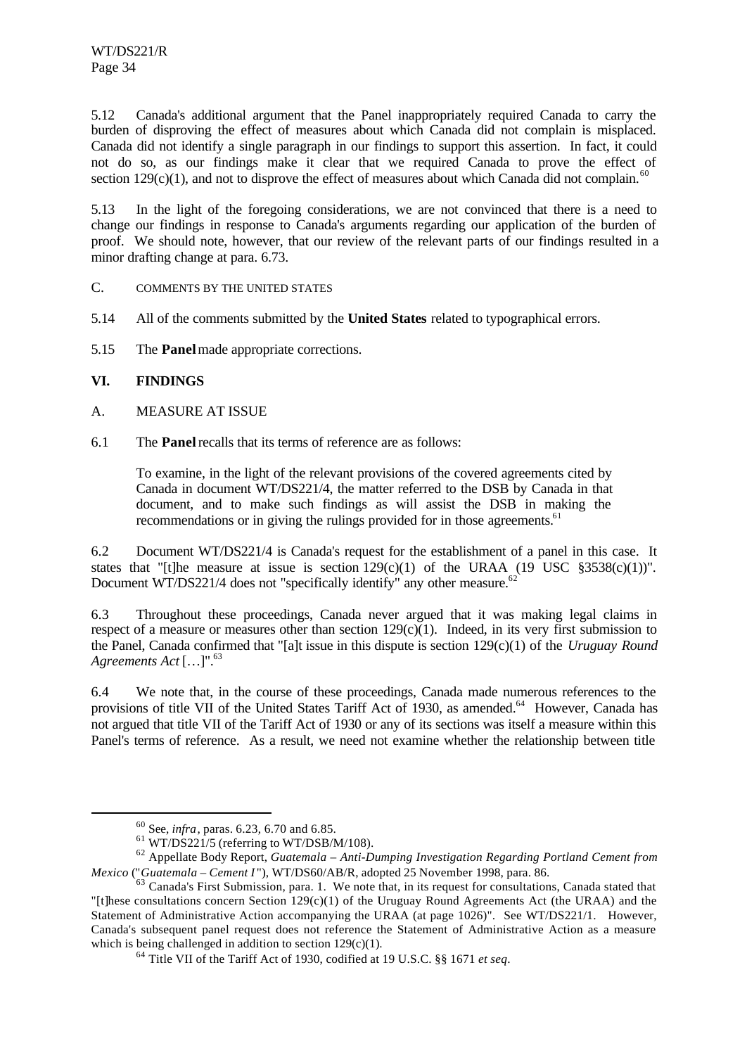5.12 Canada's additional argument that the Panel inappropriately required Canada to carry the burden of disproving the effect of measures about which Canada did not complain is misplaced. Canada did not identify a single paragraph in our findings to support this assertion. In fact, it could not do so, as our findings make it clear that we required Canada to prove the effect of section 129(c)(1), and not to disprove the effect of measures about which Canada did not complain.[60]

5.13 In the light of the foregoing considerations, we are not convinced that there is a need to change our findings in response to Canada's arguments regarding our application of the burden of proof. We should note, however, that our review of the relevant parts of our findings resulted in a minor drafting change at para. 6.73.

C. COMMENTS BY THE UNITED STATES

5.14 All of the comments submitted by the **United States** related to typographical errors.

5.15 The **Panel** made appropriate corrections.

## VI. FINDINGS

### A. MEASURE AT ISSUE

6.1 The **Panel** recalls that its terms of reference are as follows:

> To examine, in the light of the relevant provisions of the covered agreements cited by Canada in document WT/DS221/4, the matter referred to the DSB by Canada in that document, and to make such findings as will assist the DSB in making the recommendations or in giving the rulings provided for in those agreements.[61]

6.2 Document WT/DS221/4 is Canada's request for the establishment of a panel in this case. It states that "[t]he measure at issue is section 129(c)(1) of the URAA (19 USC §3538(c)(1))". Document WT/DS221/4 does not "specifically identify" any other measure.[62]

6.3 Throughout these proceedings, Canada never argued that it was making legal claims in respect of a measure or measures other than section 129(c)(1). Indeed, in its very first submission to the Panel, Canada confirmed that "[a]t issue in this dispute is section 129(c)(1) of the *Uruguay Round Agreements Act* […]".[63]

6.4 We note that, in the course of these proceedings, Canada made numerous references to the provisions of title VII of the United States Tariff Act of 1930, as amended.[64] However, Canada has not argued that title VII of the Tariff Act of 1930 or any of its sections was itself a measure within this Panel's terms of reference. As a result, we need not examine whether the relationship between title

---

[60] See, *infra*, paras. 6.23, 6.70 and 6.85.

[61] WT/DS221/5 (referring to WT/DSB/M/108).

[62] Appellate Body Report, *Guatemala – Anti-Dumping Investigation Regarding Portland Cement from Mexico* ("*Guatemala – Cement I*"), WT/DS60/AB/R, adopted 25 November 1998, para. 86.

[63] Canada's First Submission, para. 1. We note that, in its request for consultations, Canada stated that "[t]hese consultations concern Section 129(c)(1) of the Uruguay Round Agreements Act (the URAA) and the Statement of Administrative Action accompanying the URAA (at page 1026)". See WT/DS221/1. However, Canada's subsequent panel request does not reference the Statement of Administrative Action as a measure which is being challenged in addition to section 129(c)(1).

[64] Title VII of the Tariff Act of 1930, codified at 19 U.S.C. §§ 1671 *et seq*.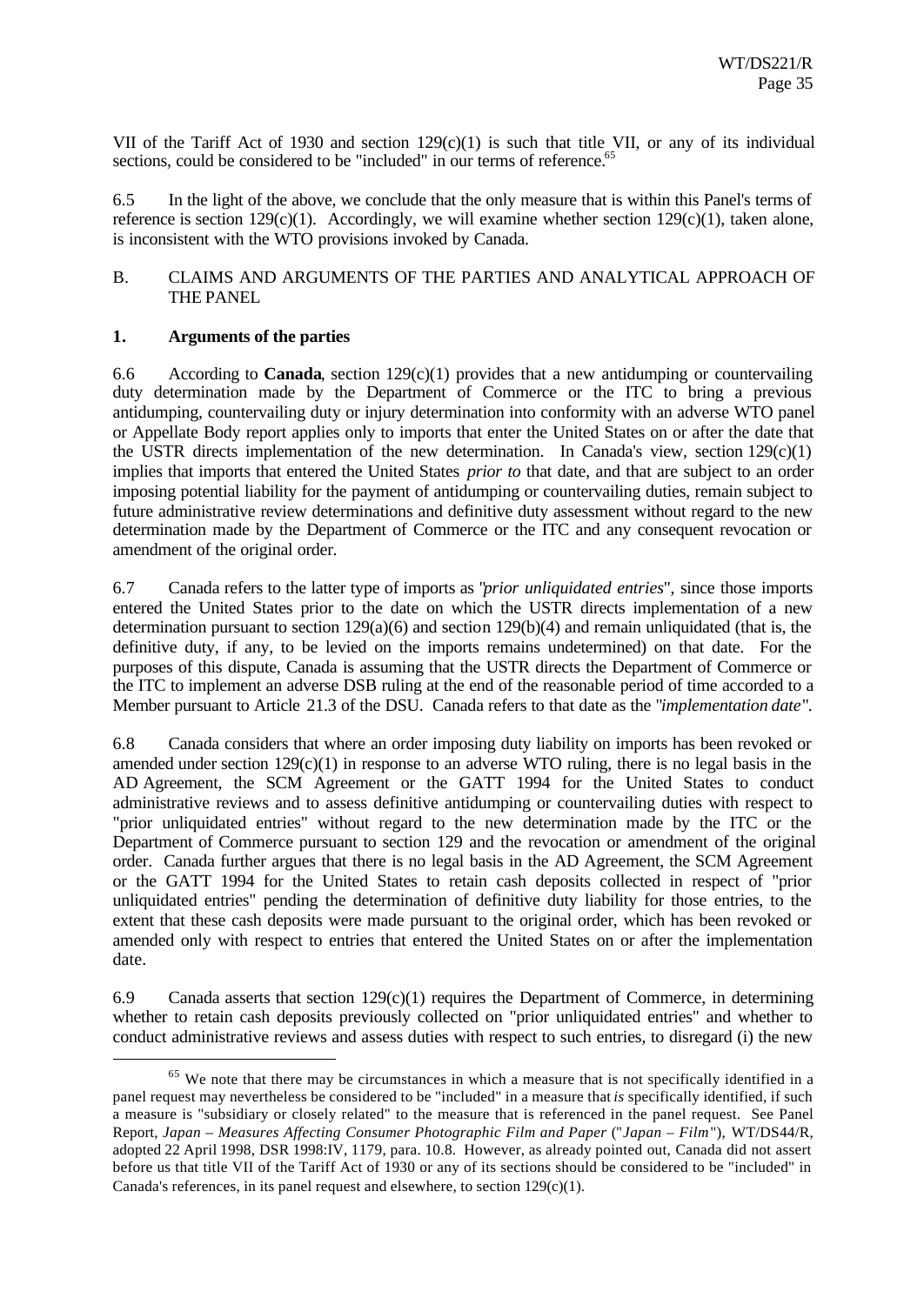VII of the Tariff Act of 1930 and section 129(c)(1) is such that title VII, or any of its individual sections, could be considered to be "included" in our terms of reference.[65]

6.5 In the light of the above, we conclude that the only measure that is within this Panel's terms of reference is section 129(c)(1). Accordingly, we will examine whether section 129(c)(1), taken alone, is inconsistent with the WTO provisions invoked by Canada.

## B. CLAIMS AND ARGUMENTS OF THE PARTIES AND ANALYTICAL APPROACH OF THE PANEL

### 1. Arguments of the parties

6.6 According to **Canada**, section 129(c)(1) provides that a new antidumping or countervailing duty determination made by the Department of Commerce or the ITC to bring a previous antidumping, countervailing duty or injury determination into conformity with an adverse WTO panel or Appellate Body report applies only to imports that enter the United States on or after the date that the USTR directs implementation of the new determination. In Canada's view, section 129(c)(1) implies that imports that entered the United States *prior to* that date, and that are subject to an order imposing potential liability for the payment of antidumping or countervailing duties, remain subject to future administrative review determinations and definitive duty assessment without regard to the new determination made by the Department of Commerce or the ITC and any consequent revocation or amendment of the original order.

6.7 Canada refers to the latter type of imports as "*prior unliquidated entries*", since those imports entered the United States prior to the date on which the USTR directs implementation of a new determination pursuant to section 129(a)(6) and section 129(b)(4) and remain unliquidated (that is, the definitive duty, if any, to be levied on the imports remains undetermined) on that date. For the purposes of this dispute, Canada is assuming that the USTR directs the Department of Commerce or the ITC to implement an adverse DSB ruling at the end of the reasonable period of time accorded to a Member pursuant to Article 21.3 of the DSU. Canada refers to that date as the "*implementation date*".

6.8 Canada considers that where an order imposing duty liability on imports has been revoked or amended under section 129(c)(1) in response to an adverse WTO ruling, there is no legal basis in the AD Agreement, the SCM Agreement or the GATT 1994 for the United States to conduct administrative reviews and to assess definitive antidumping or countervailing duties with respect to "prior unliquidated entries" without regard to the new determination made by the ITC or the Department of Commerce pursuant to section 129 and the revocation or amendment of the original order. Canada further argues that there is no legal basis in the AD Agreement, the SCM Agreement or the GATT 1994 for the United States to retain cash deposits collected in respect of "prior unliquidated entries" pending the determination of definitive duty liability for those entries, to the extent that these cash deposits were made pursuant to the original order, which has been revoked or amended only with respect to entries that entered the United States on or after the implementation date.

6.9 Canada asserts that section 129(c)(1) requires the Department of Commerce, in determining whether to retain cash deposits previously collected on "prior unliquidated entries" and whether to conduct administrative reviews and assess duties with respect to such entries, to disregard (i) the new

---

[65] We note that there may be circumstances in which a measure that is not specifically identified in a panel request may nevertheless be considered to be "included" in a measure that *is* specifically identified, if such a measure is "subsidiary or closely related" to the measure that is referenced in the panel request. See Panel Report, *Japan – Measures Affecting Consumer Photographic Film and Paper* ("*Japan – Film*"), WT/DS44/R, adopted 22 April 1998, DSR 1998:IV, 1179, para. 10.8. However, as already pointed out, Canada did not assert before us that title VII of the Tariff Act of 1930 or any of its sections should be considered to be "included" in Canada's references, in its panel request and elsewhere, to section 129(c)(1).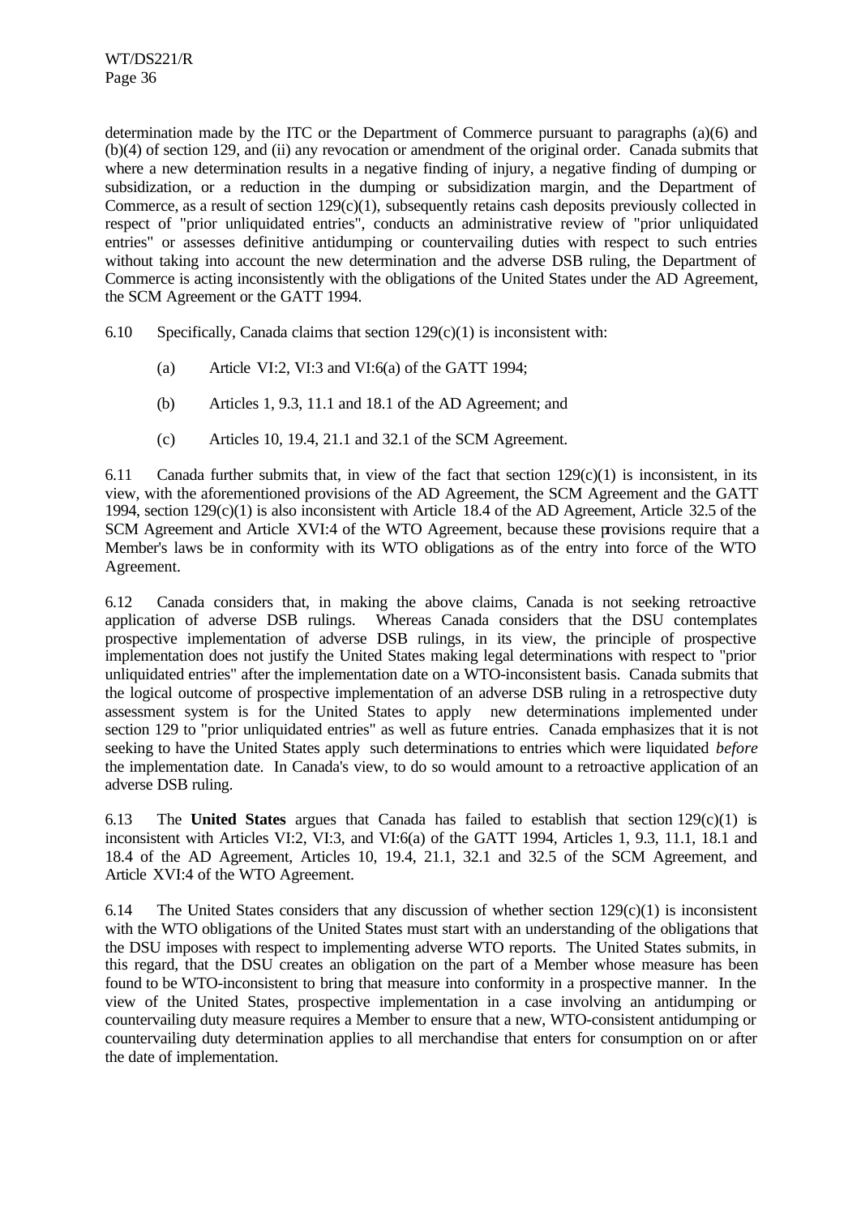determination made by the ITC or the Department of Commerce pursuant to paragraphs (a)(6) and (b)(4) of section 129, and (ii) any revocation or amendment of the original order. Canada submits that where a new determination results in a negative finding of injury, a negative finding of dumping or subsidization, or a reduction in the dumping or subsidization margin, and the Department of Commerce, as a result of section 129(c)(1), subsequently retains cash deposits previously collected in respect of "prior unliquidated entries", conducts an administrative review of "prior unliquidated entries" or assesses definitive antidumping or countervailing duties with respect to such entries without taking into account the new determination and the adverse DSB ruling, the Department of Commerce is acting inconsistently with the obligations of the United States under the AD Agreement, the SCM Agreement or the GATT 1994.

6.10 Specifically, Canada claims that section 129(c)(1) is inconsistent with:

(a) Article VI:2, VI:3 and VI:6(a) of the GATT 1994;

(b) Articles 1, 9.3, 11.1 and 18.1 of the AD Agreement; and

(c) Articles 10, 19.4, 21.1 and 32.1 of the SCM Agreement.

6.11 Canada further submits that, in view of the fact that section 129(c)(1) is inconsistent, in its view, with the aforementioned provisions of the AD Agreement, the SCM Agreement and the GATT 1994, section 129(c)(1) is also inconsistent with Article 18.4 of the AD Agreement, Article 32.5 of the SCM Agreement and Article XVI:4 of the WTO Agreement, because these provisions require that a Member's laws be in conformity with its WTO obligations as of the entry into force of the WTO Agreement.

6.12 Canada considers that, in making the above claims, Canada is not seeking retroactive application of adverse DSB rulings. Whereas Canada considers that the DSU contemplates prospective implementation of adverse DSB rulings, in its view, the principle of prospective implementation does not justify the United States making legal determinations with respect to "prior unliquidated entries" after the implementation date on a WTO-inconsistent basis. Canada submits that the logical outcome of prospective implementation of an adverse DSB ruling in a retrospective duty assessment system is for the United States to apply new determinations implemented under section 129 to "prior unliquidated entries" as well as future entries. Canada emphasizes that it is not seeking to have the United States apply such determinations to entries which were liquidated *before* the implementation date. In Canada's view, to do so would amount to a retroactive application of an adverse DSB ruling.

6.13 The **United States** argues that Canada has failed to establish that section 129(c)(1) is inconsistent with Articles VI:2, VI:3, and VI:6(a) of the GATT 1994, Articles 1, 9.3, 11.1, 18.1 and 18.4 of the AD Agreement, Articles 10, 19.4, 21.1, 32.1 and 32.5 of the SCM Agreement, and Article XVI:4 of the WTO Agreement.

6.14 The United States considers that any discussion of whether section 129(c)(1) is inconsistent with the WTO obligations of the United States must start with an understanding of the obligations that the DSU imposes with respect to implementing adverse WTO reports. The United States submits, in this regard, that the DSU creates an obligation on the part of a Member whose measure has been found to be WTO-inconsistent to bring that measure into conformity in a prospective manner. In the view of the United States, prospective implementation in a case involving an antidumping or countervailing duty measure requires a Member to ensure that a new, WTO-consistent antidumping or countervailing duty determination applies to all merchandise that enters for consumption on or after the date of implementation.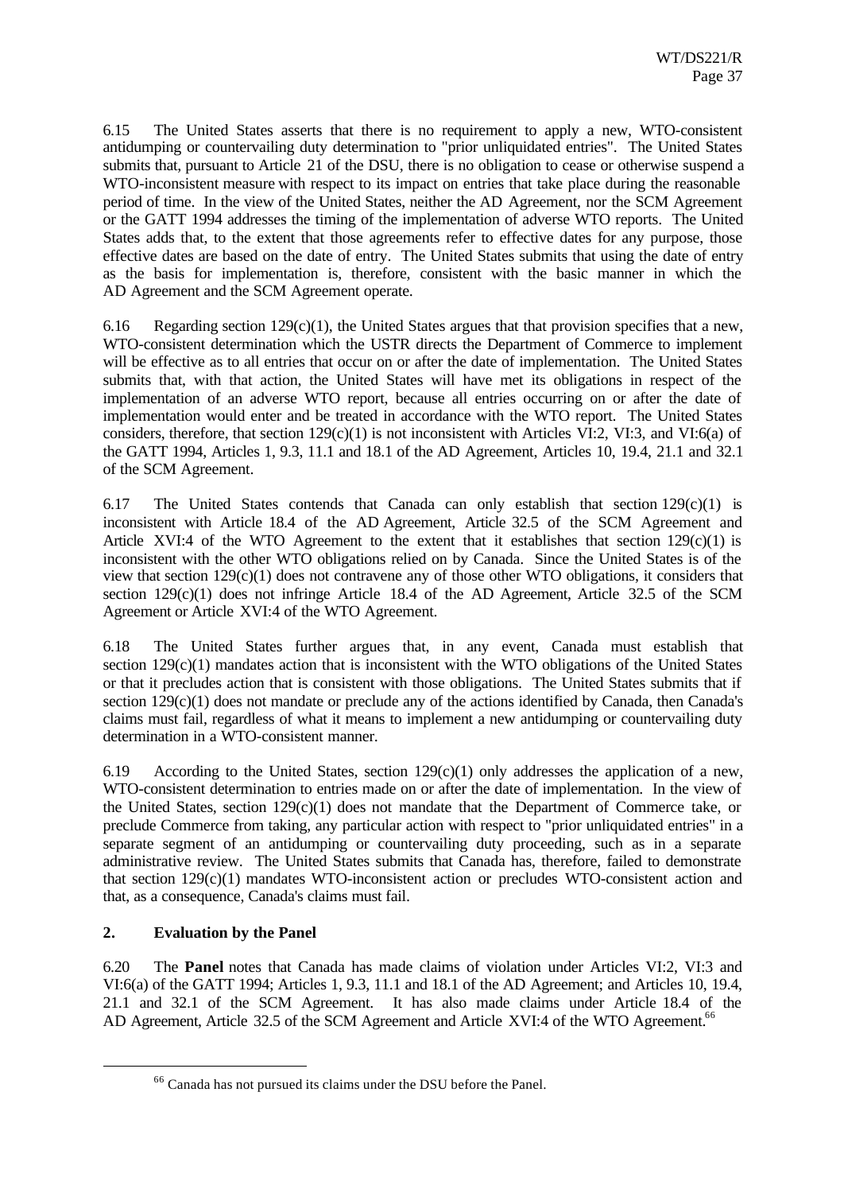6.15 The United States asserts that there is no requirement to apply a new, WTO-consistent antidumping or countervailing duty determination to "prior unliquidated entries". The United States submits that, pursuant to Article 21 of the DSU, there is no obligation to cease or otherwise suspend a WTO-inconsistent measure with respect to its impact on entries that take place during the reasonable period of time. In the view of the United States, neither the AD Agreement, nor the SCM Agreement or the GATT 1994 addresses the timing of the implementation of adverse WTO reports. The United States adds that, to the extent that those agreements refer to effective dates for any purpose, those effective dates are based on the date of entry. The United States submits that using the date of entry as the basis for implementation is, therefore, consistent with the basic manner in which the AD Agreement and the SCM Agreement operate.

6.16 Regarding section 129(c)(1), the United States argues that that provision specifies that a new, WTO-consistent determination which the USTR directs the Department of Commerce to implement will be effective as to all entries that occur on or after the date of implementation. The United States submits that, with that action, the United States will have met its obligations in respect of the implementation of an adverse WTO report, because all entries occurring on or after the date of implementation would enter and be treated in accordance with the WTO report. The United States considers, therefore, that section 129(c)(1) is not inconsistent with Articles VI:2, VI:3, and VI:6(a) of the GATT 1994, Articles 1, 9.3, 11.1 and 18.1 of the AD Agreement, Articles 10, 19.4, 21.1 and 32.1 of the SCM Agreement.

6.17 The United States contends that Canada can only establish that section 129(c)(1) is inconsistent with Article 18.4 of the AD Agreement, Article 32.5 of the SCM Agreement and Article XVI:4 of the WTO Agreement to the extent that it establishes that section 129(c)(1) is inconsistent with the other WTO obligations relied on by Canada. Since the United States is of the view that section 129(c)(1) does not contravene any of those other WTO obligations, it considers that section 129(c)(1) does not infringe Article 18.4 of the AD Agreement, Article 32.5 of the SCM Agreement or Article XVI:4 of the WTO Agreement.

6.18 The United States further argues that, in any event, Canada must establish that section 129(c)(1) mandates action that is inconsistent with the WTO obligations of the United States or that it precludes action that is consistent with those obligations. The United States submits that if section 129(c)(1) does not mandate or preclude any of the actions identified by Canada, then Canada's claims must fail, regardless of what it means to implement a new antidumping or countervailing duty determination in a WTO-consistent manner.

6.19 According to the United States, section 129(c)(1) only addresses the application of a new, WTO-consistent determination to entries made on or after the date of implementation. In the view of the United States, section 129(c)(1) does not mandate that the Department of Commerce take, or preclude Commerce from taking, any particular action with respect to "prior unliquidated entries" in a separate segment of an antidumping or countervailing duty proceeding, such as in a separate administrative review. The United States submits that Canada has, therefore, failed to demonstrate that section 129(c)(1) mandates WTO-inconsistent action or precludes WTO-consistent action and that, as a consequence, Canada's claims must fail.

## 2. Evaluation by the Panel

6.20 The **Panel** notes that Canada has made claims of violation under Articles VI:2, VI:3 and VI:6(a) of the GATT 1994; Articles 1, 9.3, 11.1 and 18.1 of the AD Agreement; and Articles 10, 19.4, 21.1 and 32.1 of the SCM Agreement. It has also made claims under Article 18.4 of the AD Agreement, Article 32.5 of the SCM Agreement and Article XVI:4 of the WTO Agreement.[66]

[66] Canada has not pursued its claims under the DSU before the Panel.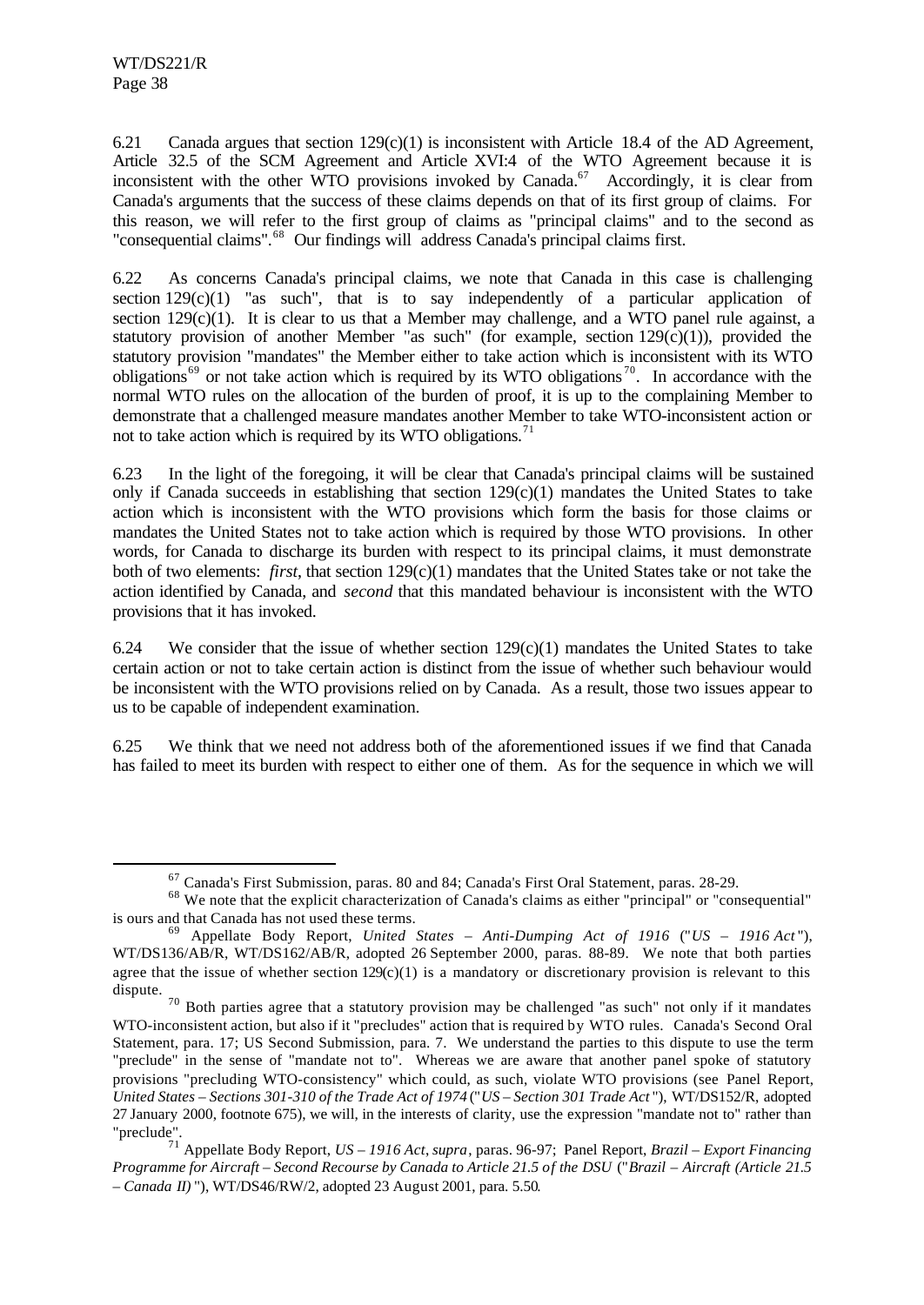6.21 Canada argues that section 129(c)(1) is inconsistent with Article 18.4 of the AD Agreement, Article 32.5 of the SCM Agreement and Article XVI:4 of the WTO Agreement because it is inconsistent with the other WTO provisions invoked by Canada.[67] Accordingly, it is clear from Canada's arguments that the success of these claims depends on that of its first group of claims. For this reason, we will refer to the first group of claims as "principal claims" and to the second as "consequential claims".[68] Our findings will address Canada's principal claims first.

6.22 As concerns Canada's principal claims, we note that Canada in this case is challenging section 129(c)(1) "as such", that is to say independently of a particular application of section 129(c)(1). It is clear to us that a Member may challenge, and a WTO panel rule against, a statutory provision of another Member "as such" (for example, section 129(c)(1)), provided the statutory provision "mandates" the Member either to take action which is inconsistent with its WTO obligations[69] or not take action which is required by its WTO obligations[70]. In accordance with the normal WTO rules on the allocation of the burden of proof, it is up to the complaining Member to demonstrate that a challenged measure mandates another Member to take WTO-inconsistent action or not to take action which is required by its WTO obligations.[71]

6.23 In the light of the foregoing, it will be clear that Canada's principal claims will be sustained only if Canada succeeds in establishing that section 129(c)(1) mandates the United States to take action which is inconsistent with the WTO provisions which form the basis for those claims or mandates the United States not to take action which is required by those WTO provisions. In other words, for Canada to discharge its burden with respect to its principal claims, it must demonstrate both of two elements: *first*, that section 129(c)(1) mandates that the United States take or not take the action identified by Canada, and *second* that this mandated behaviour is inconsistent with the WTO provisions that it has invoked.

6.24 We consider that the issue of whether section 129(c)(1) mandates the United States to take certain action or not to take certain action is distinct from the issue of whether such behaviour would be inconsistent with the WTO provisions relied on by Canada. As a result, those two issues appear to us to be capable of independent examination.

6.25 We think that we need not address both of the aforementioned issues if we find that Canada has failed to meet its burden with respect to either one of them. As for the sequence in which we will

---

[67] Canada's First Submission, paras. 80 and 84; Canada's First Oral Statement, paras. 28-29.

[68] We note that the explicit characterization of Canada's claims as either "principal" or "consequential" is ours and that Canada has not used these terms.

[69] Appellate Body Report, *United States – Anti-Dumping Act of 1916* ("*US – 1916 Act*"), WT/DS136/AB/R, WT/DS162/AB/R, adopted 26 September 2000, paras. 88-89. We note that both parties agree that the issue of whether section 129(c)(1) is a mandatory or discretionary provision is relevant to this dispute.

[70] Both parties agree that a statutory provision may be challenged "as such" not only if it mandates WTO-inconsistent action, but also if it "precludes" action that is required by WTO rules. Canada's Second Oral Statement, para. 17; US Second Submission, para. 7. We understand the parties to this dispute to use the term "preclude" in the sense of "mandate not to". Whereas we are aware that another panel spoke of statutory provisions "precluding WTO-consistency" which could, as such, violate WTO provisions (see Panel Report, *United States – Sections 301-310 of the Trade Act of 1974* ("*US – Section 301 Trade Act*"), WT/DS152/R, adopted 27 January 2000, footnote 675), we will, in the interests of clarity, use the expression "mandate not to" rather than "preclude".

[71] Appellate Body Report, *US – 1916 Act*, *supra*, paras. 96-97; Panel Report, *Brazil – Export Financing Programme for Aircraft – Second Recourse by Canada to Article 21.5 of the DSU* ("*Brazil – Aircraft (Article 21.5 – Canada II)*"), WT/DS46/RW/2, adopted 23 August 2001, para. 5.50.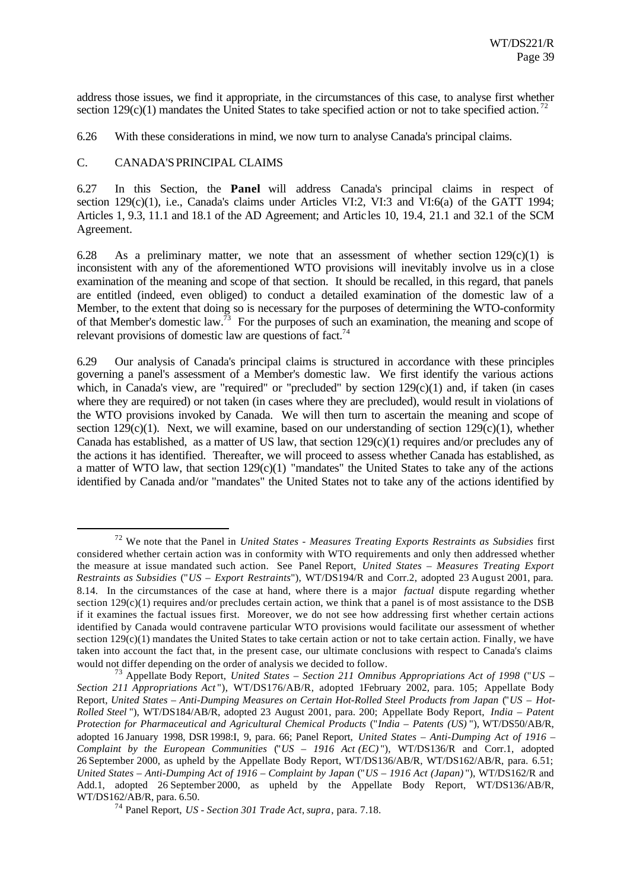address those issues, we find it appropriate, in the circumstances of this case, to analyse first whether section 129(c)(1) mandates the United States to take specified action or not to take specified action.[72]

6.26 With these considerations in mind, we now turn to analyse Canada's principal claims.

## C. CANADA'S PRINCIPAL CLAIMS

6.27 In this Section, the **Panel** will address Canada's principal claims in respect of section 129(c)(1), i.e., Canada's claims under Articles VI:2, VI:3 and VI:6(a) of the GATT 1994; Articles 1, 9.3, 11.1 and 18.1 of the AD Agreement; and Articles 10, 19.4, 21.1 and 32.1 of the SCM Agreement.

6.28 As a preliminary matter, we note that an assessment of whether section 129(c)(1) is inconsistent with any of the aforementioned WTO provisions will inevitably involve us in a close examination of the meaning and scope of that section. It should be recalled, in this regard, that panels are entitled (indeed, even obliged) to conduct a detailed examination of the domestic law of a Member, to the extent that doing so is necessary for the purposes of determining the WTO-conformity of that Member's domestic law.[73] For the purposes of such an examination, the meaning and scope of relevant provisions of domestic law are questions of fact.[74]

6.29 Our analysis of Canada's principal claims is structured in accordance with these principles governing a panel's assessment of a Member's domestic law. We first identify the various actions which, in Canada's view, are "required" or "precluded" by section 129(c)(1) and, if taken (in cases where they are required) or not taken (in cases where they are precluded), would result in violations of the WTO provisions invoked by Canada. We will then turn to ascertain the meaning and scope of section 129(c)(1). Next, we will examine, based on our understanding of section 129(c)(1), whether Canada has established, as a matter of US law, that section 129(c)(1) requires and/or precludes any of the actions it has identified. Thereafter, we will proceed to assess whether Canada has established, as a matter of WTO law, that section 129(c)(1) "mandates" the United States to take any of the actions identified by Canada and/or "mandates" the United States not to take any of the actions identified by

---

[72] We note that the Panel in *United States - Measures Treating Exports Restraints as Subsidies* first considered whether certain action was in conformity with WTO requirements and only then addressed whether the measure at issue mandated such action. See Panel Report, *United States – Measures Treating Export Restraints as Subsidies* ("*US – Export Restraints*"), WT/DS194/R and Corr.2, adopted 23 August 2001, para. 8.14. In the circumstances of the case at hand, where there is a major *factual* dispute regarding whether section 129(c)(1) requires and/or precludes certain action, we think that a panel is of most assistance to the DSB if it examines the factual issues first. Moreover, we do not see how addressing first whether certain actions identified by Canada would contravene particular WTO provisions would facilitate our assessment of whether section 129(c)(1) mandates the United States to take certain action or not to take certain action. Finally, we have taken into account the fact that, in the present case, our ultimate conclusions with respect to Canada's claims would not differ depending on the order of analysis we decided to follow.

[73] Appellate Body Report, *United States – Section 211 Omnibus Appropriations Act of 1998* ("*US – Section 211 Appropriations Act*"), WT/DS176/AB/R, adopted 1February 2002, para. 105; Appellate Body Report, *United States – Anti-Dumping Measures on Certain Hot-Rolled Steel Products from Japan* ("*US – Hot-Rolled Steel*"), WT/DS184/AB/R, adopted 23 August 2001, para. 200; Appellate Body Report, *India – Patent Protection for Pharmaceutical and Agricultural Chemical Products* ("*India – Patents (US)*"), WT/DS50/AB/R, adopted 16 January 1998, DSR 1998:I, 9, para. 66; Panel Report, *United States – Anti-Dumping Act of 1916 – Complaint by the European Communities* ("*US – 1916 Act (EC)*"), WT/DS136/R and Corr.1, adopted 26 September 2000, as upheld by the Appellate Body Report, WT/DS136/AB/R, WT/DS162/AB/R, para. 6.51; *United States – Anti-Dumping Act of 1916 – Complaint by Japan* ("*US – 1916 Act (Japan)*"), WT/DS162/R and Add.1, adopted 26 September 2000, as upheld by the Appellate Body Report, WT/DS136/AB/R, WT/DS162/AB/R, para. 6.50.

[74] Panel Report, *US - Section 301 Trade Act*, *supra*, para. 7.18.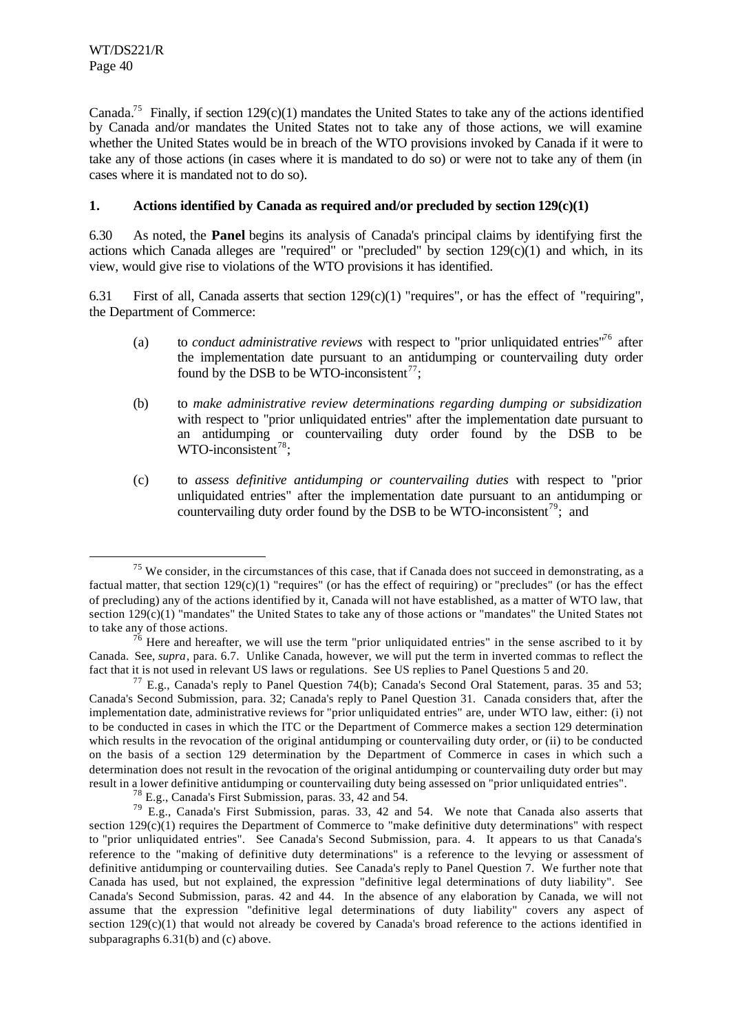Canada.[75] Finally, if section 129(c)(1) mandates the United States to take any of the actions identified by Canada and/or mandates the United States not to take any of those actions, we will examine whether the United States would be in breach of the WTO provisions invoked by Canada if it were to take any of those actions (in cases where it is mandated to do so) or were not to take any of them (in cases where it is mandated not to do so).

### 1. Actions identified by Canada as required and/or precluded by section 129(c)(1)

6.30 As noted, the **Panel** begins its analysis of Canada's principal claims by identifying first the actions which Canada alleges are "required" or "precluded" by section 129(c)(1) and which, in its view, would give rise to violations of the WTO provisions it has identified.

6.31 First of all, Canada asserts that section 129(c)(1) "requires", or has the effect of "requiring", the Department of Commerce:

(a) to *conduct administrative reviews* with respect to "prior unliquidated entries"[76] after the implementation date pursuant to an antidumping or countervailing duty order found by the DSB to be WTO-inconsistent[77];

(b) to *make administrative review determinations regarding dumping or subsidization* with respect to "prior unliquidated entries" after the implementation date pursuant to an antidumping or countervailing duty order found by the DSB to be WTO-inconsistent[78];

(c) to *assess definitive antidumping or countervailing duties* with respect to "prior unliquidated entries" after the implementation date pursuant to an antidumping or countervailing duty order found by the DSB to be WTO-inconsistent[79]; and

---

[75] We consider, in the circumstances of this case, that if Canada does not succeed in demonstrating, as a factual matter, that section 129(c)(1) "requires" (or has the effect of requiring) or "precludes" (or has the effect of precluding) any of the actions identified by it, Canada will not have established, as a matter of WTO law, that section 129(c)(1) "mandates" the United States to take any of those actions or "mandates" the United States not to take any of those actions.

[76] Here and hereafter, we will use the term "prior unliquidated entries" in the sense ascribed to it by Canada. See, *supra*, para. 6.7. Unlike Canada, however, we will put the term in inverted commas to reflect the fact that it is not used in relevant US laws or regulations. See US replies to Panel Questions 5 and 20.

[77] E.g., Canada's reply to Panel Question 74(b); Canada's Second Oral Statement, paras. 35 and 53; Canada's Second Submission, para. 32; Canada's reply to Panel Question 31. Canada considers that, after the implementation date, administrative reviews for "prior unliquidated entries" are, under WTO law, either: (i) not to be conducted in cases in which the ITC or the Department of Commerce makes a section 129 determination which results in the revocation of the original antidumping or countervailing duty order, or (ii) to be conducted on the basis of a section 129 determination by the Department of Commerce in cases in which such a determination does not result in the revocation of the original antidumping or countervailing duty order but may result in a lower definitive antidumping or countervailing duty being assessed on "prior unliquidated entries".

[78] E.g., Canada's First Submission, paras. 33, 42 and 54.

[79] E.g., Canada's First Submission, paras. 33, 42 and 54. We note that Canada also asserts that section 129(c)(1) requires the Department of Commerce to "make definitive duty determinations" with respect to "prior unliquidated entries". See Canada's Second Submission, para. 4. It appears to us that Canada's reference to the "making of definitive duty determinations" is a reference to the levying or assessment of definitive antidumping or countervailing duties. See Canada's reply to Panel Question 7. We further note that Canada has used, but not explained, the expression "definitive legal determinations of duty liability". See Canada's Second Submission, paras. 42 and 44. In the absence of any elaboration by Canada, we will not assume that the expression "definitive legal determinations of duty liability" covers any aspect of section 129(c)(1) that would not already be covered by Canada's broad reference to the actions identified in subparagraphs 6.31(b) and (c) above.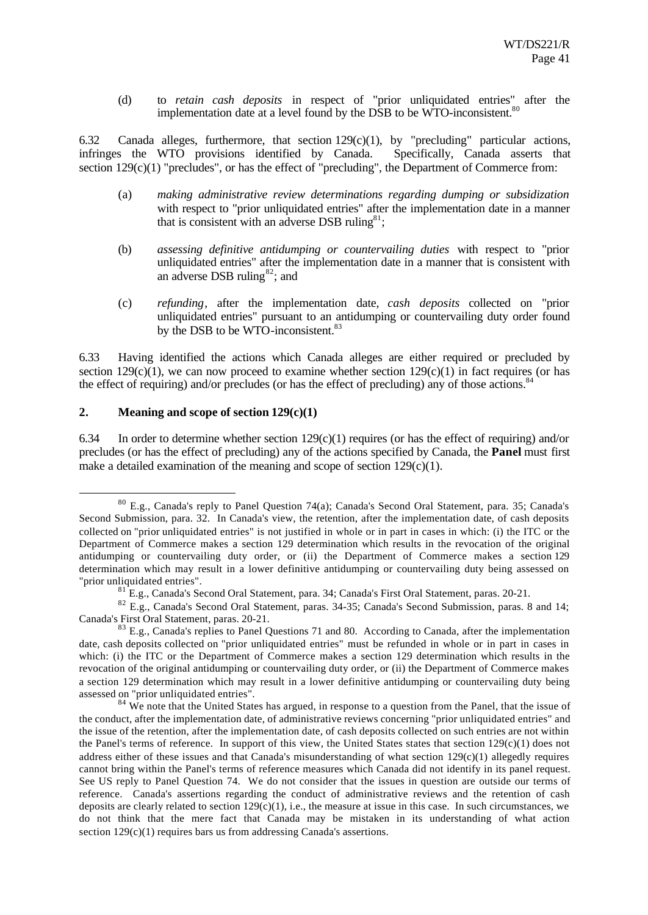(d) to *retain cash deposits* in respect of "prior unliquidated entries" after the implementation date at a level found by the DSB to be WTO-inconsistent.[80]

6.32 Canada alleges, furthermore, that section 129(c)(1), by "precluding" particular actions, infringes the WTO provisions identified by Canada. Specifically, Canada asserts that section 129(c)(1) "precludes", or has the effect of "precluding", the Department of Commerce from:

(a) *making administrative review determinations regarding dumping or subsidization* with respect to "prior unliquidated entries" after the implementation date in a manner that is consistent with an adverse DSB ruling[81];

(b) *assessing definitive antidumping or countervailing duties* with respect to "prior unliquidated entries" after the implementation date in a manner that is consistent with an adverse DSB ruling[82]; and

(c) *refunding*, after the implementation date, *cash deposits* collected on "prior unliquidated entries" pursuant to an antidumping or countervailing duty order found by the DSB to be WTO-inconsistent.[83]

6.33 Having identified the actions which Canada alleges are either required or precluded by section 129(c)(1), we can now proceed to examine whether section 129(c)(1) in fact requires (or has the effect of requiring) and/or precludes (or has the effect of precluding) any of those actions.[84]

## 2. Meaning and scope of section 129(c)(1)

6.34 In order to determine whether section 129(c)(1) requires (or has the effect of requiring) and/or precludes (or has the effect of precluding) any of the actions specified by Canada, the **Panel** must first make a detailed examination of the meaning and scope of section 129(c)(1).

---

[80] E.g., Canada's reply to Panel Question 74(a); Canada's Second Oral Statement, para. 35; Canada's Second Submission, para. 32. In Canada's view, the retention, after the implementation date, of cash deposits collected on "prior unliquidated entries" is not justified in whole or in part in cases in which: (i) the ITC or the Department of Commerce makes a section 129 determination which results in the revocation of the original antidumping or countervailing duty order, or (ii) the Department of Commerce makes a section 129 determination which may result in a lower definitive antidumping or countervailing duty being assessed on "prior unliquidated entries".

[81] E.g., Canada's Second Oral Statement, para. 34; Canada's First Oral Statement, paras. 20-21.

[82] E.g., Canada's Second Oral Statement, paras. 34-35; Canada's Second Submission, paras. 8 and 14; Canada's First Oral Statement, paras. 20-21.

[83] E.g., Canada's replies to Panel Questions 71 and 80. According to Canada, after the implementation date, cash deposits collected on "prior unliquidated entries" must be refunded in whole or in part in cases in which: (i) the ITC or the Department of Commerce makes a section 129 determination which results in the revocation of the original antidumping or countervailing duty order, or (ii) the Department of Commerce makes a section 129 determination which may result in a lower definitive antidumping or countervailing duty being assessed on "prior unliquidated entries".

[84] We note that the United States has argued, in response to a question from the Panel, that the issue of the conduct, after the implementation date, of administrative reviews concerning "prior unliquidated entries" and the issue of the retention, after the implementation date, of cash deposits collected on such entries are not within the Panel's terms of reference. In support of this view, the United States states that section 129(c)(1) does not address either of these issues and that Canada's misunderstanding of what section 129(c)(1) allegedly requires cannot bring within the Panel's terms of reference measures which Canada did not identify in its panel request. See US reply to Panel Question 74. We do not consider that the issues in question are outside our terms of reference. Canada's assertions regarding the conduct of administrative reviews and the retention of cash deposits are clearly related to section 129(c)(1), i.e., the measure at issue in this case. In such circumstances, we do not think that the mere fact that Canada may be mistaken in its understanding of what action section 129(c)(1) requires bars us from addressing Canada's assertions.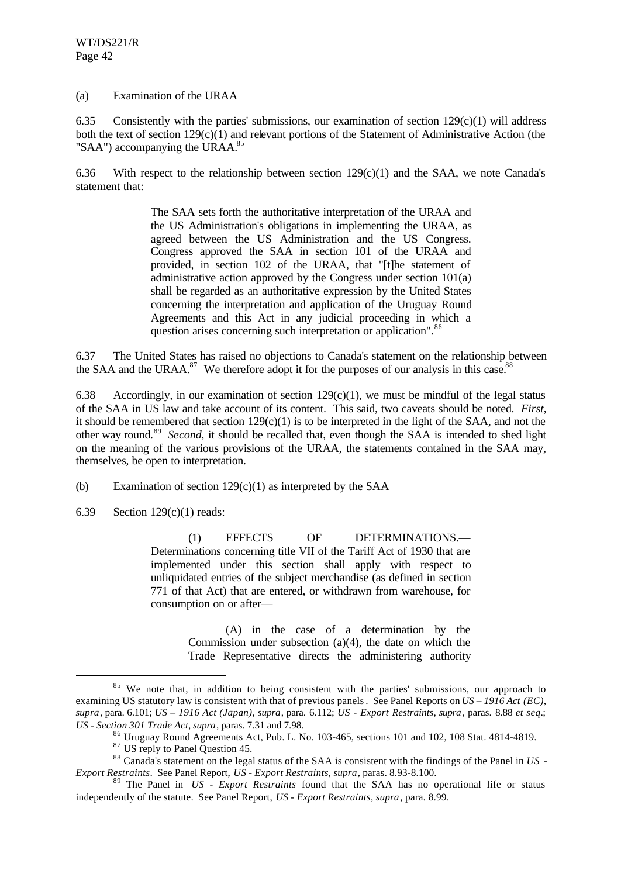(a) Examination of the URAA

6.35 Consistently with the parties' submissions, our examination of section 129(c)(1) will address both the text of section 129(c)(1) and relevant portions of the Statement of Administrative Action (the "SAA") accompanying the URAA.[85]

6.36 With respect to the relationship between section 129(c)(1) and the SAA, we note Canada's statement that:

> The SAA sets forth the authoritative interpretation of the URAA and the US Administration's obligations in implementing the URAA, as agreed between the US Administration and the US Congress. Congress approved the SAA in section 101 of the URAA and provided, in section 102 of the URAA, that "[t]he statement of administrative action approved by the Congress under section 101(a) shall be regarded as an authoritative expression by the United States concerning the interpretation and application of the Uruguay Round Agreements and this Act in any judicial proceeding in which a question arises concerning such interpretation or application".[86]

6.37 The United States has raised no objections to Canada's statement on the relationship between the SAA and the URAA.[87] We therefore adopt it for the purposes of our analysis in this case.[88]

6.38 Accordingly, in our examination of section 129(c)(1), we must be mindful of the legal status of the SAA in US law and take account of its content. This said, two caveats should be noted. *First*, it should be remembered that section 129(c)(1) is to be interpreted in the light of the SAA, and not the other way round.[89] *Second*, it should be recalled that, even though the SAA is intended to shed light on the meaning of the various provisions of the URAA, the statements contained in the SAA may, themselves, be open to interpretation.

(b) Examination of section 129(c)(1) as interpreted by the SAA

6.39 Section 129(c)(1) reads:

> (1) EFFECTS OF DETERMINATIONS.— Determinations concerning title VII of the Tariff Act of 1930 that are implemented under this section shall apply with respect to unliquidated entries of the subject merchandise (as defined in section 771 of that Act) that are entered, or withdrawn from warehouse, for consumption on or after—
>
> (A) in the case of a determination by the Commission under subsection (a)(4), the date on which the Trade Representative directs the administering authority

---

[85] We note that, in addition to being consistent with the parties' submissions, our approach to examining US statutory law is consistent with that of previous panels. See Panel Reports on *US – 1916 Act (EC)*, *supra*, para. 6.101; *US – 1916 Act (Japan)*, *supra*, para. 6.112; *US - Export Restraints*, *supra*, paras. 8.88 *et seq*.; *US - Section 301 Trade Act*, *supra*, paras. 7.31 and 7.98.

[86] Uruguay Round Agreements Act, Pub. L. No. 103-465, sections 101 and 102, 108 Stat. 4814-4819.

[87] US reply to Panel Question 45.

[88] Canada's statement on the legal status of the SAA is consistent with the findings of the Panel in *US - Export Restraints*. See Panel Report, *US - Export Restraints*, *supra*, paras. 8.93-8.100.

[89] The Panel in *US - Export Restraints* found that the SAA has no operational life or status independently of the statute. See Panel Report, *US - Export Restraints*, *supra*, para. 8.99.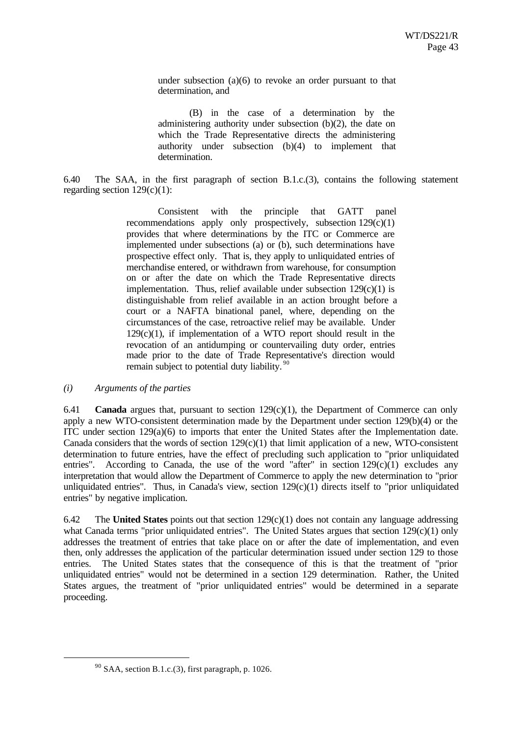under subsection (a)(6) to revoke an order pursuant to that determination, and

> (B) in the case of a determination by the administering authority under subsection (b)(2), the date on which the Trade Representative directs the administering authority under subsection (b)(4) to implement that determination.

6.40 The SAA, in the first paragraph of section B.1.c.(3), contains the following statement regarding section 129(c)(1):

> Consistent with the principle that GATT panel recommendations apply only prospectively, subsection 129(c)(1) provides that where determinations by the ITC or Commerce are implemented under subsections (a) or (b), such determinations have prospective effect only. That is, they apply to unliquidated entries of merchandise entered, or withdrawn from warehouse, for consumption on or after the date on which the Trade Representative directs implementation. Thus, relief available under subsection 129(c)(1) is distinguishable from relief available in an action brought before a court or a NAFTA binational panel, where, depending on the circumstances of the case, retroactive relief may be available. Under 129(c)(1), if implementation of a WTO report should result in the revocation of an antidumping or countervailing duty order, entries made prior to the date of Trade Representative's direction would remain subject to potential duty liability.[90]

*(i) Arguments of the parties*

6.41 **Canada** argues that, pursuant to section 129(c)(1), the Department of Commerce can only apply a new WTO-consistent determination made by the Department under section 129(b)(4) or the ITC under section 129(a)(6) to imports that enter the United States after the Implementation date. Canada considers that the words of section 129(c)(1) that limit application of a new, WTO-consistent determination to future entries, have the effect of precluding such application to "prior unliquidated entries". According to Canada, the use of the word "after" in section 129(c)(1) excludes any interpretation that would allow the Department of Commerce to apply the new determination to "prior unliquidated entries". Thus, in Canada's view, section 129(c)(1) directs itself to "prior unliquidated entries" by negative implication.

6.42 The **United States** points out that section 129(c)(1) does not contain any language addressing what Canada terms "prior unliquidated entries". The United States argues that section 129(c)(1) only addresses the treatment of entries that take place on or after the date of implementation, and even then, only addresses the application of the particular determination issued under section 129 to those entries. The United States states that the consequence of this is that the treatment of "prior unliquidated entries" would not be determined in a section 129 determination. Rather, the United States argues, the treatment of "prior unliquidated entries" would be determined in a separate proceeding.

---

[90] SAA, section B.1.c.(3), first paragraph, p. 1026.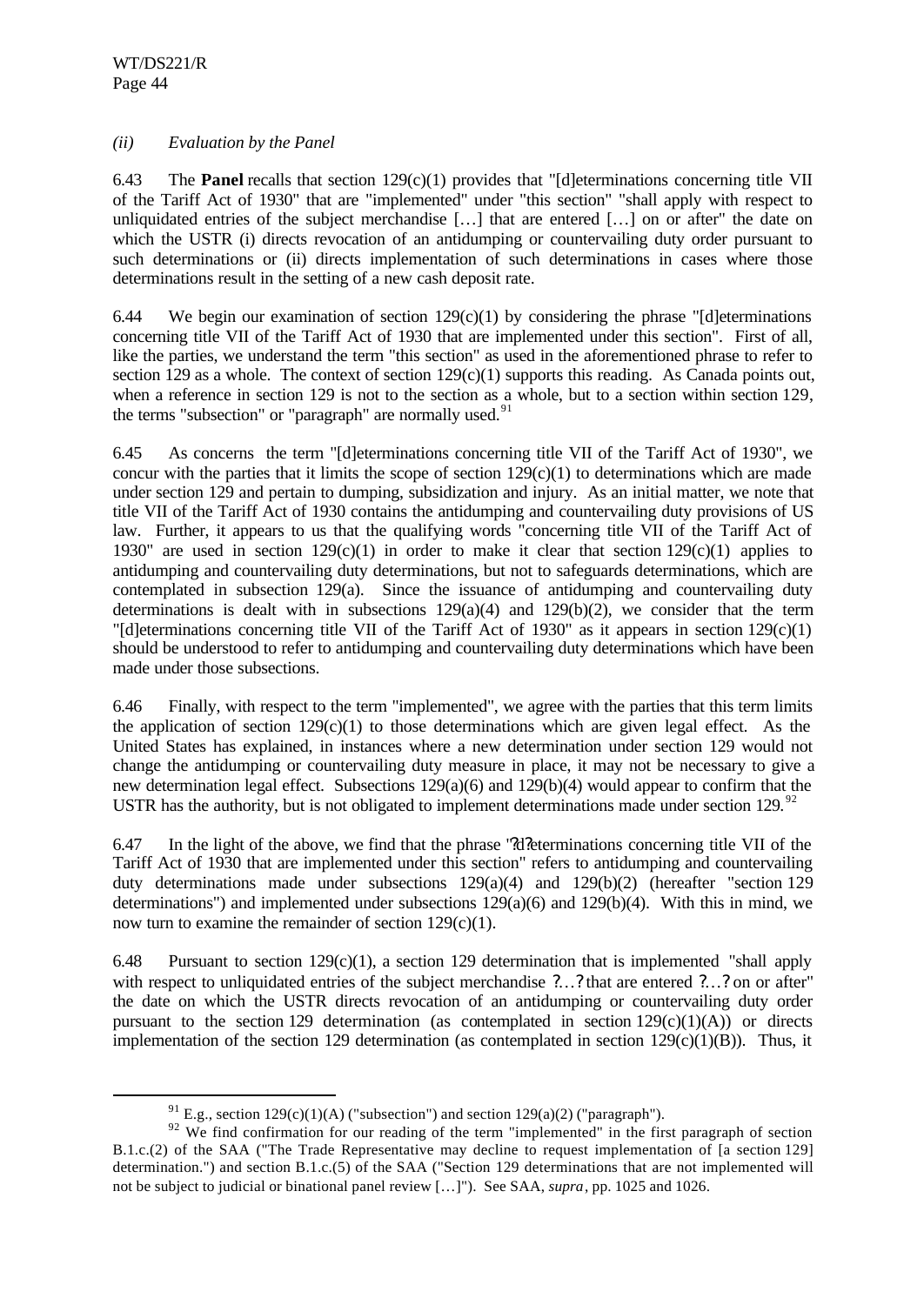### *(ii) Evaluation by the Panel*

6.43 The **Panel** recalls that section 129(c)(1) provides that "[d]eterminations concerning title VII of the Tariff Act of 1930" that are "implemented" under "this section" "shall apply with respect to unliquidated entries of the subject merchandise […] that are entered […] on or after" the date on which the USTR (i) directs revocation of an antidumping or countervailing duty order pursuant to such determinations or (ii) directs implementation of such determinations in cases where those determinations result in the setting of a new cash deposit rate.

6.44 We begin our examination of section 129(c)(1) by considering the phrase "[d]eterminations concerning title VII of the Tariff Act of 1930 that are implemented under this section". First of all, like the parties, we understand the term "this section" as used in the aforementioned phrase to refer to section 129 as a whole. The context of section 129(c)(1) supports this reading. As Canada points out, when a reference in section 129 is not to the section as a whole, but to a section within section 129, the terms "subsection" or "paragraph" are normally used.[91]

6.45 As concerns the term "[d]eterminations concerning title VII of the Tariff Act of 1930", we concur with the parties that it limits the scope of section 129(c)(1) to determinations which are made under section 129 and pertain to dumping, subsidization and injury. As an initial matter, we note that title VII of the Tariff Act of 1930 contains the antidumping and countervailing duty provisions of US law. Further, it appears to us that the qualifying words "concerning title VII of the Tariff Act of 1930" are used in section 129(c)(1) in order to make it clear that section 129(c)(1) applies to antidumping and countervailing duty determinations, but not to safeguards determinations, which are contemplated in subsection 129(a). Since the issuance of antidumping and countervailing duty determinations is dealt with in subsections 129(a)(4) and 129(b)(2), we consider that the term "[d]eterminations concerning title VII of the Tariff Act of 1930" as it appears in section 129(c)(1) should be understood to refer to antidumping and countervailing duty determinations which have been made under those subsections.

6.46 Finally, with respect to the term "implemented", we agree with the parties that this term limits the application of section 129(c)(1) to those determinations which are given legal effect. As the United States has explained, in instances where a new determination under section 129 would not change the antidumping or countervailing duty measure in place, it may not be necessary to give a new determination legal effect. Subsections 129(a)(6) and 129(b)(4) would appear to confirm that the USTR has the authority, but is not obligated to implement determinations made under section 129.[92]

6.47 In the light of the above, we find that the phrase "?d?eterminations concerning title VII of the Tariff Act of 1930 that are implemented under this section" refers to antidumping and countervailing duty determinations made under subsections 129(a)(4) and 129(b)(2) (hereafter "section 129 determinations") and implemented under subsections 129(a)(6) and 129(b)(4). With this in mind, we now turn to examine the remainder of section 129(c)(1).

6.48 Pursuant to section 129(c)(1), a section 129 determination that is implemented "shall apply with respect to unliquidated entries of the subject merchandise ?…? that are entered ?…? on or after" the date on which the USTR directs revocation of an antidumping or countervailing duty order pursuant to the section 129 determination (as contemplated in section 129(c)(1)(A)) or directs implementation of the section 129 determination (as contemplated in section 129(c)(1)(B)). Thus, it

---

[91] E.g., section 129(c)(1)(A) ("subsection") and section 129(a)(2) ("paragraph").

[92] We find confirmation for our reading of the term "implemented" in the first paragraph of section B.1.c.(2) of the SAA ("The Trade Representative may decline to request implementation of [a section 129] determination.") and section B.1.c.(5) of the SAA ("Section 129 determinations that are not implemented will not be subject to judicial or binational panel review […]"). See SAA, *supra*, pp. 1025 and 1026.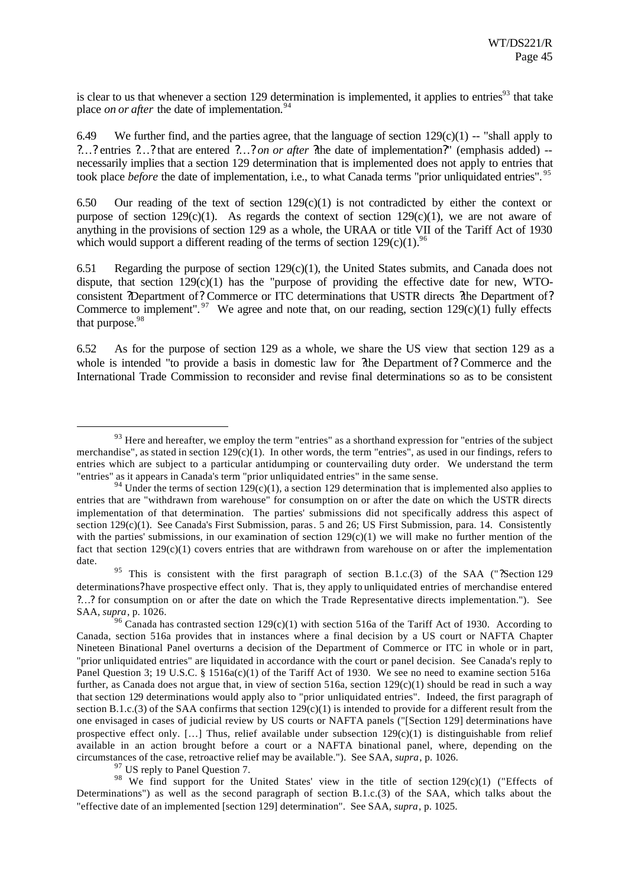is clear to us that whenever a section 129 determination is implemented, it applies to entries[93] that take place *on or after* the date of implementation.[94]

6.49 We further find, and the parties agree, that the language of section 129(c)(1) -- "shall apply to ?…? entries ?…? that are entered ?…? *on or after* ?the date of implementation?" (emphasis added) -- necessarily implies that a section 129 determination that is implemented does not apply to entries that took place *before* the date of implementation, i.e., to what Canada terms "prior unliquidated entries".[95]

6.50 Our reading of the text of section 129(c)(1) is not contradicted by either the context or purpose of section 129(c)(1). As regards the context of section 129(c)(1), we are not aware of anything in the provisions of section 129 as a whole, the URAA or title VII of the Tariff Act of 1930 which would support a different reading of the terms of section 129(c)(1).[96]

6.51 Regarding the purpose of section 129(c)(1), the United States submits, and Canada does not dispute, that section 129(c)(1) has the "purpose of providing the effective date for new, WTO-consistent ?Department of? Commerce or ITC determinations that USTR directs ?the Department of? Commerce to implement".[97] We agree and note that, on our reading, section 129(c)(1) fully effects that purpose.[98]

6.52 As for the purpose of section 129 as a whole, we share the US view that section 129 as a whole is intended "to provide a basis in domestic law for ?the Department of? Commerce and the International Trade Commission to reconsider and revise final determinations so as to be consistent

---

[93] Here and hereafter, we employ the term "entries" as a shorthand expression for "entries of the subject merchandise", as stated in section 129(c)(1). In other words, the term "entries", as used in our findings, refers to entries which are subject to a particular antidumping or countervailing duty order. We understand the term "entries" as it appears in Canada's term "prior unliquidated entries" in the same sense.

[94] Under the terms of section 129(c)(1), a section 129 determination that is implemented also applies to entries that are "withdrawn from warehouse" for consumption on or after the date on which the USTR directs implementation of that determination. The parties' submissions did not specifically address this aspect of section 129(c)(1). See Canada's First Submission, paras. 5 and 26; US First Submission, para. 14. Consistently with the parties' submissions, in our examination of section 129(c)(1) we will make no further mention of the fact that section 129(c)(1) covers entries that are withdrawn from warehouse on or after the implementation date.

[95] This is consistent with the first paragraph of section B.1.c.(3) of the SAA ("?Section 129 determinations? have prospective effect only. That is, they apply to unliquidated entries of merchandise entered ?…? for consumption on or after the date on which the Trade Representative directs implementation."). See SAA, *supra*, p. 1026.

[96] Canada has contrasted section 129(c)(1) with section 516a of the Tariff Act of 1930. According to Canada, section 516a provides that in instances where a final decision by a US court or NAFTA Chapter Nineteen Binational Panel overturns a decision of the Department of Commerce or ITC in whole or in part, "prior unliquidated entries" are liquidated in accordance with the court or panel decision. See Canada's reply to Panel Question 3; 19 U.S.C. § 1516a(c)(1) of the Tariff Act of 1930. We see no need to examine section 516a further, as Canada does not argue that, in view of section 516a, section 129(c)(1) should be read in such a way that section 129 determinations would apply also to "prior unliquidated entries". Indeed, the first paragraph of section B.1.c.(3) of the SAA confirms that section 129(c)(1) is intended to provide for a different result from the one envisaged in cases of judicial review by US courts or NAFTA panels ("[Section 129] determinations have prospective effect only. […] Thus, relief available under subsection 129(c)(1) is distinguishable from relief available in an action brought before a court or a NAFTA binational panel, where, depending on the circumstances of the case, retroactive relief may be available."). See SAA, *supra*, p. 1026.

[97] US reply to Panel Question 7.

[98] We find support for the United States' view in the title of section 129(c)(1) ("Effects of Determinations") as well as the second paragraph of section B.1.c.(3) of the SAA, which talks about the "effective date of an implemented [section 129] determination". See SAA, *supra*, p. 1025.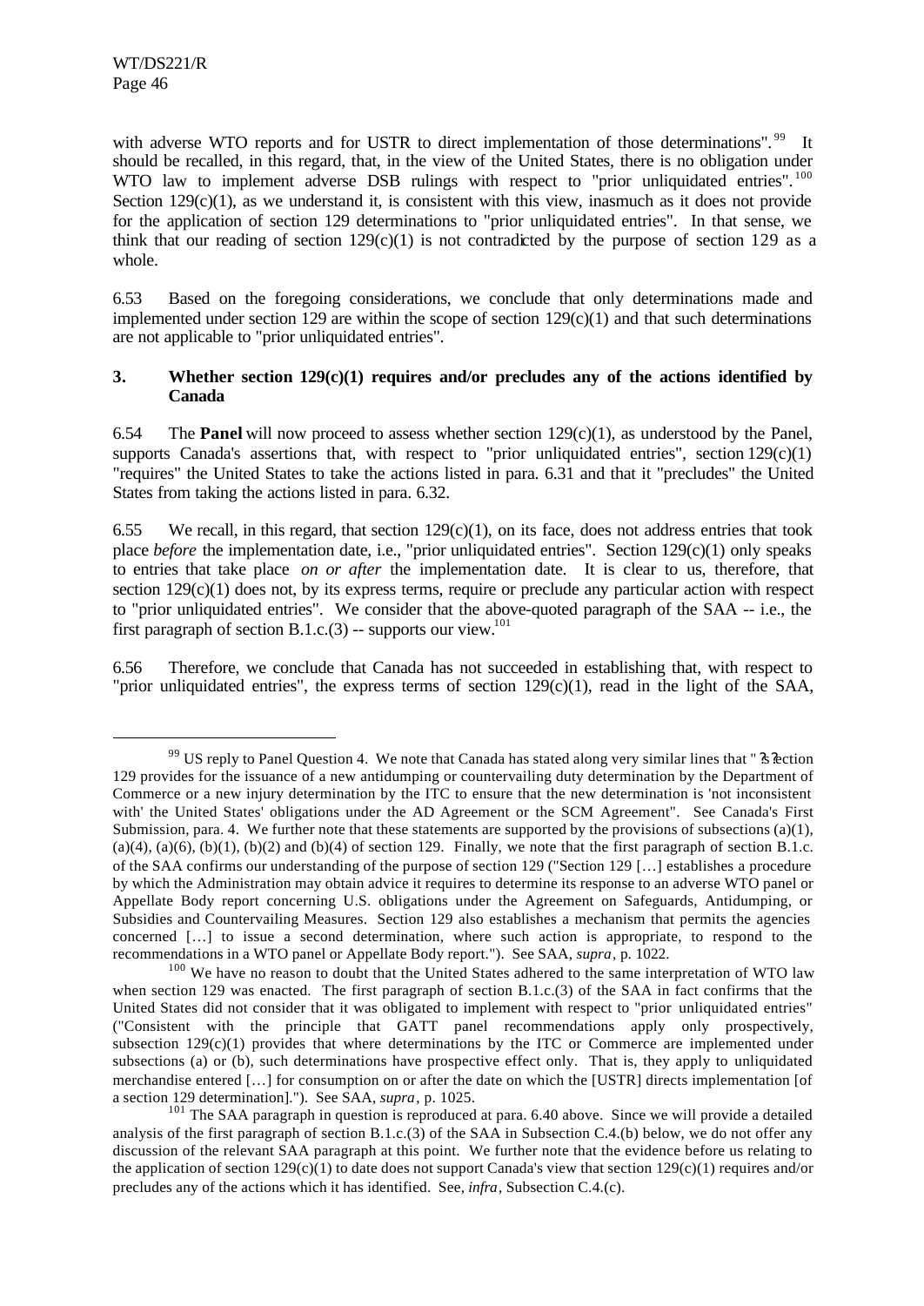with adverse WTO reports and for USTR to direct implementation of those determinations".[99] It should be recalled, in this regard, that, in the view of the United States, there is no obligation under WTO law to implement adverse DSB rulings with respect to "prior unliquidated entries".[100] Section 129(c)(1), as we understand it, is consistent with this view, inasmuch as it does not provide for the application of section 129 determinations to "prior unliquidated entries". In that sense, we think that our reading of section 129(c)(1) is not contradicted by the purpose of section 129 as a whole.

6.53 Based on the foregoing considerations, we conclude that only determinations made and implemented under section 129 are within the scope of section 129(c)(1) and that such determinations are not applicable to "prior unliquidated entries".

### 3. Whether section 129(c)(1) requires and/or precludes any of the actions identified by Canada

6.54 The **Panel** will now proceed to assess whether section 129(c)(1), as understood by the Panel, supports Canada's assertions that, with respect to "prior unliquidated entries", section 129(c)(1) "requires" the United States to take the actions listed in para. 6.31 and that it "precludes" the United States from taking the actions listed in para. 6.32.

6.55 We recall, in this regard, that section 129(c)(1), on its face, does not address entries that took place *before* the implementation date, i.e., "prior unliquidated entries". Section 129(c)(1) only speaks to entries that take place *on or after* the implementation date. It is clear to us, therefore, that section 129(c)(1) does not, by its express terms, require or preclude any particular action with respect to "prior unliquidated entries". We consider that the above-quoted paragraph of the SAA -- i.e., the first paragraph of section B.1.c.(3) -- supports our view.[101]

6.56 Therefore, we conclude that Canada has not succeeded in establishing that, with respect to "prior unliquidated entries", the express terms of section 129(c)(1), read in the light of the SAA,

---

[99] US reply to Panel Question 4. We note that Canada has stated along very similar lines that "[s]ection 129 provides for the issuance of a new antidumping or countervailing duty determination by the Department of Commerce or a new injury determination by the ITC to ensure that the new determination is 'not inconsistent with' the United States' obligations under the AD Agreement or the SCM Agreement". See Canada's First Submission, para. 4. We further note that these statements are supported by the provisions of subsections (a)(1), (a)(4), (a)(6), (b)(1), (b)(2) and (b)(4) of section 129. Finally, we note that the first paragraph of section B.1.c. of the SAA confirms our understanding of the purpose of section 129 ("Section 129 […] establishes a procedure by which the Administration may obtain advice it requires to determine its response to an adverse WTO panel or Appellate Body report concerning U.S. obligations under the Agreement on Safeguards, Antidumping, or Subsidies and Countervailing Measures. Section 129 also establishes a mechanism that permits the agencies concerned […] to issue a second determination, where such action is appropriate, to respond to the recommendations in a WTO panel or Appellate Body report."). See SAA, *supra*, p. 1022.

[100] We have no reason to doubt that the United States adhered to the same interpretation of WTO law when section 129 was enacted. The first paragraph of section B.1.c.(3) of the SAA in fact confirms that the United States did not consider that it was obligated to implement with respect to "prior unliquidated entries" ("Consistent with the principle that GATT panel recommendations apply only prospectively, subsection 129(c)(1) provides that where determinations by the ITC or Commerce are implemented under subsections (a) or (b), such determinations have prospective effect only. That is, they apply to unliquidated merchandise entered […] for consumption on or after the date on which the [USTR] directs implementation [of a section 129 determination]."). See SAA, *supra*, p. 1025.

[101] The SAA paragraph in question is reproduced at para. 6.40 above. Since we will provide a detailed analysis of the first paragraph of section B.1.c.(3) of the SAA in Subsection C.4.(b) below, we do not offer any discussion of the relevant SAA paragraph at this point. We further note that the evidence before us relating to the application of section 129(c)(1) to date does not support Canada's view that section 129(c)(1) requires and/or precludes any of the actions which it has identified. See, *infra*, Subsection C.4.(c).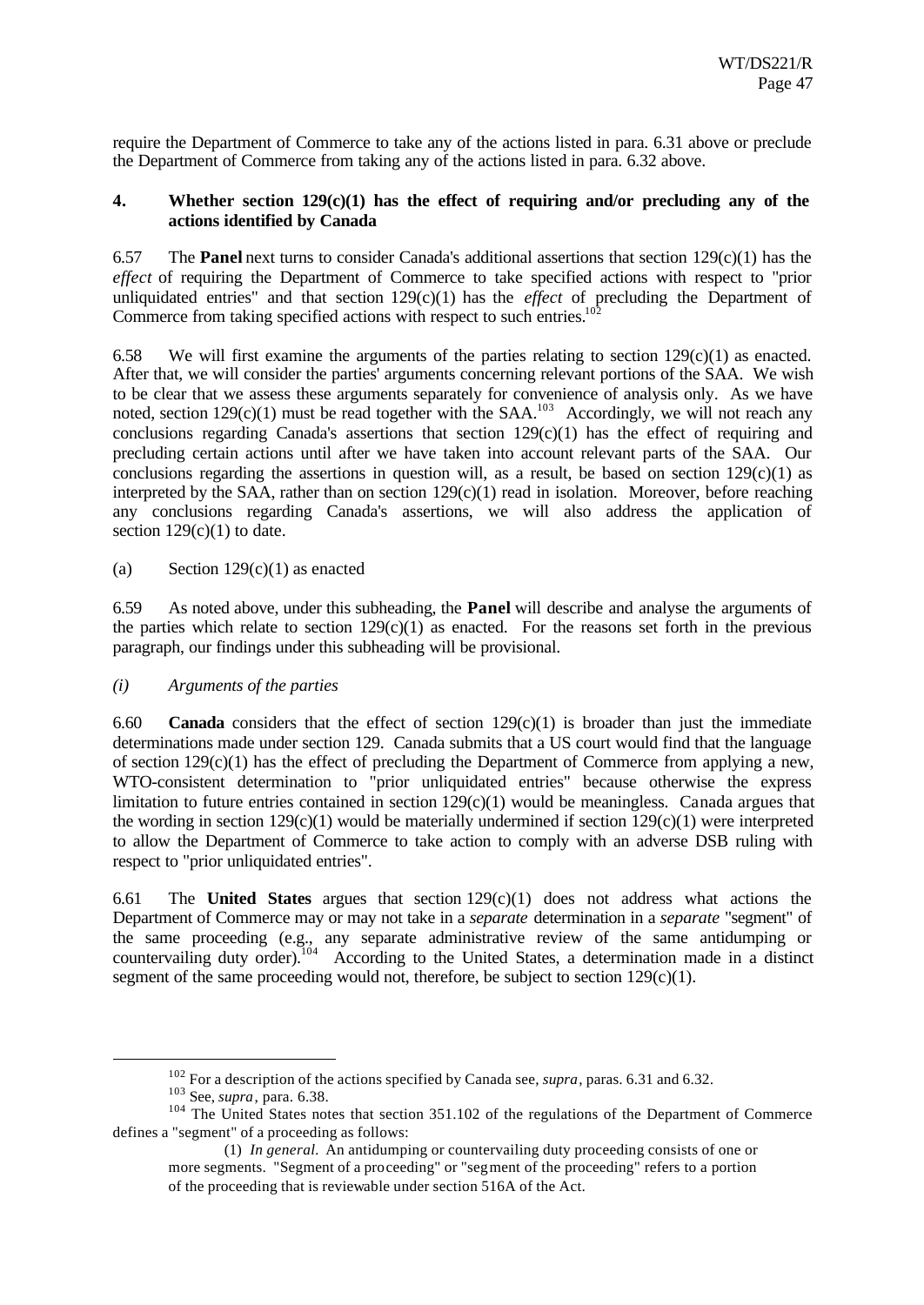require the Department of Commerce to take any of the actions listed in para. 6.31 above or preclude the Department of Commerce from taking any of the actions listed in para. 6.32 above.

#### 4. Whether section 129(c)(1) has the effect of requiring and/or precluding any of the actions identified by Canada

6.57 The **Panel** next turns to consider Canada's additional assertions that section 129(c)(1) has the *effect* of requiring the Department of Commerce to take specified actions with respect to "prior unliquidated entries" and that section 129(c)(1) has the *effect* of precluding the Department of Commerce from taking specified actions with respect to such entries.[102]

6.58 We will first examine the arguments of the parties relating to section 129(c)(1) as enacted. After that, we will consider the parties' arguments concerning relevant portions of the SAA. We wish to be clear that we assess these arguments separately for convenience of analysis only. As we have noted, section 129(c)(1) must be read together with the SAA.[103] Accordingly, we will not reach any conclusions regarding Canada's assertions that section 129(c)(1) has the effect of requiring and precluding certain actions until after we have taken into account relevant parts of the SAA. Our conclusions regarding the assertions in question will, as a result, be based on section 129(c)(1) as interpreted by the SAA, rather than on section 129(c)(1) read in isolation. Moreover, before reaching any conclusions regarding Canada's assertions, we will also address the application of section 129(c)(1) to date.

(a) Section 129(c)(1) as enacted

6.59 As noted above, under this subheading, the **Panel** will describe and analyse the arguments of the parties which relate to section 129(c)(1) as enacted. For the reasons set forth in the previous paragraph, our findings under this subheading will be provisional.

*(i) Arguments of the parties*

6.60 **Canada** considers that the effect of section 129(c)(1) is broader than just the immediate determinations made under section 129. Canada submits that a US court would find that the language of section 129(c)(1) has the effect of precluding the Department of Commerce from applying a new, WTO-consistent determination to "prior unliquidated entries" because otherwise the express limitation to future entries contained in section 129(c)(1) would be meaningless. Canada argues that the wording in section 129(c)(1) would be materially undermined if section 129(c)(1) were interpreted to allow the Department of Commerce to take action to comply with an adverse DSB ruling with respect to "prior unliquidated entries".

6.61 The **United States** argues that section 129(c)(1) does not address what actions the Department of Commerce may or may not take in a *separate* determination in a *separate* "segment" of the same proceeding (e.g., any separate administrative review of the same antidumping or countervailing duty order).[104] According to the United States, a determination made in a distinct segment of the same proceeding would not, therefore, be subject to section 129(c)(1).

---

[102] For a description of the actions specified by Canada see, *supra*, paras. 6.31 and 6.32.

[103] See, *supra*, para. 6.38.

[104] The United States notes that section 351.102 of the regulations of the Department of Commerce defines a "segment" of a proceeding as follows:

> (1) *In general.* An antidumping or countervailing duty proceeding consists of one or more segments. "Segment of a proceeding" or "segment of the proceeding" refers to a portion of the proceeding that is reviewable under section 516A of the Act.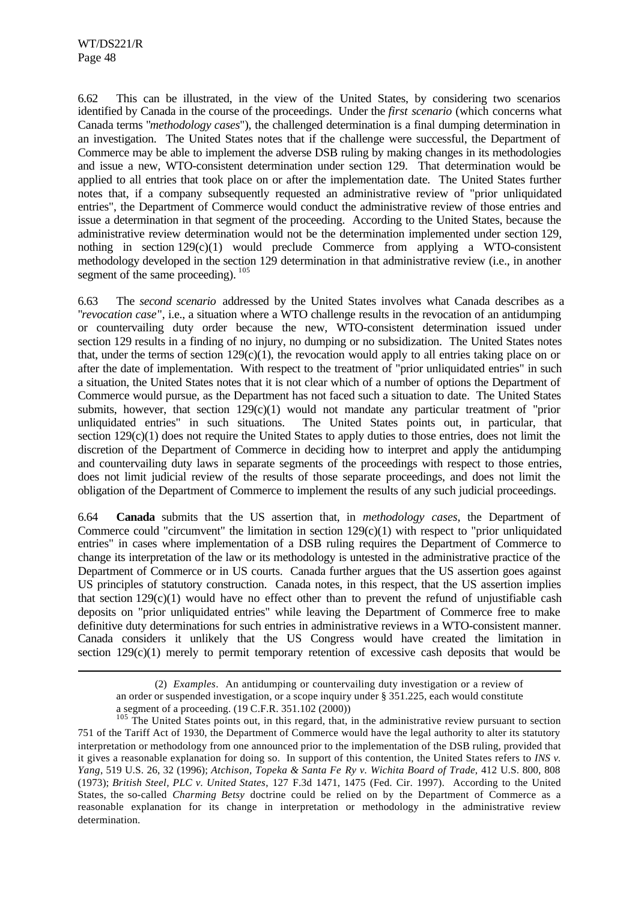6.62 This can be illustrated, in the view of the United States, by considering two scenarios identified by Canada in the course of the proceedings. Under the *first scenario* (which concerns what Canada terms "*methodology cases*"), the challenged determination is a final dumping determination in an investigation. The United States notes that if the challenge were successful, the Department of Commerce may be able to implement the adverse DSB ruling by making changes in its methodologies and issue a new, WTO-consistent determination under section 129. That determination would be applied to all entries that took place on or after the implementation date. The United States further notes that, if a company subsequently requested an administrative review of "prior unliquidated entries", the Department of Commerce would conduct the administrative review of those entries and issue a determination in that segment of the proceeding. According to the United States, because the administrative review determination would not be the determination implemented under section 129, nothing in section 129(c)(1) would preclude Commerce from applying a WTO-consistent methodology developed in the section 129 determination in that administrative review (i.e., in another segment of the same proceeding).[105]

6.63 The *second scenario* addressed by the United States involves what Canada describes as a "*revocation case*", i.e., a situation where a WTO challenge results in the revocation of an antidumping or countervailing duty order because the new, WTO-consistent determination issued under section 129 results in a finding of no injury, no dumping or no subsidization. The United States notes that, under the terms of section 129(c)(1), the revocation would apply to all entries taking place on or after the date of implementation. With respect to the treatment of "prior unliquidated entries" in such a situation, the United States notes that it is not clear which of a number of options the Department of Commerce would pursue, as the Department has not faced such a situation to date. The United States submits, however, that section 129(c)(1) would not mandate any particular treatment of "prior unliquidated entries" in such situations. The United States points out, in particular, that section 129(c)(1) does not require the United States to apply duties to those entries, does not limit the discretion of the Department of Commerce in deciding how to interpret and apply the antidumping and countervailing duty laws in separate segments of the proceedings with respect to those entries, does not limit judicial review of the results of those separate proceedings, and does not limit the obligation of the Department of Commerce to implement the results of any such judicial proceedings.

6.64 **Canada** submits that the US assertion that, in *methodology cases*, the Department of Commerce could "circumvent" the limitation in section 129(c)(1) with respect to "prior unliquidated entries" in cases where implementation of a DSB ruling requires the Department of Commerce to change its interpretation of the law or its methodology is untested in the administrative practice of the Department of Commerce or in US courts. Canada further argues that the US assertion goes against US principles of statutory construction. Canada notes, in this respect, that the US assertion implies that section 129(c)(1) would have no effect other than to prevent the refund of unjustifiable cash deposits on "prior unliquidated entries" while leaving the Department of Commerce free to make definitive duty determinations for such entries in administrative reviews in a WTO-consistent manner. Canada considers it unlikely that the US Congress would have created the limitation in section 129(c)(1) merely to permit temporary retention of excessive cash deposits that would be

---

(2) *Examples*. An antidumping or countervailing duty investigation or a review of an order or suspended investigation, or a scope inquiry under § 351.225, each would constitute a segment of a proceeding. (19 C.F.R. 351.102 (2000))

[105] The United States points out, in this regard, that, in the administrative review pursuant to section 751 of the Tariff Act of 1930, the Department of Commerce would have the legal authority to alter its statutory interpretation or methodology from one announced prior to the implementation of the DSB ruling, provided that it gives a reasonable explanation for doing so. In support of this contention, the United States refers to *INS v. Yang*, 519 U.S. 26, 32 (1996); *Atchison, Topeka & Santa Fe Ry v. Wichita Board of Trade*, 412 U.S. 800, 808 (1973); *British Steel, PLC v. United States*, 127 F.3d 1471, 1475 (Fed. Cir. 1997). According to the United States, the so-called *Charming Betsy* doctrine could be relied on by the Department of Commerce as a reasonable explanation for its change in interpretation or methodology in the administrative review determination.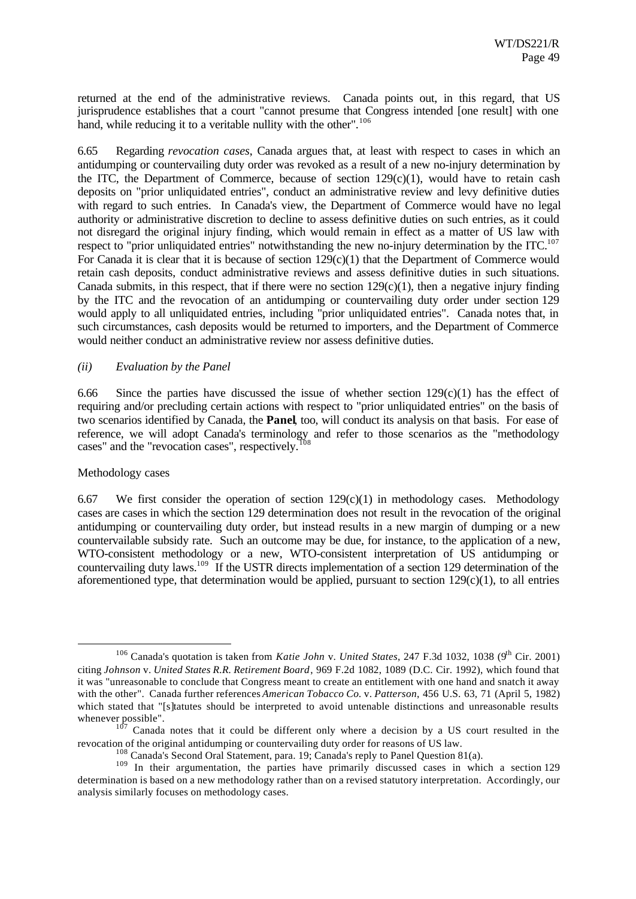returned at the end of the administrative reviews. Canada points out, in this regard, that US jurisprudence establishes that a court "cannot presume that Congress intended [one result] with one hand, while reducing it to a veritable nullity with the other".[106]

6.65 Regarding *revocation cases*, Canada argues that, at least with respect to cases in which an antidumping or countervailing duty order was revoked as a result of a new no-injury determination by the ITC, the Department of Commerce, because of section 129(c)(1), would have to retain cash deposits on "prior unliquidated entries", conduct an administrative review and levy definitive duties with regard to such entries. In Canada's view, the Department of Commerce would have no legal authority or administrative discretion to decline to assess definitive duties on such entries, as it could not disregard the original injury finding, which would remain in effect as a matter of US law with respect to "prior unliquidated entries" notwithstanding the new no-injury determination by the ITC.[107] For Canada it is clear that it is because of section 129(c)(1) that the Department of Commerce would retain cash deposits, conduct administrative reviews and assess definitive duties in such situations. Canada submits, in this respect, that if there were no section 129(c)(1), then a negative injury finding by the ITC and the revocation of an antidumping or countervailing duty order under section 129 would apply to all unliquidated entries, including "prior unliquidated entries". Canada notes that, in such circumstances, cash deposits would be returned to importers, and the Department of Commerce would neither conduct an administrative review nor assess definitive duties.

*(ii) Evaluation by the Panel*

6.66 Since the parties have discussed the issue of whether section 129(c)(1) has the effect of requiring and/or precluding certain actions with respect to "prior unliquidated entries" on the basis of two scenarios identified by Canada, the **Panel**, too, will conduct its analysis on that basis. For ease of reference, we will adopt Canada's terminology and refer to those scenarios as the "methodology cases" and the "revocation cases", respectively.[108]

Methodology cases

6.67 We first consider the operation of section 129(c)(1) in methodology cases. Methodology cases are cases in which the section 129 determination does not result in the revocation of the original antidumping or countervailing duty order, but instead results in a new margin of dumping or a new countervailable subsidy rate. Such an outcome may be due, for instance, to the application of a new, WTO-consistent methodology or a new, WTO-consistent interpretation of US antidumping or countervailing duty laws.[109] If the USTR directs implementation of a section 129 determination of the aforementioned type, that determination would be applied, pursuant to section 129(c)(1), to all entries

---

[106] Canada's quotation is taken from *Katie John* v. *United States*, 247 F.3d 1032, 1038 (9th Cir. 2001) citing *Johnson* v. *United States R.R. Retirement Board*, 969 F.2d 1082, 1089 (D.C. Cir. 1992), which found that it was "unreasonable to conclude that Congress meant to create an entitlement with one hand and snatch it away with the other". Canada further references *American Tobacco Co.* v. *Patterson*, 456 U.S. 63, 71 (April 5, 1982) which stated that "[s]tatutes should be interpreted to avoid untenable distinctions and unreasonable results whenever possible".

[107] Canada notes that it could be different only where a decision by a US court resulted in the revocation of the original antidumping or countervailing duty order for reasons of US law.

[108] Canada's Second Oral Statement, para. 19; Canada's reply to Panel Question 81(a).

[109] In their argumentation, the parties have primarily discussed cases in which a section 129 determination is based on a new methodology rather than on a revised statutory interpretation. Accordingly, our analysis similarly focuses on methodology cases.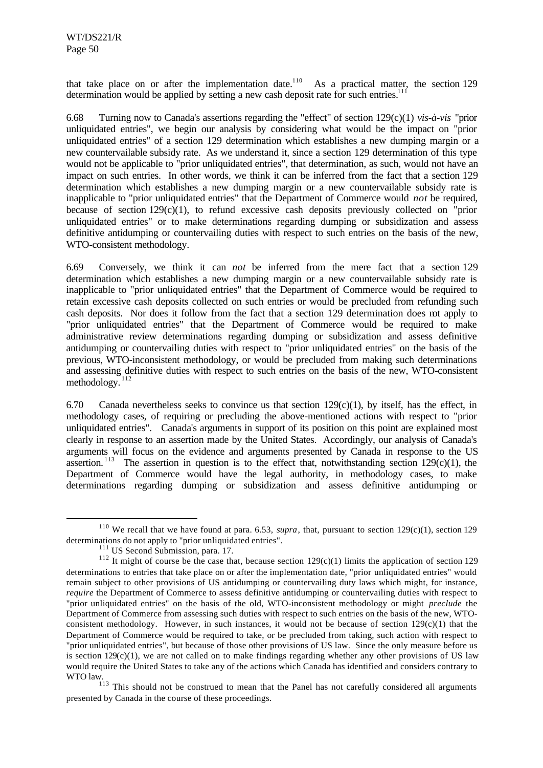that take place on or after the implementation date.[110] As a practical matter, the section 129 determination would be applied by setting a new cash deposit rate for such entries.[111]

6.68 Turning now to Canada's assertions regarding the "effect" of section 129(c)(1) *vis-à-vis* "prior unliquidated entries", we begin our analysis by considering what would be the impact on "prior unliquidated entries" of a section 129 determination which establishes a new dumping margin or a new countervailable subsidy rate. As we understand it, since a section 129 determination of this type would not be applicable to "prior unliquidated entries", that determination, as such, would not have an impact on such entries. In other words, we think it can be inferred from the fact that a section 129 determination which establishes a new dumping margin or a new countervailable subsidy rate is inapplicable to "prior unliquidated entries" that the Department of Commerce would *not* be required, because of section 129(c)(1), to refund excessive cash deposits previously collected on "prior unliquidated entries" or to make determinations regarding dumping or subsidization and assess definitive antidumping or countervailing duties with respect to such entries on the basis of the new, WTO-consistent methodology.

6.69 Conversely, we think it can *not* be inferred from the mere fact that a section 129 determination which establishes a new dumping margin or a new countervailable subsidy rate is inapplicable to "prior unliquidated entries" that the Department of Commerce would be required to retain excessive cash deposits collected on such entries or would be precluded from refunding such cash deposits. Nor does it follow from the fact that a section 129 determination does not apply to "prior unliquidated entries" that the Department of Commerce would be required to make administrative review determinations regarding dumping or subsidization and assess definitive antidumping or countervailing duties with respect to "prior unliquidated entries" on the basis of the previous, WTO-inconsistent methodology, or would be precluded from making such determinations and assessing definitive duties with respect to such entries on the basis of the new, WTO-consistent methodology.[112]

6.70 Canada nevertheless seeks to convince us that section 129(c)(1), by itself, has the effect, in methodology cases, of requiring or precluding the above-mentioned actions with respect to "prior unliquidated entries". Canada's arguments in support of its position on this point are explained most clearly in response to an assertion made by the United States. Accordingly, our analysis of Canada's arguments will focus on the evidence and arguments presented by Canada in response to the US assertion.[113] The assertion in question is to the effect that, notwithstanding section 129(c)(1), the Department of Commerce would have the legal authority, in methodology cases, to make determinations regarding dumping or subsidization and assess definitive antidumping or

---

[110] We recall that we have found at para. 6.53, *supra*, that, pursuant to section 129(c)(1), section 129 determinations do not apply to "prior unliquidated entries".

[111] US Second Submission, para. 17.

[112] It might of course be the case that, because section 129(c)(1) limits the application of section 129 determinations to entries that take place on or after the implementation date, "prior unliquidated entries" would remain subject to other provisions of US antidumping or countervailing duty laws which might, for instance, *require* the Department of Commerce to assess definitive antidumping or countervailing duties with respect to "prior unliquidated entries" on the basis of the old, WTO-inconsistent methodology or might *preclude* the Department of Commerce from assessing such duties with respect to such entries on the basis of the new, WTO-consistent methodology. However, in such instances, it would not be because of section 129(c)(1) that the Department of Commerce would be required to take, or be precluded from taking, such action with respect to "prior unliquidated entries", but because of those other provisions of US law. Since the only measure before us is section 129(c)(1), we are not called on to make findings regarding whether any other provisions of US law would require the United States to take any of the actions which Canada has identified and considers contrary to WTO law.

[113] This should not be construed to mean that the Panel has not carefully considered all arguments presented by Canada in the course of these proceedings.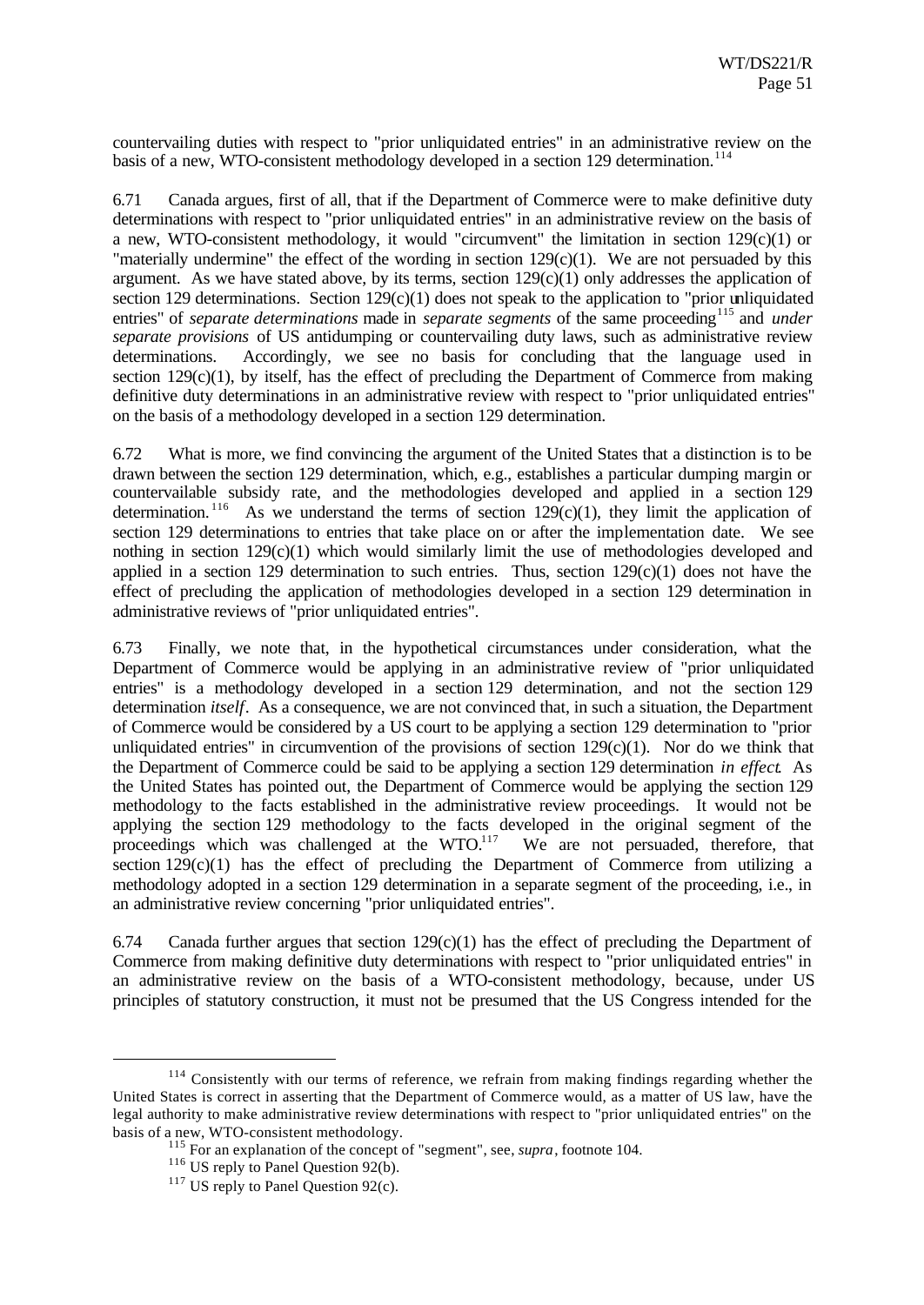countervailing duties with respect to "prior unliquidated entries" in an administrative review on the basis of a new, WTO-consistent methodology developed in a section 129 determination.[114]

6.71 Canada argues, first of all, that if the Department of Commerce were to make definitive duty determinations with respect to "prior unliquidated entries" in an administrative review on the basis of a new, WTO-consistent methodology, it would "circumvent" the limitation in section 129(c)(1) or "materially undermine" the effect of the wording in section 129(c)(1). We are not persuaded by this argument. As we have stated above, by its terms, section 129(c)(1) only addresses the application of section 129 determinations. Section 129(c)(1) does not speak to the application to "prior unliquidated entries" of *separate determinations* made in *separate segments* of the same proceeding[115] and *under separate provisions* of US antidumping or countervailing duty laws, such as administrative review determinations. Accordingly, we see no basis for concluding that the language used in section 129(c)(1), by itself, has the effect of precluding the Department of Commerce from making definitive duty determinations in an administrative review with respect to "prior unliquidated entries" on the basis of a methodology developed in a section 129 determination.

6.72 What is more, we find convincing the argument of the United States that a distinction is to be drawn between the section 129 determination, which, e.g., establishes a particular dumping margin or countervailable subsidy rate, and the methodologies developed and applied in a section 129 determination.[116] As we understand the terms of section 129(c)(1), they limit the application of section 129 determinations to entries that take place on or after the implementation date. We see nothing in section 129(c)(1) which would similarly limit the use of methodologies developed and applied in a section 129 determination to such entries. Thus, section 129(c)(1) does not have the effect of precluding the application of methodologies developed in a section 129 determination in administrative reviews of "prior unliquidated entries".

6.73 Finally, we note that, in the hypothetical circumstances under consideration, what the Department of Commerce would be applying in an administrative review of "prior unliquidated entries" is a methodology developed in a section 129 determination, and not the section 129 determination *itself*. As a consequence, we are not convinced that, in such a situation, the Department of Commerce would be considered by a US court to be applying a section 129 determination to "prior unliquidated entries" in circumvention of the provisions of section 129(c)(1). Nor do we think that the Department of Commerce could be said to be applying a section 129 determination *in effect*. As the United States has pointed out, the Department of Commerce would be applying the section 129 methodology to the facts established in the administrative review proceedings. It would not be applying the section 129 methodology to the facts developed in the original segment of the proceedings which was challenged at the WTO.[117] We are not persuaded, therefore, that section 129(c)(1) has the effect of precluding the Department of Commerce from utilizing a methodology adopted in a section 129 determination in a separate segment of the proceeding, i.e., in an administrative review concerning "prior unliquidated entries".

6.74 Canada further argues that section 129(c)(1) has the effect of precluding the Department of Commerce from making definitive duty determinations with respect to "prior unliquidated entries" in an administrative review on the basis of a WTO-consistent methodology, because, under US principles of statutory construction, it must not be presumed that the US Congress intended for the

---

[114] Consistently with our terms of reference, we refrain from making findings regarding whether the United States is correct in asserting that the Department of Commerce would, as a matter of US law, have the legal authority to make administrative review determinations with respect to "prior unliquidated entries" on the basis of a new, WTO-consistent methodology.

[115] For an explanation of the concept of "segment", see, *supra*, footnote 104.

[116] US reply to Panel Question 92(b).

[117] US reply to Panel Question 92(c).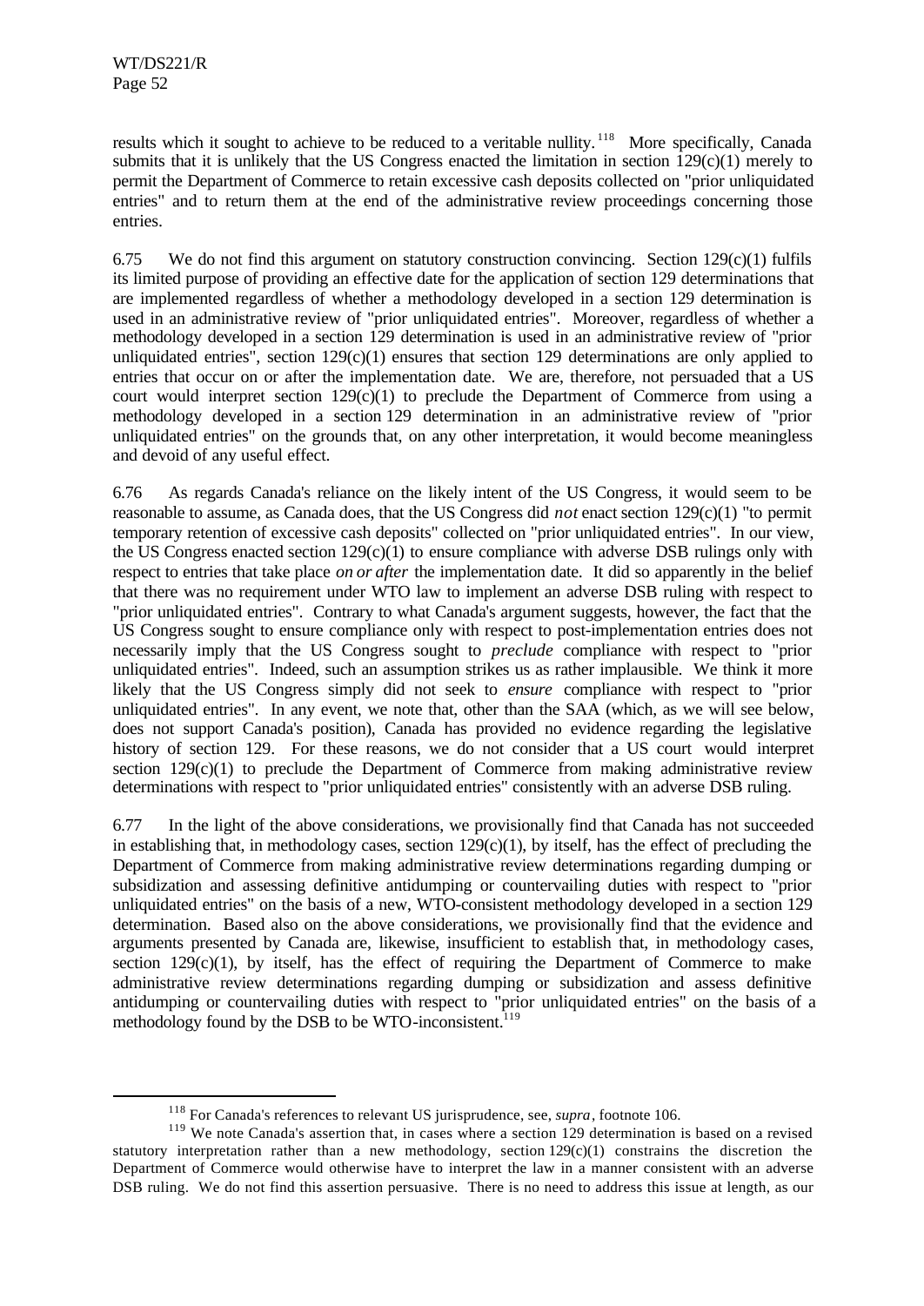results which it sought to achieve to be reduced to a veritable nullity.[118] More specifically, Canada submits that it is unlikely that the US Congress enacted the limitation in section 129(c)(1) merely to permit the Department of Commerce to retain excessive cash deposits collected on "prior unliquidated entries" and to return them at the end of the administrative review proceedings concerning those entries.

6.75 We do not find this argument on statutory construction convincing. Section 129(c)(1) fulfils its limited purpose of providing an effective date for the application of section 129 determinations that are implemented regardless of whether a methodology developed in a section 129 determination is used in an administrative review of "prior unliquidated entries". Moreover, regardless of whether a methodology developed in a section 129 determination is used in an administrative review of "prior unliquidated entries", section 129(c)(1) ensures that section 129 determinations are only applied to entries that occur on or after the implementation date. We are, therefore, not persuaded that a US court would interpret section 129(c)(1) to preclude the Department of Commerce from using a methodology developed in a section 129 determination in an administrative review of "prior unliquidated entries" on the grounds that, on any other interpretation, it would become meaningless and devoid of any useful effect.

6.76 As regards Canada's reliance on the likely intent of the US Congress, it would seem to be reasonable to assume, as Canada does, that the US Congress did *not* enact section 129(c)(1) "to permit temporary retention of excessive cash deposits" collected on "prior unliquidated entries". In our view, the US Congress enacted section 129(c)(1) to ensure compliance with adverse DSB rulings only with respect to entries that take place *on or after* the implementation date. It did so apparently in the belief that there was no requirement under WTO law to implement an adverse DSB ruling with respect to "prior unliquidated entries". Contrary to what Canada's argument suggests, however, the fact that the US Congress sought to ensure compliance only with respect to post-implementation entries does not necessarily imply that the US Congress sought to *preclude* compliance with respect to "prior unliquidated entries". Indeed, such an assumption strikes us as rather implausible. We think it more likely that the US Congress simply did not seek to *ensure* compliance with respect to "prior unliquidated entries". In any event, we note that, other than the SAA (which, as we will see below, does not support Canada's position), Canada has provided no evidence regarding the legislative history of section 129. For these reasons, we do not consider that a US court would interpret section 129(c)(1) to preclude the Department of Commerce from making administrative review determinations with respect to "prior unliquidated entries" consistently with an adverse DSB ruling.

6.77 In the light of the above considerations, we provisionally find that Canada has not succeeded in establishing that, in methodology cases, section 129(c)(1), by itself, has the effect of precluding the Department of Commerce from making administrative review determinations regarding dumping or subsidization and assessing definitive antidumping or countervailing duties with respect to "prior unliquidated entries" on the basis of a new, WTO-consistent methodology developed in a section 129 determination. Based also on the above considerations, we provisionally find that the evidence and arguments presented by Canada are, likewise, insufficient to establish that, in methodology cases, section 129(c)(1), by itself, has the effect of requiring the Department of Commerce to make administrative review determinations regarding dumping or subsidization and assess definitive antidumping or countervailing duties with respect to "prior unliquidated entries" on the basis of a methodology found by the DSB to be WTO-inconsistent.[119]

---

[118] For Canada's references to relevant US jurisprudence, see, *supra*, footnote 106.

[119] We note Canada's assertion that, in cases where a section 129 determination is based on a revised statutory interpretation rather than a new methodology, section 129(c)(1) constrains the discretion the Department of Commerce would otherwise have to interpret the law in a manner consistent with an adverse DSB ruling. We do not find this assertion persuasive. There is no need to address this issue at length, as our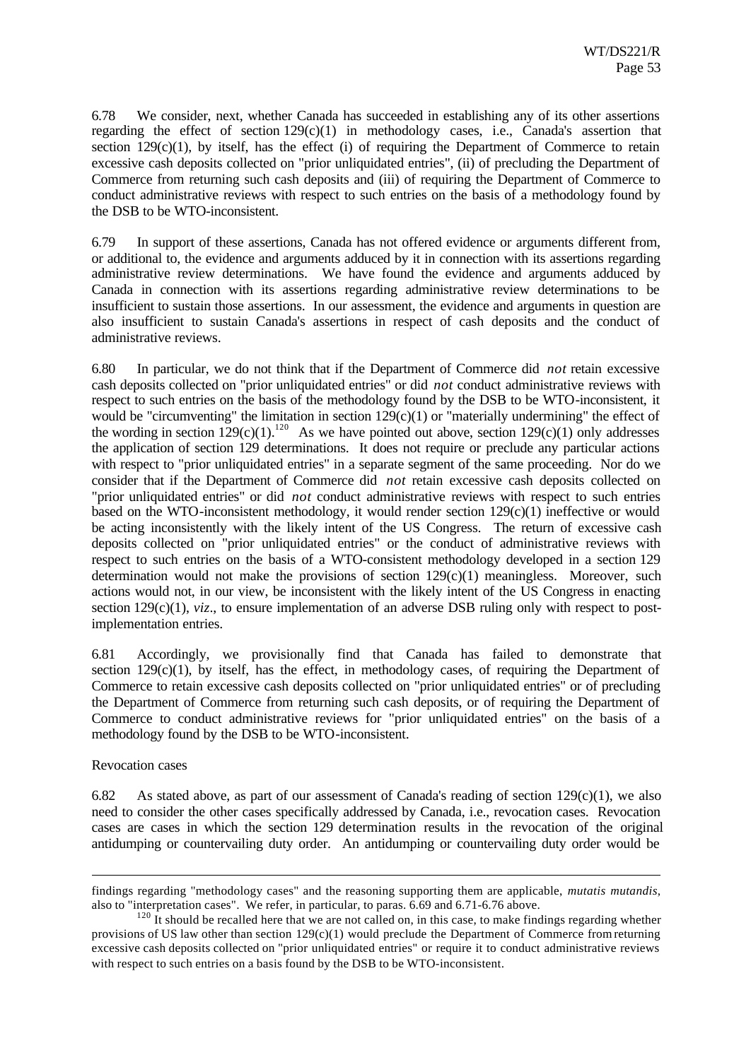6.78 We consider, next, whether Canada has succeeded in establishing any of its other assertions regarding the effect of section 129(c)(1) in methodology cases, i.e., Canada's assertion that section 129(c)(1), by itself, has the effect (i) of requiring the Department of Commerce to retain excessive cash deposits collected on "prior unliquidated entries", (ii) of precluding the Department of Commerce from returning such cash deposits and (iii) of requiring the Department of Commerce to conduct administrative reviews with respect to such entries on the basis of a methodology found by the DSB to be WTO-inconsistent.

6.79 In support of these assertions, Canada has not offered evidence or arguments different from, or additional to, the evidence and arguments adduced by it in connection with its assertions regarding administrative review determinations. We have found the evidence and arguments adduced by Canada in connection with its assertions regarding administrative review determinations to be insufficient to sustain those assertions. In our assessment, the evidence and arguments in question are also insufficient to sustain Canada's assertions in respect of cash deposits and the conduct of administrative reviews.

6.80 In particular, we do not think that if the Department of Commerce did *not* retain excessive cash deposits collected on "prior unliquidated entries" or did *not* conduct administrative reviews with respect to such entries on the basis of the methodology found by the DSB to be WTO-inconsistent, it would be "circumventing" the limitation in section 129(c)(1) or "materially undermining" the effect of the wording in section 129(c)(1).[120] As we have pointed out above, section 129(c)(1) only addresses the application of section 129 determinations. It does not require or preclude any particular actions with respect to "prior unliquidated entries" in a separate segment of the same proceeding. Nor do we consider that if the Department of Commerce did *not* retain excessive cash deposits collected on "prior unliquidated entries" or did *not* conduct administrative reviews with respect to such entries based on the WTO-inconsistent methodology, it would render section 129(c)(1) ineffective or would be acting inconsistently with the likely intent of the US Congress. The return of excessive cash deposits collected on "prior unliquidated entries" or the conduct of administrative reviews with respect to such entries on the basis of a WTO-consistent methodology developed in a section 129 determination would not make the provisions of section 129(c)(1) meaningless. Moreover, such actions would not, in our view, be inconsistent with the likely intent of the US Congress in enacting section 129(c)(1), *viz*., to ensure implementation of an adverse DSB ruling only with respect to post-implementation entries.

6.81 Accordingly, we provisionally find that Canada has failed to demonstrate that section 129(c)(1), by itself, has the effect, in methodology cases, of requiring the Department of Commerce to retain excessive cash deposits collected on "prior unliquidated entries" or of precluding the Department of Commerce from returning such cash deposits, or of requiring the Department of Commerce to conduct administrative reviews for "prior unliquidated entries" on the basis of a methodology found by the DSB to be WTO-inconsistent.

Revocation cases

6.82 As stated above, as part of our assessment of Canada's reading of section 129(c)(1), we also need to consider the other cases specifically addressed by Canada, i.e., revocation cases. Revocation cases are cases in which the section 129 determination results in the revocation of the original antidumping or countervailing duty order. An antidumping or countervailing duty order would be

---

findings regarding "methodology cases" and the reasoning supporting them are applicable, *mutatis mutandis*, also to "interpretation cases". We refer, in particular, to paras. 6.69 and 6.71-6.76 above.

[120] It should be recalled here that we are not called on, in this case, to make findings regarding whether provisions of US law other than section 129(c)(1) would preclude the Department of Commerce from returning excessive cash deposits collected on "prior unliquidated entries" or require it to conduct administrative reviews with respect to such entries on a basis found by the DSB to be WTO-inconsistent.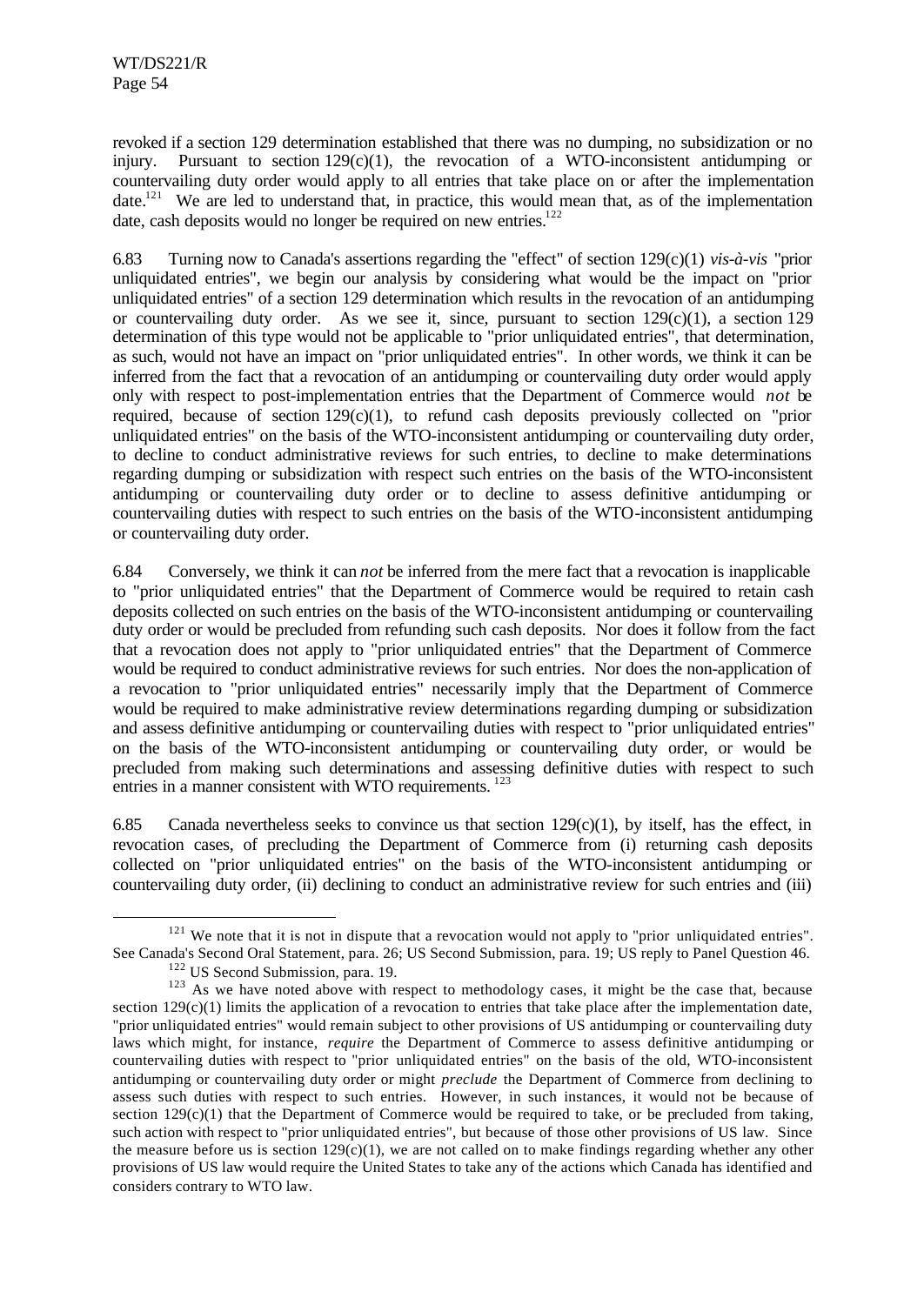revoked if a section 129 determination established that there was no dumping, no subsidization or no injury. Pursuant to section 129(c)(1), the revocation of a WTO-inconsistent antidumping or countervailing duty order would apply to all entries that take place on or after the implementation date.[121] We are led to understand that, in practice, this would mean that, as of the implementation date, cash deposits would no longer be required on new entries.[122]

6.83 Turning now to Canada's assertions regarding the "effect" of section 129(c)(1) *vis-à-vis* "prior unliquidated entries", we begin our analysis by considering what would be the impact on "prior unliquidated entries" of a section 129 determination which results in the revocation of an antidumping or countervailing duty order. As we see it, since, pursuant to section 129(c)(1), a section 129 determination of this type would not be applicable to "prior unliquidated entries", that determination, as such, would not have an impact on "prior unliquidated entries". In other words, we think it can be inferred from the fact that a revocation of an antidumping or countervailing duty order would apply only with respect to post-implementation entries that the Department of Commerce would *not* be required, because of section 129(c)(1), to refund cash deposits previously collected on "prior unliquidated entries" on the basis of the WTO-inconsistent antidumping or countervailing duty order, to decline to conduct administrative reviews for such entries, to decline to make determinations regarding dumping or subsidization with respect such entries on the basis of the WTO-inconsistent antidumping or countervailing duty order or to decline to assess definitive antidumping or countervailing duties with respect to such entries on the basis of the WTO-inconsistent antidumping or countervailing duty order.

6.84 Conversely, we think it can *not* be inferred from the mere fact that a revocation is inapplicable to "prior unliquidated entries" that the Department of Commerce would be required to retain cash deposits collected on such entries on the basis of the WTO-inconsistent antidumping or countervailing duty order or would be precluded from refunding such cash deposits. Nor does it follow from the fact that a revocation does not apply to "prior unliquidated entries" that the Department of Commerce would be required to conduct administrative reviews for such entries. Nor does the non-application of a revocation to "prior unliquidated entries" necessarily imply that the Department of Commerce would be required to make administrative review determinations regarding dumping or subsidization and assess definitive antidumping or countervailing duties with respect to "prior unliquidated entries" on the basis of the WTO-inconsistent antidumping or countervailing duty order, or would be precluded from making such determinations and assessing definitive duties with respect to such entries in a manner consistent with WTO requirements.[123]

6.85 Canada nevertheless seeks to convince us that section 129(c)(1), by itself, has the effect, in revocation cases, of precluding the Department of Commerce from (i) returning cash deposits collected on "prior unliquidated entries" on the basis of the WTO-inconsistent antidumping or countervailing duty order, (ii) declining to conduct an administrative review for such entries and (iii)

---

[121] We note that it is not in dispute that a revocation would not apply to "prior unliquidated entries". See Canada's Second Oral Statement, para. 26; US Second Submission, para. 19; US reply to Panel Question 46.

[122] US Second Submission, para. 19.

[123] As we have noted above with respect to methodology cases, it might be the case that, because section 129(c)(1) limits the application of a revocation to entries that take place after the implementation date, "prior unliquidated entries" would remain subject to other provisions of US antidumping or countervailing duty laws which might, for instance, *require* the Department of Commerce to assess definitive antidumping or countervailing duties with respect to "prior unliquidated entries" on the basis of the old, WTO-inconsistent antidumping or countervailing duty order or might *preclude* the Department of Commerce from declining to assess such duties with respect to such entries. However, in such instances, it would not be because of section 129(c)(1) that the Department of Commerce would be required to take, or be precluded from taking, such action with respect to "prior unliquidated entries", but because of those other provisions of US law. Since the measure before us is section 129(c)(1), we are not called on to make findings regarding whether any other provisions of US law would require the United States to take any of the actions which Canada has identified and considers contrary to WTO law.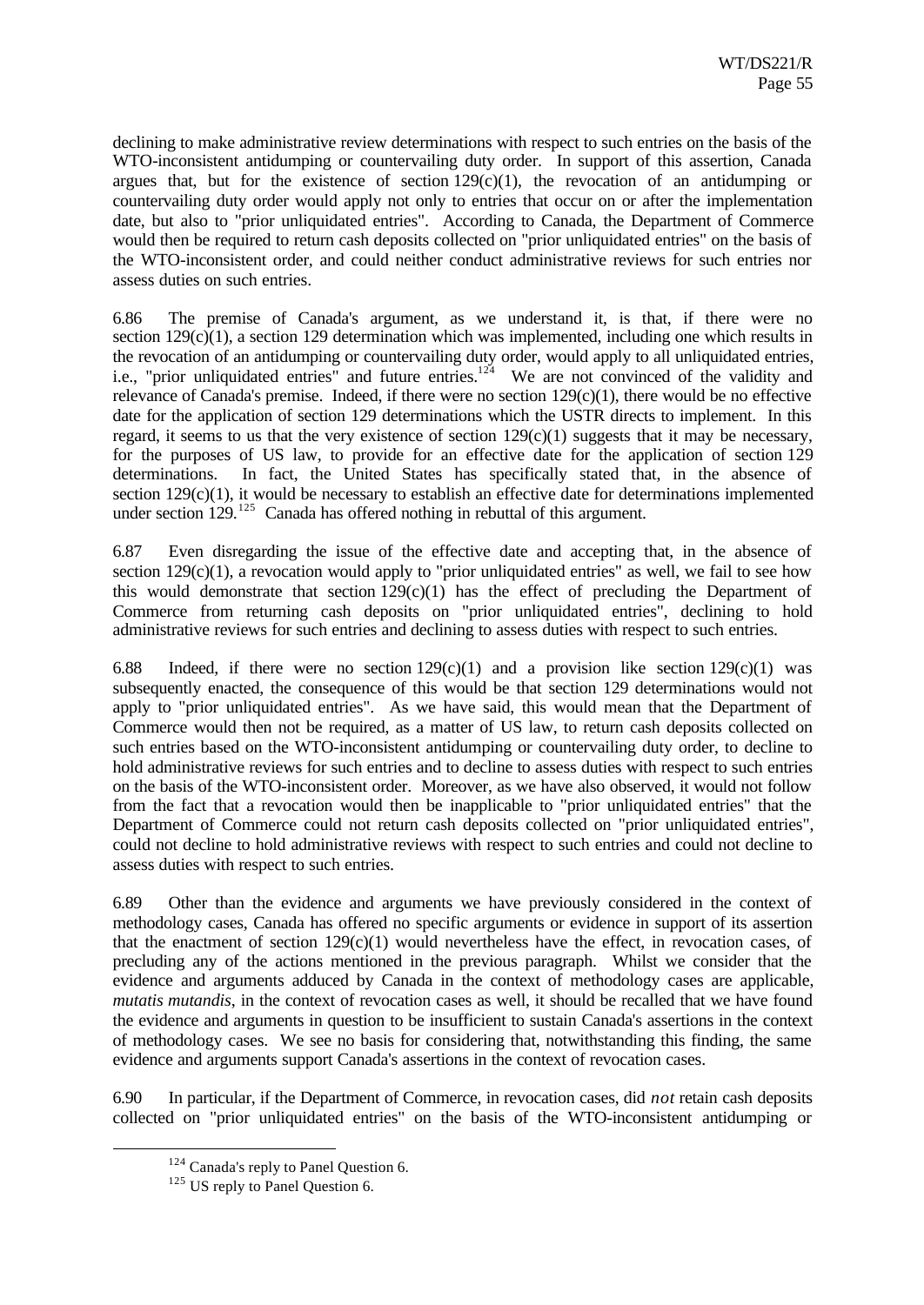declining to make administrative review determinations with respect to such entries on the basis of the WTO-inconsistent antidumping or countervailing duty order. In support of this assertion, Canada argues that, but for the existence of section 129(c)(1), the revocation of an antidumping or countervailing duty order would apply not only to entries that occur on or after the implementation date, but also to "prior unliquidated entries". According to Canada, the Department of Commerce would then be required to return cash deposits collected on "prior unliquidated entries" on the basis of the WTO-inconsistent order, and could neither conduct administrative reviews for such entries nor assess duties on such entries.

6.86 The premise of Canada's argument, as we understand it, is that, if there were no section 129(c)(1), a section 129 determination which was implemented, including one which results in the revocation of an antidumping or countervailing duty order, would apply to all unliquidated entries, i.e., "prior unliquidated entries" and future entries.[124] We are not convinced of the validity and relevance of Canada's premise. Indeed, if there were no section 129(c)(1), there would be no effective date for the application of section 129 determinations which the USTR directs to implement. In this regard, it seems to us that the very existence of section 129(c)(1) suggests that it may be necessary, for the purposes of US law, to provide for an effective date for the application of section 129 determinations. In fact, the United States has specifically stated that, in the absence of section 129(c)(1), it would be necessary to establish an effective date for determinations implemented under section 129.[125] Canada has offered nothing in rebuttal of this argument.

6.87 Even disregarding the issue of the effective date and accepting that, in the absence of section 129(c)(1), a revocation would apply to "prior unliquidated entries" as well, we fail to see how this would demonstrate that section 129(c)(1) has the effect of precluding the Department of Commerce from returning cash deposits on "prior unliquidated entries", declining to hold administrative reviews for such entries and declining to assess duties with respect to such entries.

6.88 Indeed, if there were no section 129(c)(1) and a provision like section 129(c)(1) was subsequently enacted, the consequence of this would be that section 129 determinations would not apply to "prior unliquidated entries". As we have said, this would mean that the Department of Commerce would then not be required, as a matter of US law, to return cash deposits collected on such entries based on the WTO-inconsistent antidumping or countervailing duty order, to decline to hold administrative reviews for such entries and to decline to assess duties with respect to such entries on the basis of the WTO-inconsistent order. Moreover, as we have also observed, it would not follow from the fact that a revocation would then be inapplicable to "prior unliquidated entries" that the Department of Commerce could not return cash deposits collected on "prior unliquidated entries", could not decline to hold administrative reviews with respect to such entries and could not decline to assess duties with respect to such entries.

6.89 Other than the evidence and arguments we have previously considered in the context of methodology cases, Canada has offered no specific arguments or evidence in support of its assertion that the enactment of section 129(c)(1) would nevertheless have the effect, in revocation cases, of precluding any of the actions mentioned in the previous paragraph. Whilst we consider that the evidence and arguments adduced by Canada in the context of methodology cases are applicable, *mutatis mutandis*, in the context of revocation cases as well, it should be recalled that we have found the evidence and arguments in question to be insufficient to sustain Canada's assertions in the context of methodology cases. We see no basis for considering that, notwithstanding this finding, the same evidence and arguments support Canada's assertions in the context of revocation cases.

6.90 In particular, if the Department of Commerce, in revocation cases, did *not* retain cash deposits collected on "prior unliquidated entries" on the basis of the WTO-inconsistent antidumping or

[124] Canada's reply to Panel Question 6.

[125] US reply to Panel Question 6.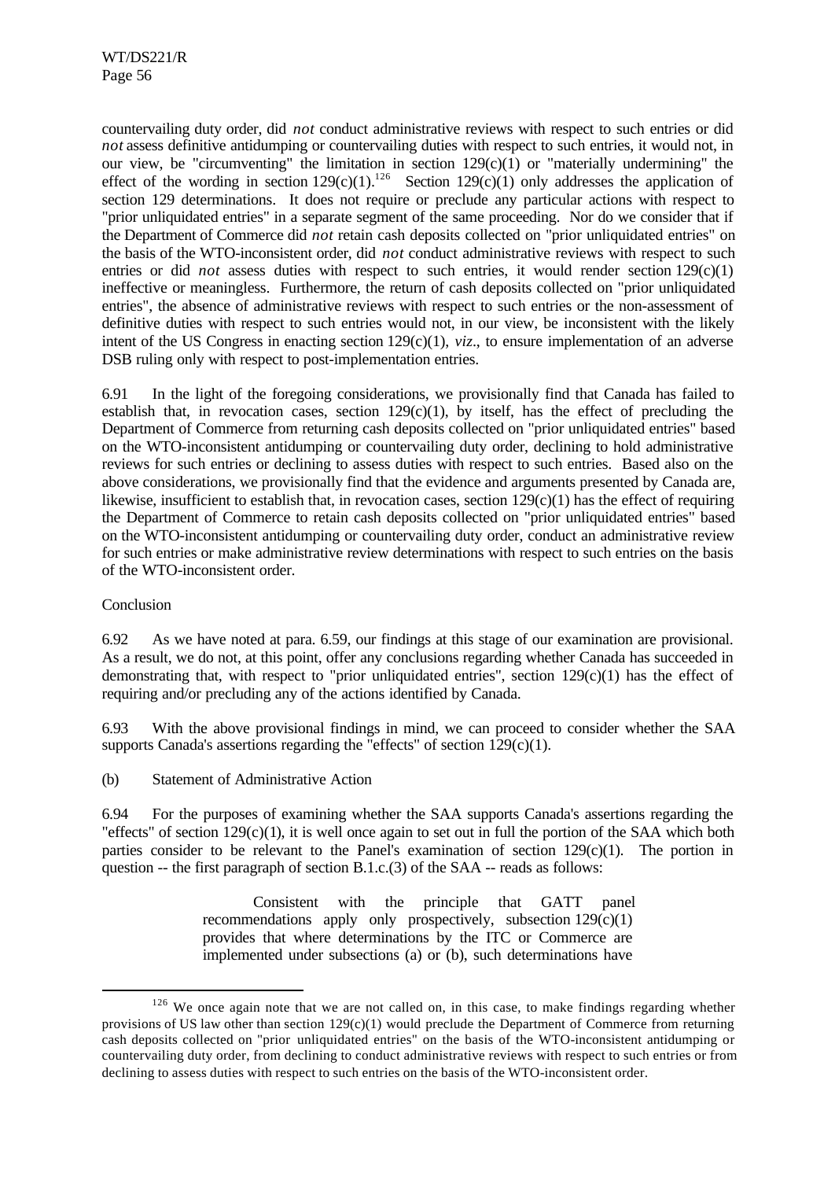countervailing duty order, did *not* conduct administrative reviews with respect to such entries or did *not* assess definitive antidumping or countervailing duties with respect to such entries, it would not, in our view, be "circumventing" the limitation in section 129(c)(1) or "materially undermining" the effect of the wording in section 129(c)(1).[126] Section 129(c)(1) only addresses the application of section 129 determinations. It does not require or preclude any particular actions with respect to "prior unliquidated entries" in a separate segment of the same proceeding. Nor do we consider that if the Department of Commerce did *not* retain cash deposits collected on "prior unliquidated entries" on the basis of the WTO-inconsistent order, did *not* conduct administrative reviews with respect to such entries or did *not* assess duties with respect to such entries, it would render section 129(c)(1) ineffective or meaningless. Furthermore, the return of cash deposits collected on "prior unliquidated entries", the absence of administrative reviews with respect to such entries or the non-assessment of definitive duties with respect to such entries would not, in our view, be inconsistent with the likely intent of the US Congress in enacting section 129(c)(1), *viz*., to ensure implementation of an adverse DSB ruling only with respect to post-implementation entries.

6.91 In the light of the foregoing considerations, we provisionally find that Canada has failed to establish that, in revocation cases, section 129(c)(1), by itself, has the effect of precluding the Department of Commerce from returning cash deposits collected on "prior unliquidated entries" based on the WTO-inconsistent antidumping or countervailing duty order, declining to hold administrative reviews for such entries or declining to assess duties with respect to such entries. Based also on the above considerations, we provisionally find that the evidence and arguments presented by Canada are, likewise, insufficient to establish that, in revocation cases, section 129(c)(1) has the effect of requiring the Department of Commerce to retain cash deposits collected on "prior unliquidated entries" based on the WTO-inconsistent antidumping or countervailing duty order, conduct an administrative review for such entries or make administrative review determinations with respect to such entries on the basis of the WTO-inconsistent order.

Conclusion

6.92 As we have noted at para. 6.59, our findings at this stage of our examination are provisional. As a result, we do not, at this point, offer any conclusions regarding whether Canada has succeeded in demonstrating that, with respect to "prior unliquidated entries", section 129(c)(1) has the effect of requiring and/or precluding any of the actions identified by Canada.

6.93 With the above provisional findings in mind, we can proceed to consider whether the SAA supports Canada's assertions regarding the "effects" of section 129(c)(1).

(b) Statement of Administrative Action

6.94 For the purposes of examining whether the SAA supports Canada's assertions regarding the "effects" of section 129(c)(1), it is well once again to set out in full the portion of the SAA which both parties consider to be relevant to the Panel's examination of section 129(c)(1). The portion in question -- the first paragraph of section B.1.c.(3) of the SAA -- reads as follows:

> Consistent with the principle that GATT panel recommendations apply only prospectively, subsection 129(c)(1) provides that where determinations by the ITC or Commerce are implemented under subsections (a) or (b), such determinations have

[126] We once again note that we are not called on, in this case, to make findings regarding whether provisions of US law other than section 129(c)(1) would preclude the Department of Commerce from returning cash deposits collected on "prior unliquidated entries" on the basis of the WTO-inconsistent antidumping or countervailing duty order, from declining to conduct administrative reviews with respect to such entries or from declining to assess duties with respect to such entries on the basis of the WTO-inconsistent order.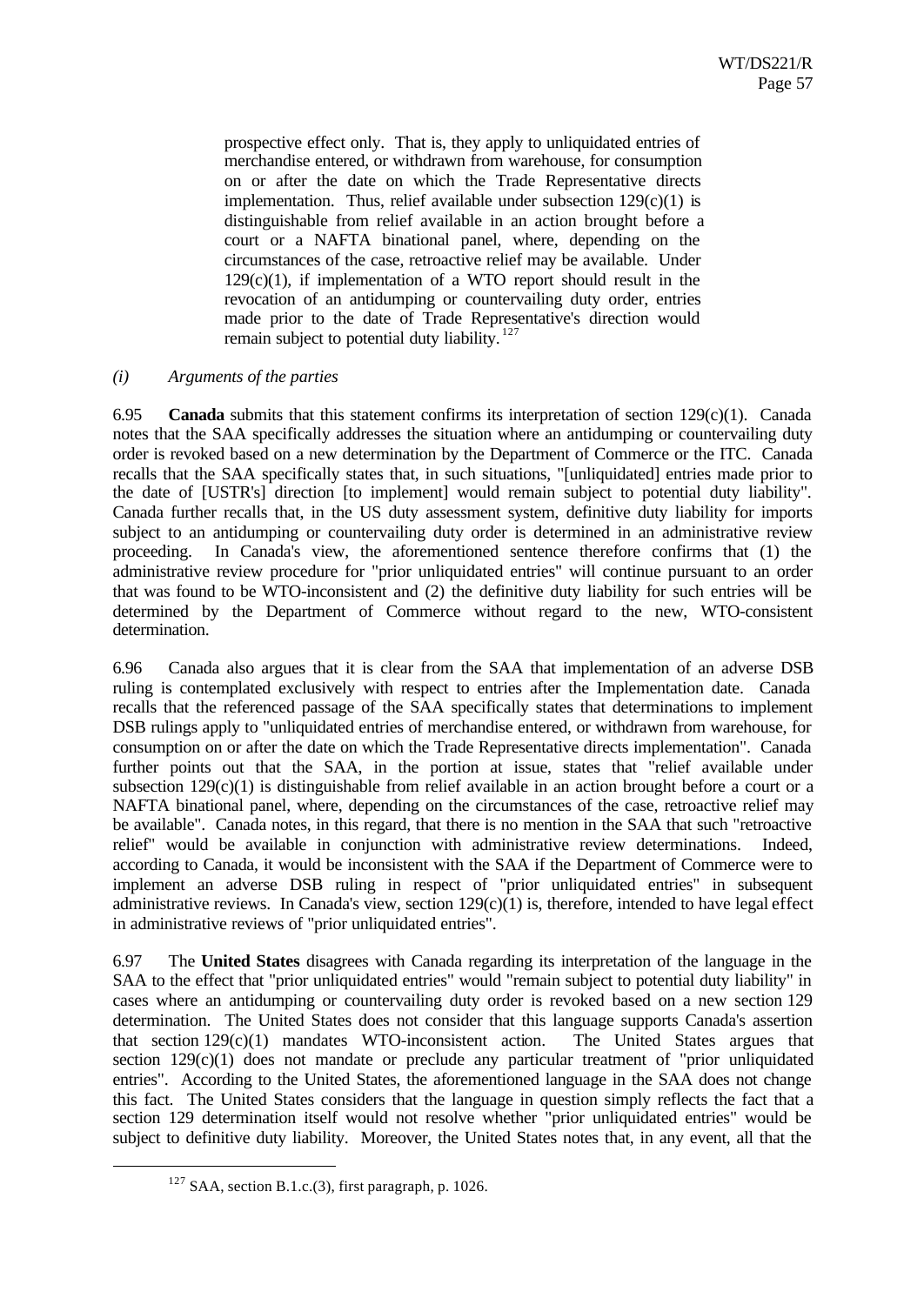> prospective effect only. That is, they apply to unliquidated entries of merchandise entered, or withdrawn from warehouse, for consumption on or after the date on which the Trade Representative directs implementation. Thus, relief available under subsection 129(c)(1) is distinguishable from relief available in an action brought before a court or a NAFTA binational panel, where, depending on the circumstances of the case, retroactive relief may be available. Under 129(c)(1), if implementation of a WTO report should result in the revocation of an antidumping or countervailing duty order, entries made prior to the date of Trade Representative's direction would remain subject to potential duty liability.[127]

*(i) Arguments of the parties*

6.95 **Canada** submits that this statement confirms its interpretation of section 129(c)(1). Canada notes that the SAA specifically addresses the situation where an antidumping or countervailing duty order is revoked based on a new determination by the Department of Commerce or the ITC. Canada recalls that the SAA specifically states that, in such situations, "[unliquidated] entries made prior to the date of [USTR's] direction [to implement] would remain subject to potential duty liability". Canada further recalls that, in the US duty assessment system, definitive duty liability for imports subject to an antidumping or countervailing duty order is determined in an administrative review proceeding. In Canada's view, the aforementioned sentence therefore confirms that (1) the administrative review procedure for "prior unliquidated entries" will continue pursuant to an order that was found to be WTO-inconsistent and (2) the definitive duty liability for such entries will be determined by the Department of Commerce without regard to the new, WTO-consistent determination.

6.96 Canada also argues that it is clear from the SAA that implementation of an adverse DSB ruling is contemplated exclusively with respect to entries after the Implementation date. Canada recalls that the referenced passage of the SAA specifically states that determinations to implement DSB rulings apply to "unliquidated entries of merchandise entered, or withdrawn from warehouse, for consumption on or after the date on which the Trade Representative directs implementation". Canada further points out that the SAA, in the portion at issue, states that "relief available under subsection 129(c)(1) is distinguishable from relief available in an action brought before a court or a NAFTA binational panel, where, depending on the circumstances of the case, retroactive relief may be available". Canada notes, in this regard, that there is no mention in the SAA that such "retroactive relief" would be available in conjunction with administrative review determinations. Indeed, according to Canada, it would be inconsistent with the SAA if the Department of Commerce were to implement an adverse DSB ruling in respect of "prior unliquidated entries" in subsequent administrative reviews. In Canada's view, section 129(c)(1) is, therefore, intended to have legal effect in administrative reviews of "prior unliquidated entries".

6.97 The **United States** disagrees with Canada regarding its interpretation of the language in the SAA to the effect that "prior unliquidated entries" would "remain subject to potential duty liability" in cases where an antidumping or countervailing duty order is revoked based on a new section 129 determination. The United States does not consider that this language supports Canada's assertion that section 129(c)(1) mandates WTO-inconsistent action. The United States argues that section 129(c)(1) does not mandate or preclude any particular treatment of "prior unliquidated entries". According to the United States, the aforementioned language in the SAA does not change this fact. The United States considers that the language in question simply reflects the fact that a section 129 determination itself would not resolve whether "prior unliquidated entries" would be subject to definitive duty liability. Moreover, the United States notes that, in any event, all that the

[127] SAA, section B.1.c.(3), first paragraph, p. 1026.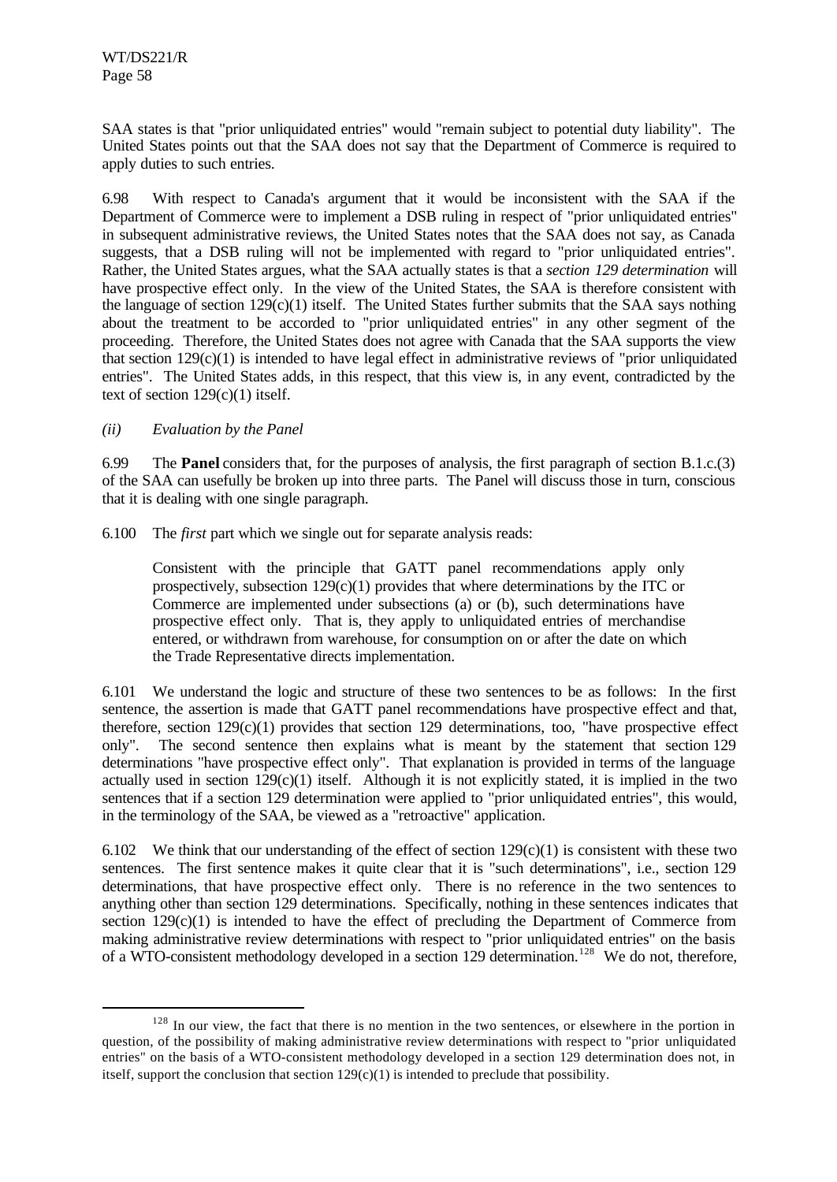SAA states is that "prior unliquidated entries" would "remain subject to potential duty liability". The United States points out that the SAA does not say that the Department of Commerce is required to apply duties to such entries.

6.98 With respect to Canada's argument that it would be inconsistent with the SAA if the Department of Commerce were to implement a DSB ruling in respect of "prior unliquidated entries" in subsequent administrative reviews, the United States notes that the SAA does not say, as Canada suggests, that a DSB ruling will not be implemented with regard to "prior unliquidated entries". Rather, the United States argues, what the SAA actually states is that a *section 129 determination* will have prospective effect only. In the view of the United States, the SAA is therefore consistent with the language of section 129(c)(1) itself. The United States further submits that the SAA says nothing about the treatment to be accorded to "prior unliquidated entries" in any other segment of the proceeding. Therefore, the United States does not agree with Canada that the SAA supports the view that section 129(c)(1) is intended to have legal effect in administrative reviews of "prior unliquidated entries". The United States adds, in this respect, that this view is, in any event, contradicted by the text of section 129(c)(1) itself.

*(ii) Evaluation by the Panel*

6.99 The **Panel** considers that, for the purposes of analysis, the first paragraph of section B.1.c.(3) of the SAA can usefully be broken up into three parts. The Panel will discuss those in turn, conscious that it is dealing with one single paragraph.

6.100 The *first* part which we single out for separate analysis reads:

> Consistent with the principle that GATT panel recommendations apply only prospectively, subsection 129(c)(1) provides that where determinations by the ITC or Commerce are implemented under subsections (a) or (b), such determinations have prospective effect only. That is, they apply to unliquidated entries of merchandise entered, or withdrawn from warehouse, for consumption on or after the date on which the Trade Representative directs implementation.

6.101 We understand the logic and structure of these two sentences to be as follows: In the first sentence, the assertion is made that GATT panel recommendations have prospective effect and that, therefore, section 129(c)(1) provides that section 129 determinations, too, "have prospective effect only". The second sentence then explains what is meant by the statement that section 129 determinations "have prospective effect only". That explanation is provided in terms of the language actually used in section 129(c)(1) itself. Although it is not explicitly stated, it is implied in the two sentences that if a section 129 determination were applied to "prior unliquidated entries", this would, in the terminology of the SAA, be viewed as a "retroactive" application.

6.102 We think that our understanding of the effect of section 129(c)(1) is consistent with these two sentences. The first sentence makes it quite clear that it is "such determinations", i.e., section 129 determinations, that have prospective effect only. There is no reference in the two sentences to anything other than section 129 determinations. Specifically, nothing in these sentences indicates that section 129(c)(1) is intended to have the effect of precluding the Department of Commerce from making administrative review determinations with respect to "prior unliquidated entries" on the basis of a WTO-consistent methodology developed in a section 129 determination.[128] We do not, therefore,

[128] In our view, the fact that there is no mention in the two sentences, or elsewhere in the portion in question, of the possibility of making administrative review determinations with respect to "prior unliquidated entries" on the basis of a WTO-consistent methodology developed in a section 129 determination does not, in itself, support the conclusion that section 129(c)(1) is intended to preclude that possibility.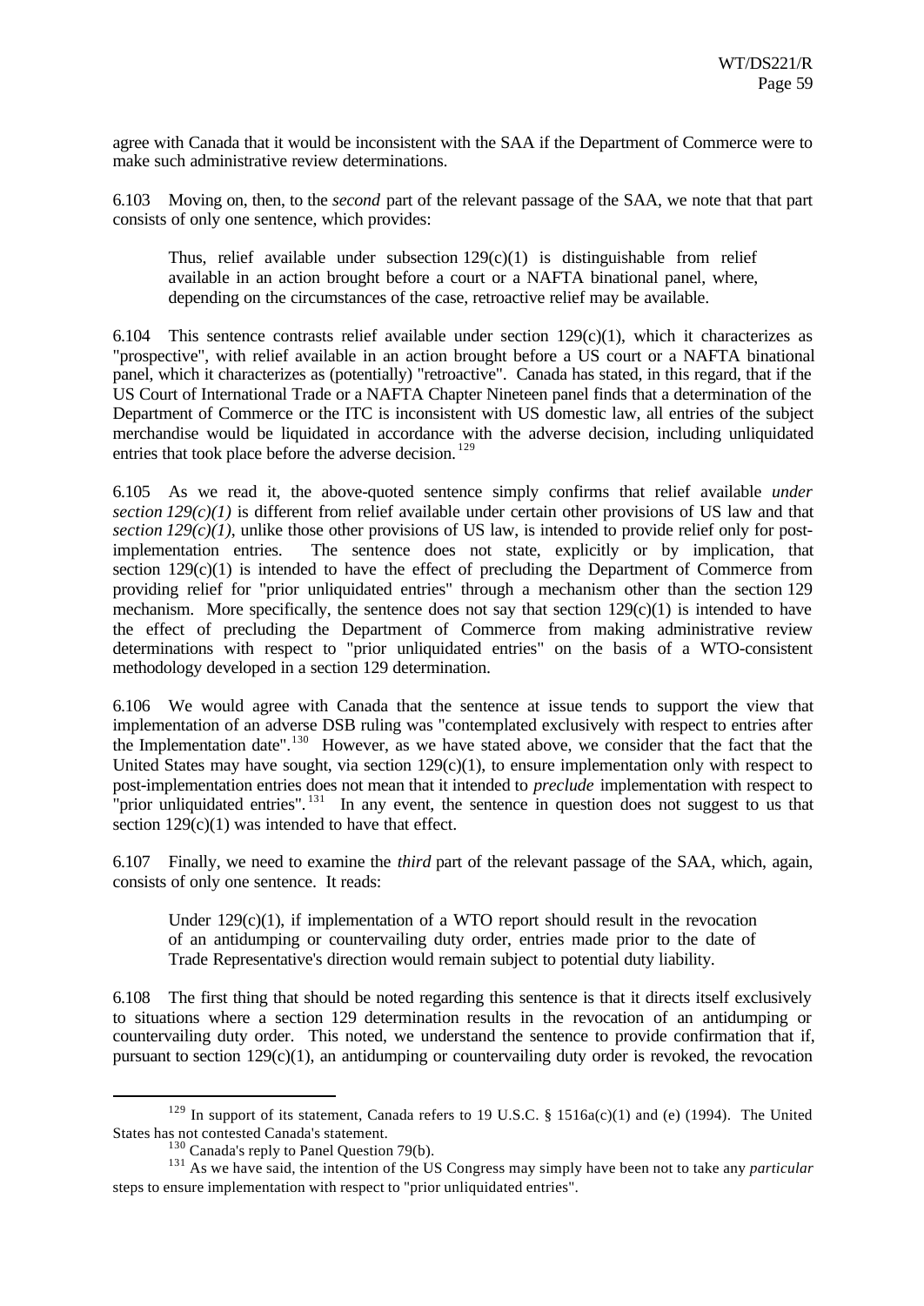agree with Canada that it would be inconsistent with the SAA if the Department of Commerce were to make such administrative review determinations.

6.103 Moving on, then, to the *second* part of the relevant passage of the SAA, we note that that part consists of only one sentence, which provides:

> Thus, relief available under subsection 129(c)(1) is distinguishable from relief available in an action brought before a court or a NAFTA binational panel, where, depending on the circumstances of the case, retroactive relief may be available.

6.104 This sentence contrasts relief available under section 129(c)(1), which it characterizes as "prospective", with relief available in an action brought before a US court or a NAFTA binational panel, which it characterizes as (potentially) "retroactive". Canada has stated, in this regard, that if the US Court of International Trade or a NAFTA Chapter Nineteen panel finds that a determination of the Department of Commerce or the ITC is inconsistent with US domestic law, all entries of the subject merchandise would be liquidated in accordance with the adverse decision, including unliquidated entries that took place before the adverse decision.[129]

6.105 As we read it, the above-quoted sentence simply confirms that relief available *under section 129(c)(1)* is different from relief available under certain other provisions of US law and that *section 129(c)(1)*, unlike those other provisions of US law, is intended to provide relief only for post-implementation entries. The sentence does not state, explicitly or by implication, that section 129(c)(1) is intended to have the effect of precluding the Department of Commerce from providing relief for "prior unliquidated entries" through a mechanism other than the section 129 mechanism. More specifically, the sentence does not say that section 129(c)(1) is intended to have the effect of precluding the Department of Commerce from making administrative review determinations with respect to "prior unliquidated entries" on the basis of a WTO-consistent methodology developed in a section 129 determination.

6.106 We would agree with Canada that the sentence at issue tends to support the view that implementation of an adverse DSB ruling was "contemplated exclusively with respect to entries after the Implementation date".[130] However, as we have stated above, we consider that the fact that the United States may have sought, via section 129(c)(1), to ensure implementation only with respect to post-implementation entries does not mean that it intended to *preclude* implementation with respect to "prior unliquidated entries".[131] In any event, the sentence in question does not suggest to us that section 129(c)(1) was intended to have that effect.

6.107 Finally, we need to examine the *third* part of the relevant passage of the SAA, which, again, consists of only one sentence. It reads:

> Under 129(c)(1), if implementation of a WTO report should result in the revocation of an antidumping or countervailing duty order, entries made prior to the date of Trade Representative's direction would remain subject to potential duty liability.

6.108 The first thing that should be noted regarding this sentence is that it directs itself exclusively to situations where a section 129 determination results in the revocation of an antidumping or countervailing duty order. This noted, we understand the sentence to provide confirmation that if, pursuant to section 129(c)(1), an antidumping or countervailing duty order is revoked, the revocation

---

[129] In support of its statement, Canada refers to 19 U.S.C. § 1516a(c)(1) and (e) (1994). The United States has not contested Canada's statement.

[130] Canada's reply to Panel Question 79(b).

[131] As we have said, the intention of the US Congress may simply have been not to take any *particular* steps to ensure implementation with respect to "prior unliquidated entries".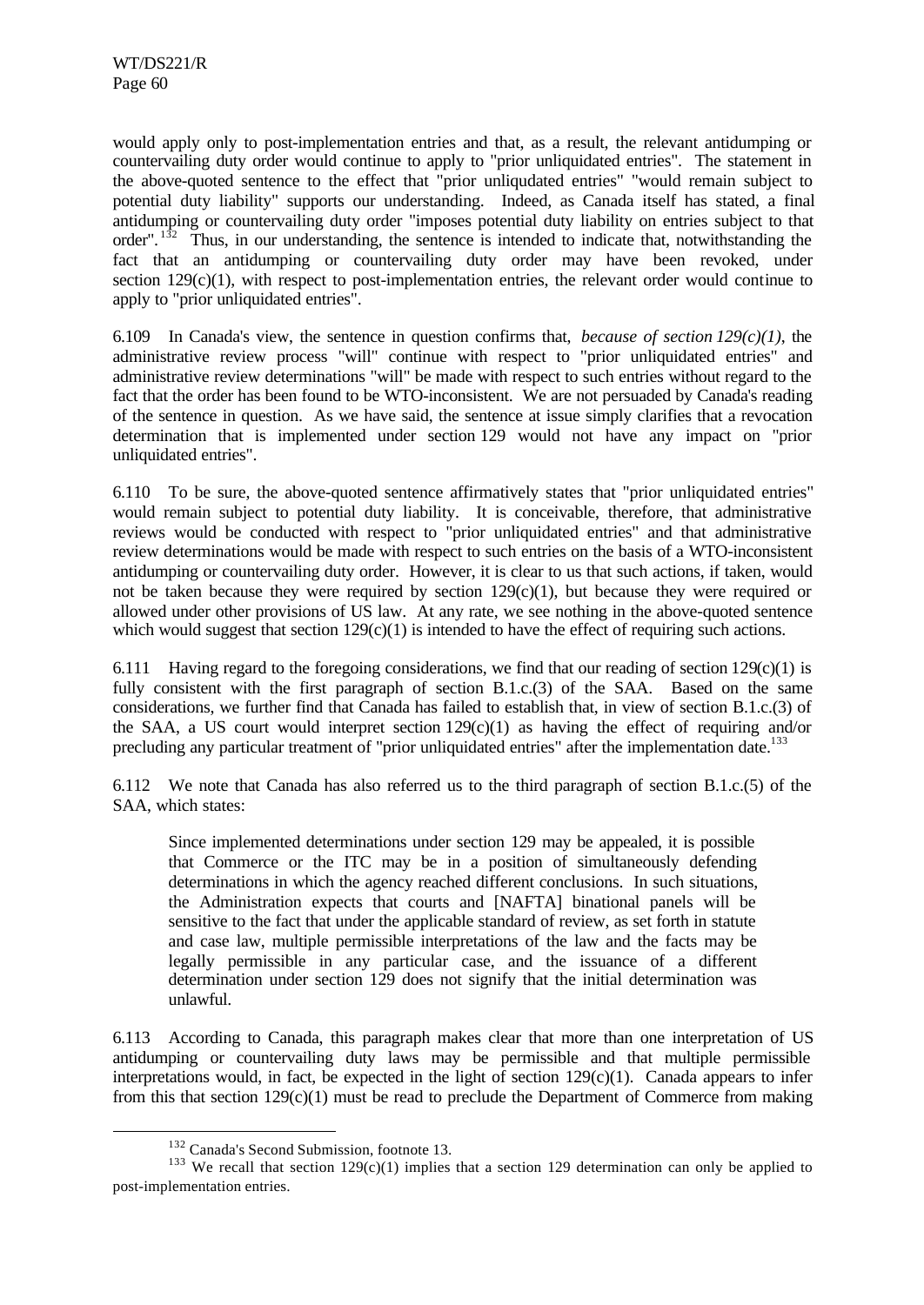would apply only to post-implementation entries and that, as a result, the relevant antidumping or countervailing duty order would continue to apply to "prior unliquidated entries". The statement in the above-quoted sentence to the effect that "prior unliqudated entries" "would remain subject to potential duty liability" supports our understanding. Indeed, as Canada itself has stated, a final antidumping or countervailing duty order "imposes potential duty liability on entries subject to that order".[132] Thus, in our understanding, the sentence is intended to indicate that, notwithstanding the fact that an antidumping or countervailing duty order may have been revoked, under section 129(c)(1), with respect to post-implementation entries, the relevant order would continue to apply to "prior unliquidated entries".

6.109 In Canada's view, the sentence in question confirms that, *because of section 129(c)(1)*, the administrative review process "will" continue with respect to "prior unliquidated entries" and administrative review determinations "will" be made with respect to such entries without regard to the fact that the order has been found to be WTO-inconsistent. We are not persuaded by Canada's reading of the sentence in question. As we have said, the sentence at issue simply clarifies that a revocation determination that is implemented under section 129 would not have any impact on "prior unliquidated entries".

6.110 To be sure, the above-quoted sentence affirmatively states that "prior unliquidated entries" would remain subject to potential duty liability. It is conceivable, therefore, that administrative reviews would be conducted with respect to "prior unliquidated entries" and that administrative review determinations would be made with respect to such entries on the basis of a WTO-inconsistent antidumping or countervailing duty order. However, it is clear to us that such actions, if taken, would not be taken because they were required by section 129(c)(1), but because they were required or allowed under other provisions of US law. At any rate, we see nothing in the above-quoted sentence which would suggest that section 129(c)(1) is intended to have the effect of requiring such actions.

6.111 Having regard to the foregoing considerations, we find that our reading of section 129(c)(1) is fully consistent with the first paragraph of section B.1.c.(3) of the SAA. Based on the same considerations, we further find that Canada has failed to establish that, in view of section B.1.c.(3) of the SAA, a US court would interpret section 129(c)(1) as having the effect of requiring and/or precluding any particular treatment of "prior unliquidated entries" after the implementation date.[133]

6.112 We note that Canada has also referred us to the third paragraph of section B.1.c.(5) of the SAA, which states:

> Since implemented determinations under section 129 may be appealed, it is possible that Commerce or the ITC may be in a position of simultaneously defending determinations in which the agency reached different conclusions. In such situations, the Administration expects that courts and [NAFTA] binational panels will be sensitive to the fact that under the applicable standard of review, as set forth in statute and case law, multiple permissible interpretations of the law and the facts may be legally permissible in any particular case, and the issuance of a different determination under section 129 does not signify that the initial determination was unlawful.

6.113 According to Canada, this paragraph makes clear that more than one interpretation of US antidumping or countervailing duty laws may be permissible and that multiple permissible interpretations would, in fact, be expected in the light of section 129(c)(1). Canada appears to infer from this that section 129(c)(1) must be read to preclude the Department of Commerce from making

---

[132] Canada's Second Submission, footnote 13.

[133] We recall that section 129(c)(1) implies that a section 129 determination can only be applied to post-implementation entries.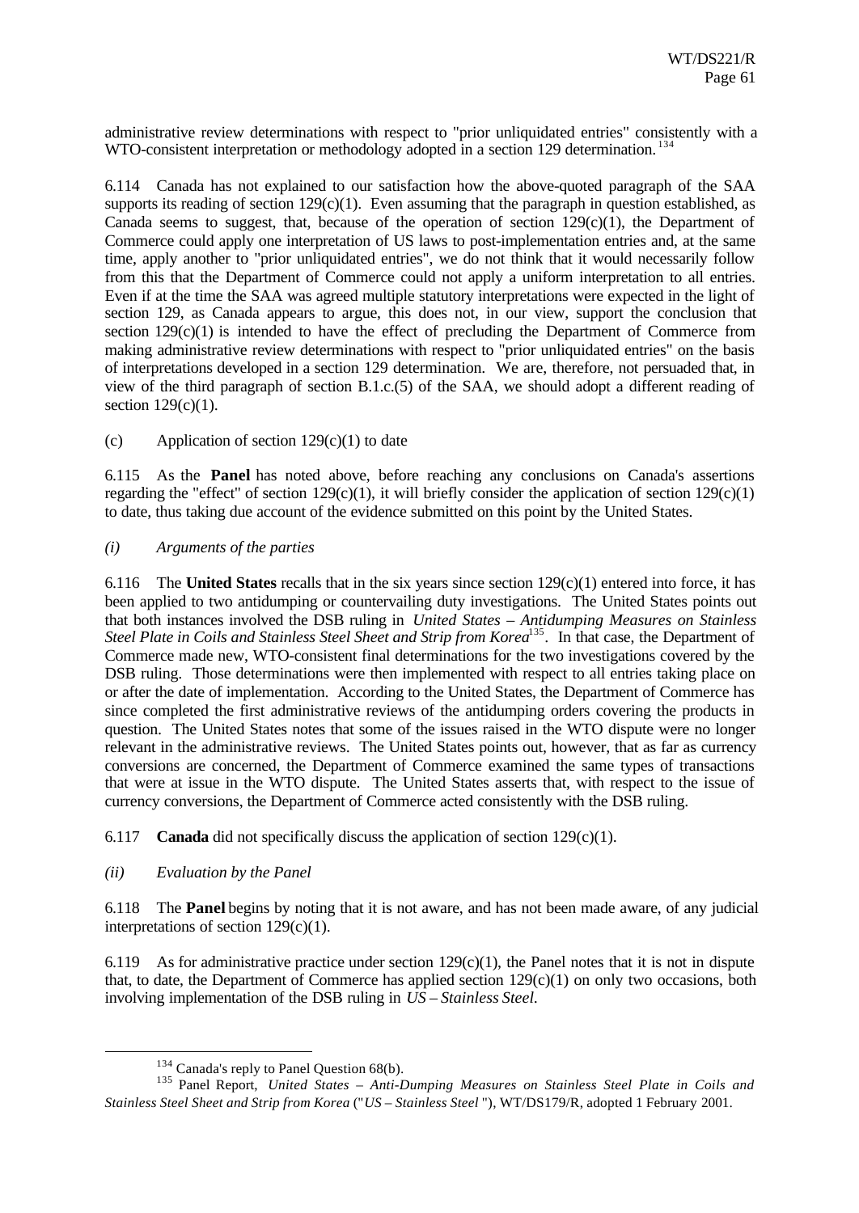administrative review determinations with respect to "prior unliquidated entries" consistently with a WTO-consistent interpretation or methodology adopted in a section 129 determination.[134]

6.114 Canada has not explained to our satisfaction how the above-quoted paragraph of the SAA supports its reading of section 129(c)(1). Even assuming that the paragraph in question established, as Canada seems to suggest, that, because of the operation of section 129(c)(1), the Department of Commerce could apply one interpretation of US laws to post-implementation entries and, at the same time, apply another to "prior unliquidated entries", we do not think that it would necessarily follow from this that the Department of Commerce could not apply a uniform interpretation to all entries. Even if at the time the SAA was agreed multiple statutory interpretations were expected in the light of section 129, as Canada appears to argue, this does not, in our view, support the conclusion that section 129(c)(1) is intended to have the effect of precluding the Department of Commerce from making administrative review determinations with respect to "prior unliquidated entries" on the basis of interpretations developed in a section 129 determination. We are, therefore, not persuaded that, in view of the third paragraph of section B.1.c.(5) of the SAA, we should adopt a different reading of section 129(c)(1).

(c) Application of section 129(c)(1) to date

6.115 As the **Panel** has noted above, before reaching any conclusions on Canada's assertions regarding the "effect" of section 129(c)(1), it will briefly consider the application of section 129(c)(1) to date, thus taking due account of the evidence submitted on this point by the United States.

*(i) Arguments of the parties*

6.116 The **United States** recalls that in the six years since section 129(c)(1) entered into force, it has been applied to two antidumping or countervailing duty investigations. The United States points out that both instances involved the DSB ruling in *United States – Antidumping Measures on Stainless Steel Plate in Coils and Stainless Steel Sheet and Strip from Korea*[135]. In that case, the Department of Commerce made new, WTO-consistent final determinations for the two investigations covered by the DSB ruling. Those determinations were then implemented with respect to all entries taking place on or after the date of implementation. According to the United States, the Department of Commerce has since completed the first administrative reviews of the antidumping orders covering the products in question. The United States notes that some of the issues raised in the WTO dispute were no longer relevant in the administrative reviews. The United States points out, however, that as far as currency conversions are concerned, the Department of Commerce examined the same types of transactions that were at issue in the WTO dispute. The United States asserts that, with respect to the issue of currency conversions, the Department of Commerce acted consistently with the DSB ruling.

6.117 **Canada** did not specifically discuss the application of section 129(c)(1).

*(ii) Evaluation by the Panel*

6.118 The **Panel** begins by noting that it is not aware, and has not been made aware, of any judicial interpretations of section 129(c)(1).

6.119 As for administrative practice under section 129(c)(1), the Panel notes that it is not in dispute that, to date, the Department of Commerce has applied section 129(c)(1) on only two occasions, both involving implementation of the DSB ruling in *US – Stainless Steel*.

---

[134] Canada's reply to Panel Question 68(b).

[135] Panel Report, *United States – Anti-Dumping Measures on Stainless Steel Plate in Coils and Stainless Steel Sheet and Strip from Korea* ("*US – Stainless Steel*"), WT/DS179/R, adopted 1 February 2001.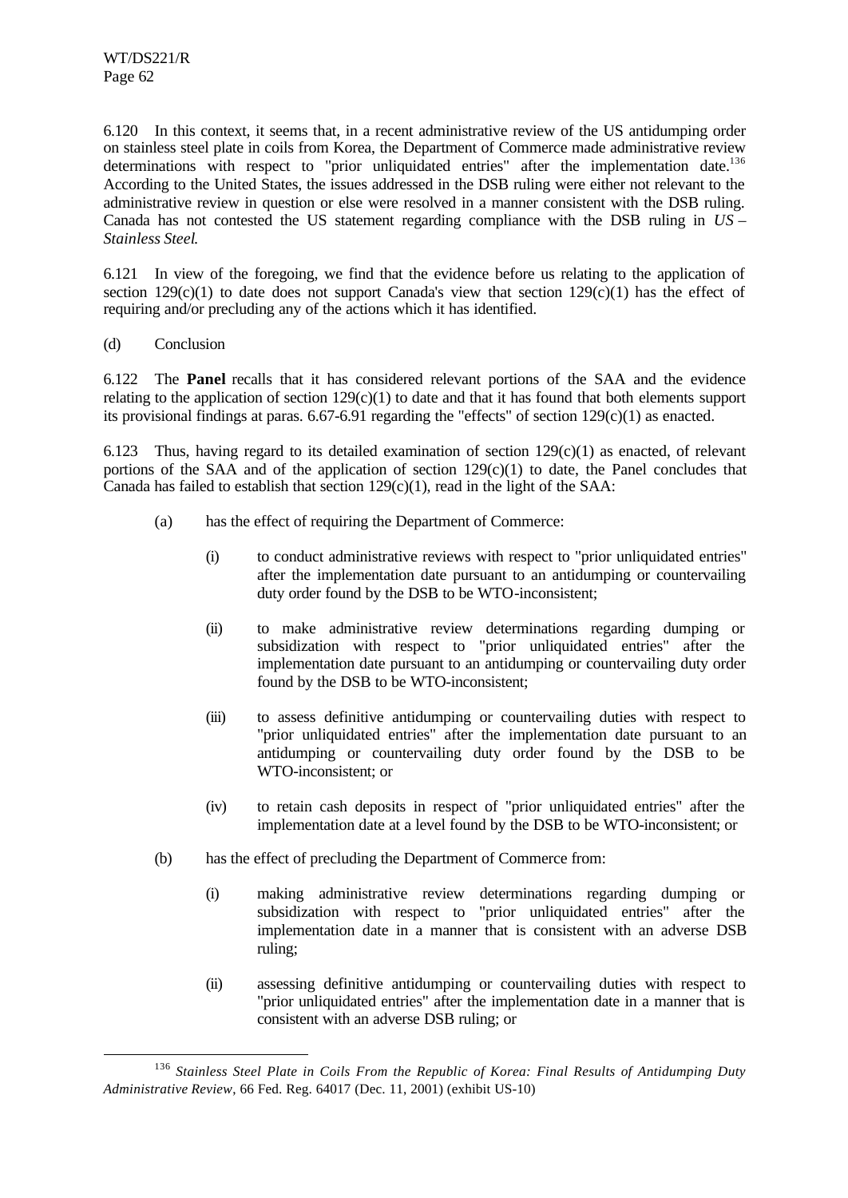6.120 In this context, it seems that, in a recent administrative review of the US antidumping order on stainless steel plate in coils from Korea, the Department of Commerce made administrative review determinations with respect to "prior unliquidated entries" after the implementation date.[136] According to the United States, the issues addressed in the DSB ruling were either not relevant to the administrative review in question or else were resolved in a manner consistent with the DSB ruling. Canada has not contested the US statement regarding compliance with the DSB ruling in *US – Stainless Steel*.

6.121 In view of the foregoing, we find that the evidence before us relating to the application of section 129(c)(1) to date does not support Canada's view that section 129(c)(1) has the effect of requiring and/or precluding any of the actions which it has identified.

(d) Conclusion

6.122 The **Panel** recalls that it has considered relevant portions of the SAA and the evidence relating to the application of section 129(c)(1) to date and that it has found that both elements support its provisional findings at paras. 6.67-6.91 regarding the "effects" of section 129(c)(1) as enacted.

6.123 Thus, having regard to its detailed examination of section 129(c)(1) as enacted, of relevant portions of the SAA and of the application of section 129(c)(1) to date, the Panel concludes that Canada has failed to establish that section 129(c)(1), read in the light of the SAA:

(a) has the effect of requiring the Department of Commerce:

(i) to conduct administrative reviews with respect to "prior unliquidated entries" after the implementation date pursuant to an antidumping or countervailing duty order found by the DSB to be WTO-inconsistent;

(ii) to make administrative review determinations regarding dumping or subsidization with respect to "prior unliquidated entries" after the implementation date pursuant to an antidumping or countervailing duty order found by the DSB to be WTO-inconsistent;

(iii) to assess definitive antidumping or countervailing duties with respect to "prior unliquidated entries" after the implementation date pursuant to an antidumping or countervailing duty order found by the DSB to be WTO-inconsistent; or

(iv) to retain cash deposits in respect of "prior unliquidated entries" after the implementation date at a level found by the DSB to be WTO-inconsistent; or

(b) has the effect of precluding the Department of Commerce from:

(i) making administrative review determinations regarding dumping or subsidization with respect to "prior unliquidated entries" after the implementation date in a manner that is consistent with an adverse DSB ruling;

(ii) assessing definitive antidumping or countervailing duties with respect to "prior unliquidated entries" after the implementation date in a manner that is consistent with an adverse DSB ruling; or

---

[136] *Stainless Steel Plate in Coils From the Republic of Korea: Final Results of Antidumping Duty Administrative Review*, 66 Fed. Reg. 64017 (Dec. 11, 2001) (exhibit US-10)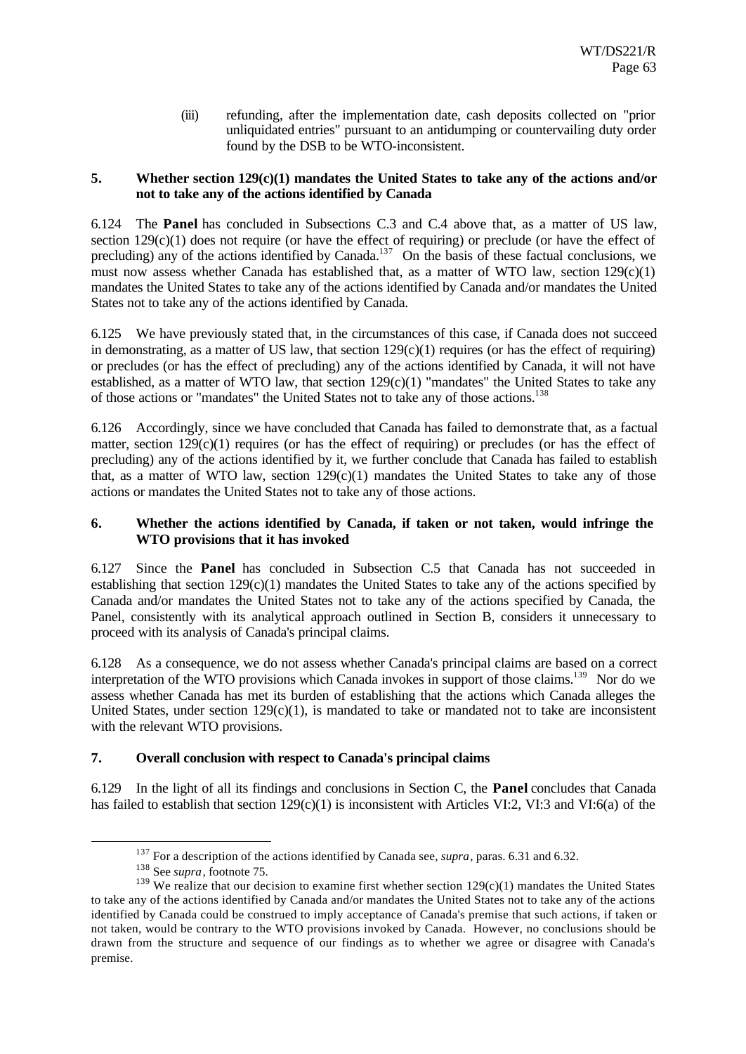(iii) refunding, after the implementation date, cash deposits collected on "prior unliquidated entries" pursuant to an antidumping or countervailing duty order found by the DSB to be WTO-inconsistent.

### 5. Whether section 129(c)(1) mandates the United States to take any of the actions and/or not to take any of the actions identified by Canada

6.124 The **Panel** has concluded in Subsections C.3 and C.4 above that, as a matter of US law, section 129(c)(1) does not require (or have the effect of requiring) or preclude (or have the effect of precluding) any of the actions identified by Canada.[137] On the basis of these factual conclusions, we must now assess whether Canada has established that, as a matter of WTO law, section 129(c)(1) mandates the United States to take any of the actions identified by Canada and/or mandates the United States not to take any of the actions identified by Canada.

6.125 We have previously stated that, in the circumstances of this case, if Canada does not succeed in demonstrating, as a matter of US law, that section 129(c)(1) requires (or has the effect of requiring) or precludes (or has the effect of precluding) any of the actions identified by Canada, it will not have established, as a matter of WTO law, that section 129(c)(1) "mandates" the United States to take any of those actions or "mandates" the United States not to take any of those actions.[138]

6.126 Accordingly, since we have concluded that Canada has failed to demonstrate that, as a factual matter, section 129(c)(1) requires (or has the effect of requiring) or precludes (or has the effect of precluding) any of the actions identified by it, we further conclude that Canada has failed to establish that, as a matter of WTO law, section 129(c)(1) mandates the United States to take any of those actions or mandates the United States not to take any of those actions.

### 6. Whether the actions identified by Canada, if taken or not taken, would infringe the WTO provisions that it has invoked

6.127 Since the **Panel** has concluded in Subsection C.5 that Canada has not succeeded in establishing that section 129(c)(1) mandates the United States to take any of the actions specified by Canada and/or mandates the United States not to take any of the actions specified by Canada, the Panel, consistently with its analytical approach outlined in Section B, considers it unnecessary to proceed with its analysis of Canada's principal claims.

6.128 As a consequence, we do not assess whether Canada's principal claims are based on a correct interpretation of the WTO provisions which Canada invokes in support of those claims.[139] Nor do we assess whether Canada has met its burden of establishing that the actions which Canada alleges the United States, under section 129(c)(1), is mandated to take or mandated not to take are inconsistent with the relevant WTO provisions.

### 7. Overall conclusion with respect to Canada's principal claims

6.129 In the light of all its findings and conclusions in Section C, the **Panel** concludes that Canada has failed to establish that section 129(c)(1) is inconsistent with Articles VI:2, VI:3 and VI:6(a) of the

---

[137] For a description of the actions identified by Canada see, *supra*, paras. 6.31 and 6.32.

[138] See *supra*, footnote 75.

[139] We realize that our decision to examine first whether section 129(c)(1) mandates the United States to take any of the actions identified by Canada and/or mandates the United States not to take any of the actions identified by Canada could be construed to imply acceptance of Canada's premise that such actions, if taken or not taken, would be contrary to the WTO provisions invoked by Canada. However, no conclusions should be drawn from the structure and sequence of our findings as to whether we agree or disagree with Canada's premise.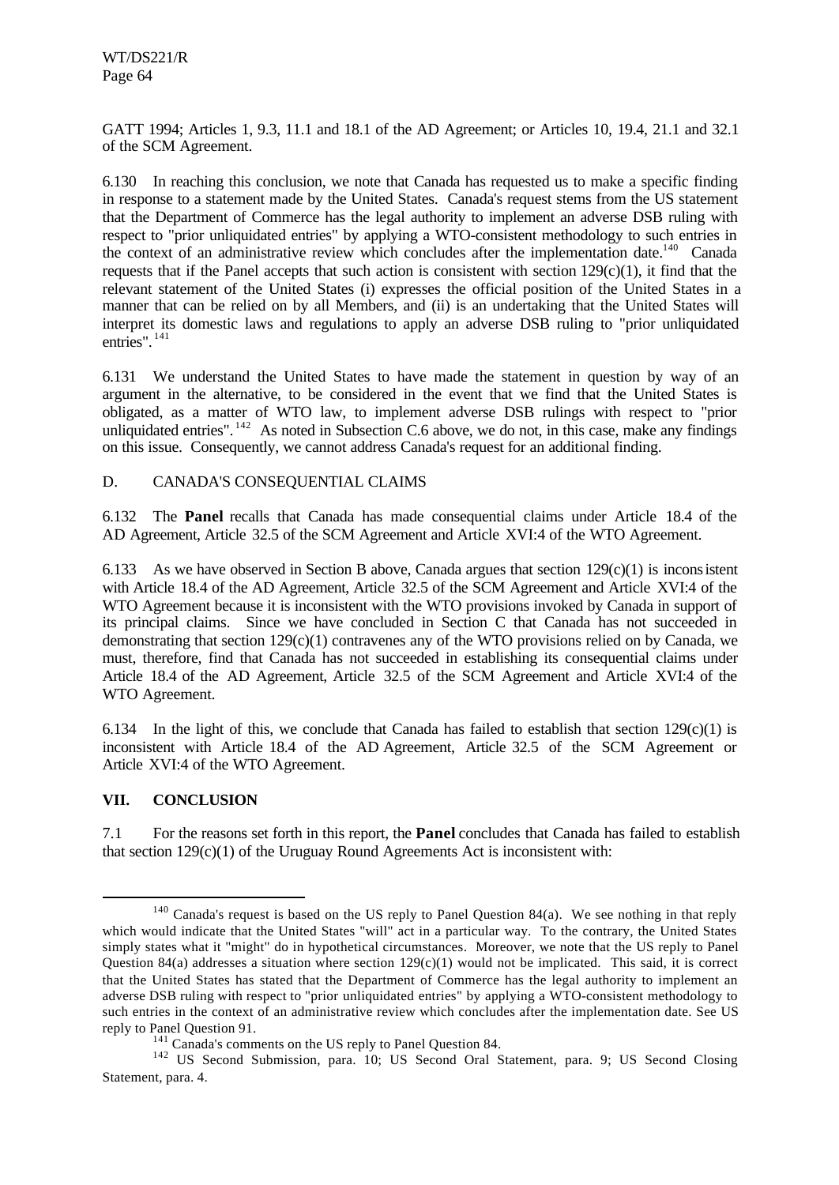GATT 1994; Articles 1, 9.3, 11.1 and 18.1 of the AD Agreement; or Articles 10, 19.4, 21.1 and 32.1 of the SCM Agreement.

6.130 In reaching this conclusion, we note that Canada has requested us to make a specific finding in response to a statement made by the United States. Canada's request stems from the US statement that the Department of Commerce has the legal authority to implement an adverse DSB ruling with respect to "prior unliquidated entries" by applying a WTO-consistent methodology to such entries in the context of an administrative review which concludes after the implementation date.[140] Canada requests that if the Panel accepts that such action is consistent with section 129(c)(1), it find that the relevant statement of the United States (i) expresses the official position of the United States in a manner that can be relied on by all Members, and (ii) is an undertaking that the United States will interpret its domestic laws and regulations to apply an adverse DSB ruling to "prior unliquidated entries".[141]

6.131 We understand the United States to have made the statement in question by way of an argument in the alternative, to be considered in the event that we find that the United States is obligated, as a matter of WTO law, to implement adverse DSB rulings with respect to "prior unliquidated entries".[142] As noted in Subsection C.6 above, we do not, in this case, make any findings on this issue. Consequently, we cannot address Canada's request for an additional finding.

## D. CANADA'S CONSEQUENTIAL CLAIMS

6.132 The **Panel** recalls that Canada has made consequential claims under Article 18.4 of the AD Agreement, Article 32.5 of the SCM Agreement and Article XVI:4 of the WTO Agreement.

6.133 As we have observed in Section B above, Canada argues that section 129(c)(1) is inconsistent with Article 18.4 of the AD Agreement, Article 32.5 of the SCM Agreement and Article XVI:4 of the WTO Agreement because it is inconsistent with the WTO provisions invoked by Canada in support of its principal claims. Since we have concluded in Section C that Canada has not succeeded in demonstrating that section 129(c)(1) contravenes any of the WTO provisions relied on by Canada, we must, therefore, find that Canada has not succeeded in establishing its consequential claims under Article 18.4 of the AD Agreement, Article 32.5 of the SCM Agreement and Article XVI:4 of the WTO Agreement.

6.134 In the light of this, we conclude that Canada has failed to establish that section 129(c)(1) is inconsistent with Article 18.4 of the AD Agreement, Article 32.5 of the SCM Agreement or Article XVI:4 of the WTO Agreement.

# VII. CONCLUSION

7.1 For the reasons set forth in this report, the **Panel** concludes that Canada has failed to establish that section 129(c)(1) of the Uruguay Round Agreements Act is inconsistent with:

---

[140] Canada's request is based on the US reply to Panel Question 84(a). We see nothing in that reply which would indicate that the United States "will" act in a particular way. To the contrary, the United States simply states what it "might" do in hypothetical circumstances. Moreover, we note that the US reply to Panel Question 84(a) addresses a situation where section 129(c)(1) would not be implicated. This said, it is correct that the United States has stated that the Department of Commerce has the legal authority to implement an adverse DSB ruling with respect to "prior unliquidated entries" by applying a WTO-consistent methodology to such entries in the context of an administrative review which concludes after the implementation date. See US reply to Panel Question 91.

[141] Canada's comments on the US reply to Panel Question 84.

[142] US Second Submission, para. 10; US Second Oral Statement, para. 9; US Second Closing Statement, para. 4.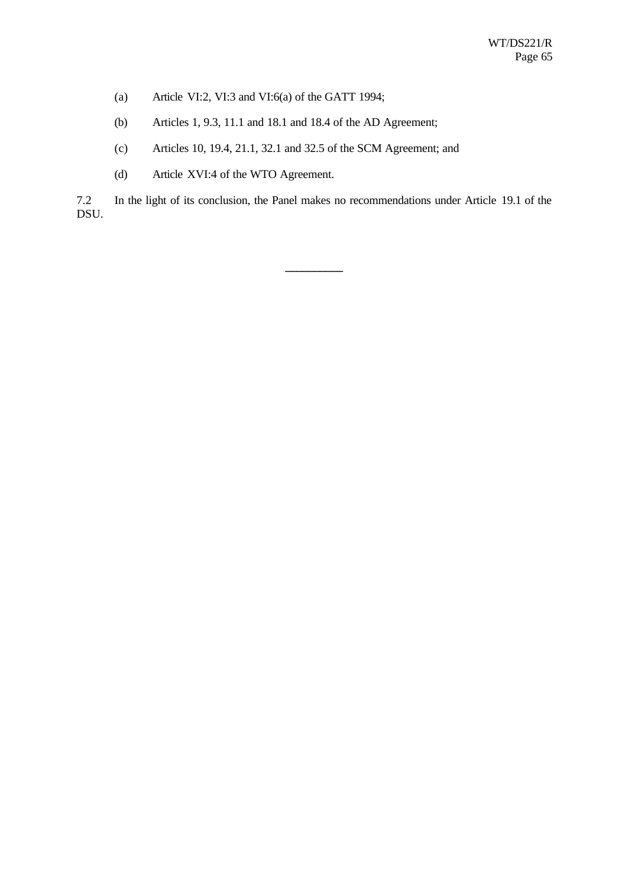(a) Article VI:2, VI:3 and VI:6(a) of the GATT 1994;

(b) Articles 1, 9.3, 11.1 and 18.1 and 18.4 of the AD Agreement;

(c) Articles 10, 19.4, 21.1, 32.1 and 32.5 of the SCM Agreement; and

(d) Article XVI:4 of the WTO Agreement.

7.2 In the light of its conclusion, the Panel makes no recommendations under Article 19.1 of the DSU.

__________